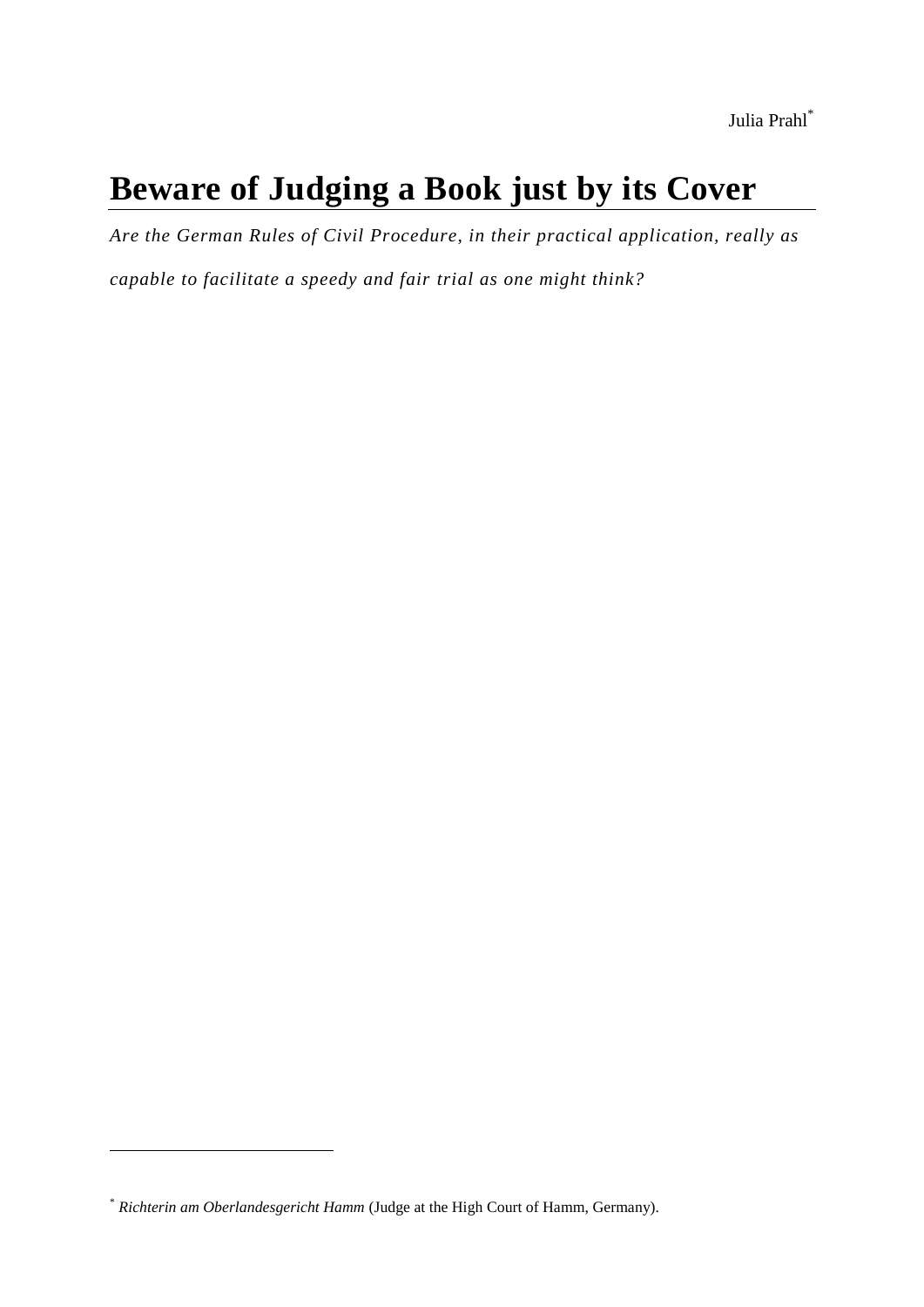Julia Prahl[*]

# Beware of Judging a Book just by its Cover

*Are the German Rules of Civil Procedure, in their practical application, really as capable to facilitate a speedy and fair trial as one might think?*

[*] *Richterin am Oberlandesgericht Hamm* (Judge at the High Court of Hamm, Germany).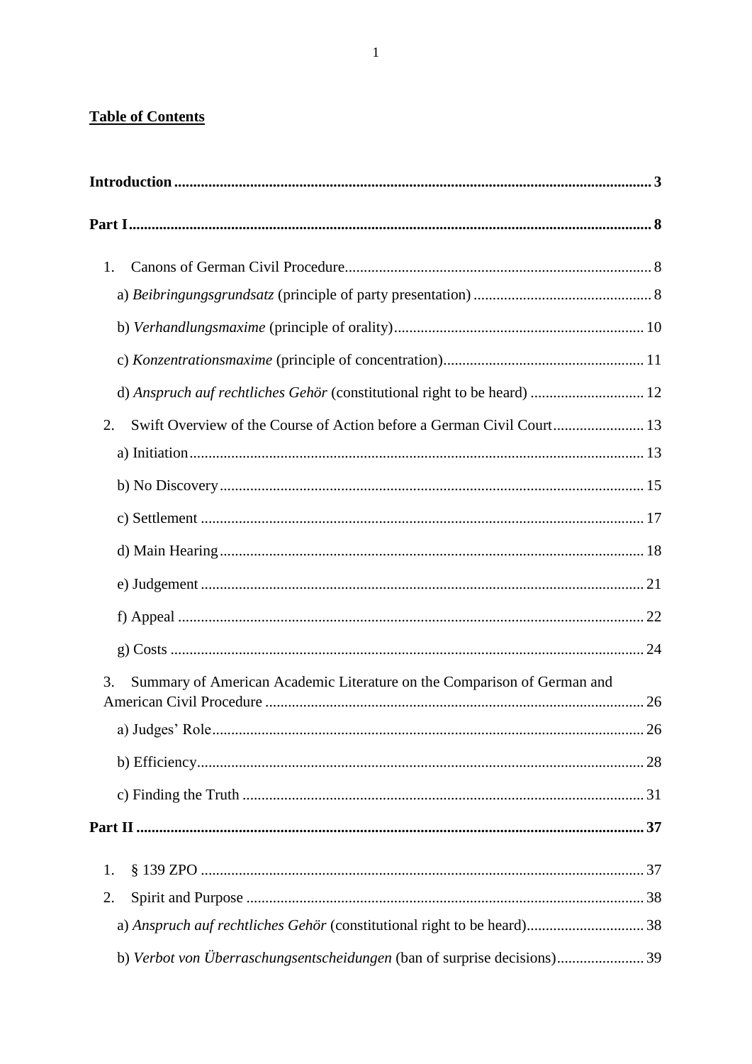**<u>Table of Contents</u>**

**Introduction** ........................................................................................................................ **3**

**Part I** .................................................................................................................................. **8**

1. Canons of German Civil Procedure ................................................................................ 8

   a) *Beibringungsgrundsatz* (principle of party presentation) ............................................. 8

   b) *Verhandlungsmaxime* (principle of orality) ................................................................. 10

   c) *Konzentrationsmaxime* (principle of concentration) .................................................... 11

   d) *Anspruch auf rechtliches Gehör* (constitutional right to be heard) ............................. 12

2. Swift Overview of the Course of Action before a German Civil Court ........................ 13

   a) Initiation ....................................................................................................................... 13

   b) No Discovery ............................................................................................................... 15

   c) Settlement .................................................................................................................... 17

   d) Main Hearing ............................................................................................................... 18

   e) Judgement .................................................................................................................... 21

   f) Appeal .......................................................................................................................... 22

   g) Costs ............................................................................................................................ 24

3. Summary of American Academic Literature on the Comparison of German and American Civil Procedure ................................................................................................... 26

   a) Judges' Role ................................................................................................................. 26

   b) Efficiency ..................................................................................................................... 28

   c) Finding the Truth ......................................................................................................... 31

**Part II** ................................................................................................................................ **37**

1. § 139 ZPO ..................................................................................................................... 37
2. Spirit and Purpose ......................................................................................................... 38

   a) *Anspruch auf rechtliches Gehör* (constitutional right to be heard) ............................... 38

   b) *Verbot von Überraschungsentscheidungen* (ban of surprise decisions) ....................... 39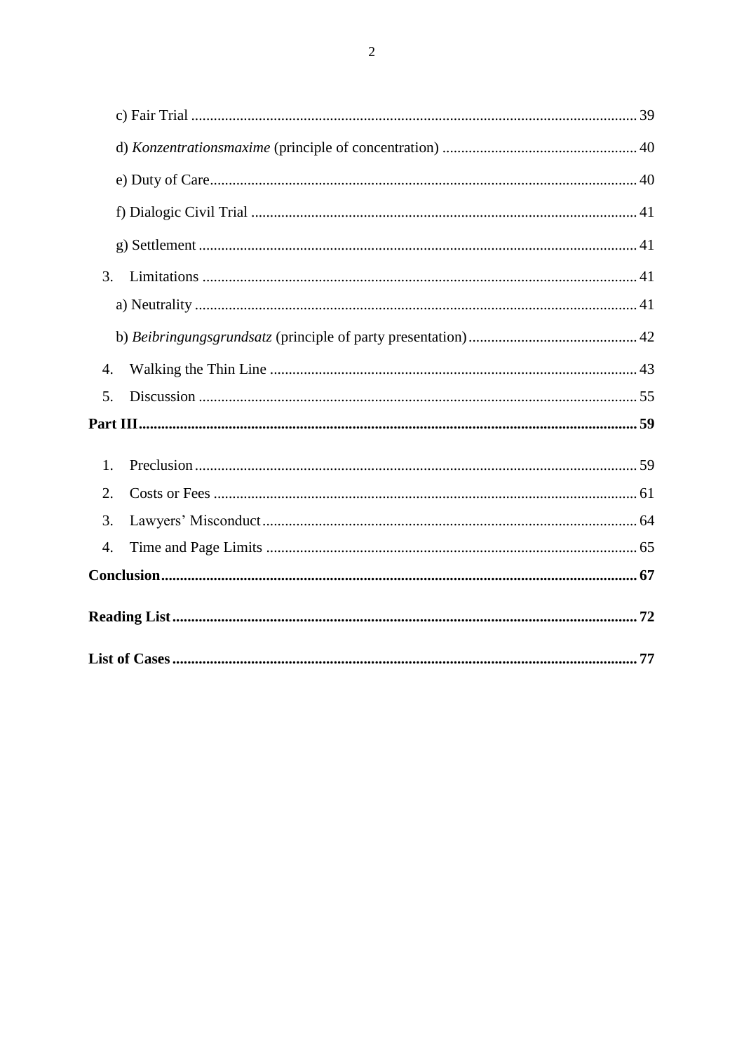c) Fair Trial ...................................................................................................................... 39

d) *Konzentrationsmaxime* (principle of concentration) .................................................... 40

e) Duty of Care................................................................................................................. 40

f) Dialogic Civil Trial ...................................................................................................... 41

g) Settlement .................................................................................................................... 41

3. Limitations ................................................................................................................... 41

a) Neutrality ..................................................................................................................... 41

b) *Beibringungsgrundsatz* (principle of party presentation) ............................................. 42

4. Walking the Thin Line ................................................................................................. 43

5. Discussion .................................................................................................................... 55

**Part III** ................................................................................................................................... **59**

1. Preclusion ..................................................................................................................... 59

2. Costs or Fees ................................................................................................................ 61

3. Lawyers' Misconduct ................................................................................................... 64

4. Time and Page Limits .................................................................................................. 65

**Conclusion** ............................................................................................................................. **67**

**Reading List** .......................................................................................................................... **72**

**List of Cases** .......................................................................................................................... **77**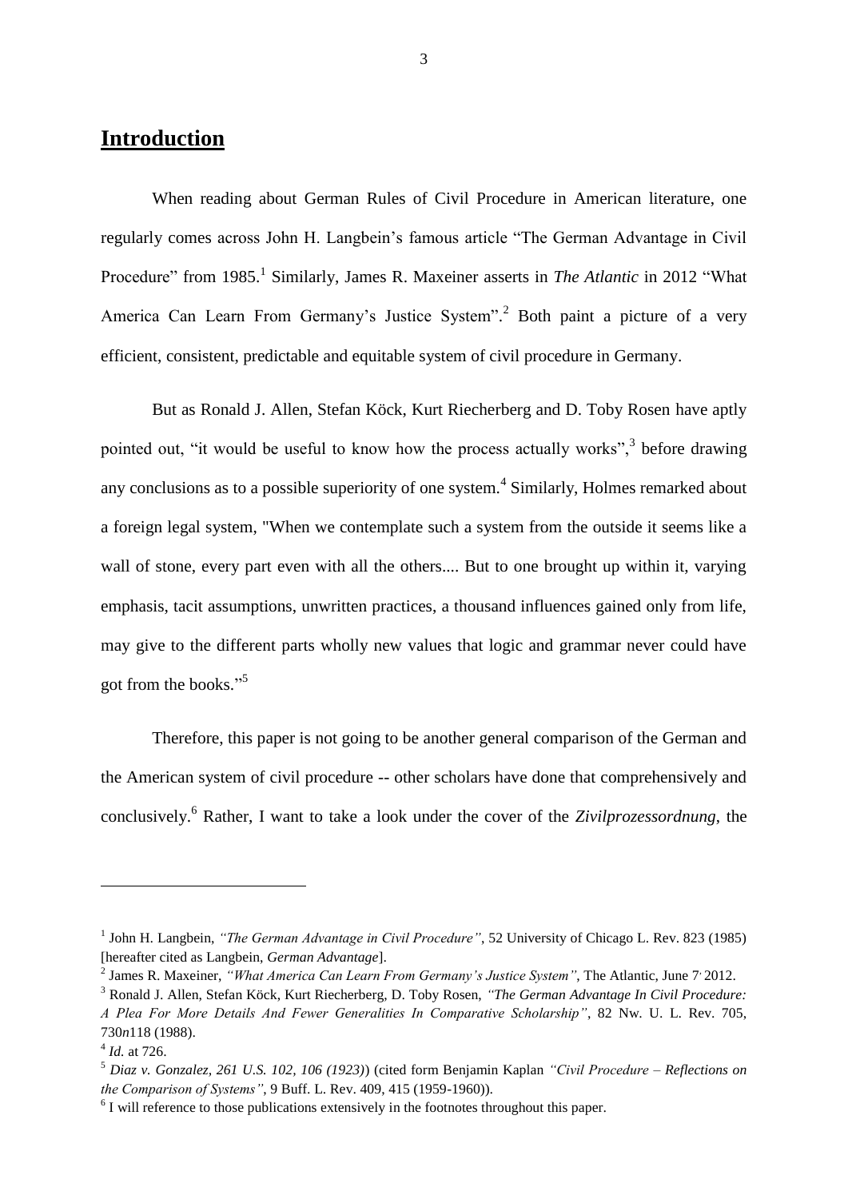## Introduction

When reading about German Rules of Civil Procedure in American literature, one regularly comes across John H. Langbein's famous article "The German Advantage in Civil Procedure" from 1985.[1] Similarly, James R. Maxeiner asserts in *The Atlantic* in 2012 "What America Can Learn From Germany's Justice System".[2] Both paint a picture of a very efficient, consistent, predictable and equitable system of civil procedure in Germany.

But as Ronald J. Allen, Stefan Köck, Kurt Riecherberg and D. Toby Rosen have aptly pointed out, "it would be useful to know how the process actually works",[3] before drawing any conclusions as to a possible superiority of one system.[4] Similarly, Holmes remarked about a foreign legal system, "When we contemplate such a system from the outside it seems like a wall of stone, every part even with all the others.... But to one brought up within it, varying emphasis, tacit assumptions, unwritten practices, a thousand influences gained only from life, may give to the different parts wholly new values that logic and grammar never could have got from the books."[5]

Therefore, this paper is not going to be another general comparison of the German and the American system of civil procedure -- other scholars have done that comprehensively and conclusively.[6] Rather, I want to take a look under the cover of the *Zivilprozessordnung*, the

---

[1] John H. Langbein, *"The German Advantage in Civil Procedure"*, 52 University of Chicago L. Rev. 823 (1985) [hereafter cited as Langbein, *German Advantage*].

[2] James R. Maxeiner, *"What America Can Learn From Germany's Justice System"*, The Atlantic, June 7, 2012.

[3] Ronald J. Allen, Stefan Köck, Kurt Riecherberg, D. Toby Rosen, *"The German Advantage In Civil Procedure: A Plea For More Details And Fewer Generalities In Comparative Scholarship"*, 82 Nw. U. L. Rev. 705, 730*n*118 (1988).

[4] *Id.* at 726.

[5] *Diaz v. Gonzalez, 261 U.S. 102, 106 (1923)*) (cited form Benjamin Kaplan *"Civil Procedure – Reflections on the Comparison of Systems"*, 9 Buff. L. Rev. 409, 415 (1959-1960)).

[6] I will reference to those publications extensively in the footnotes throughout this paper.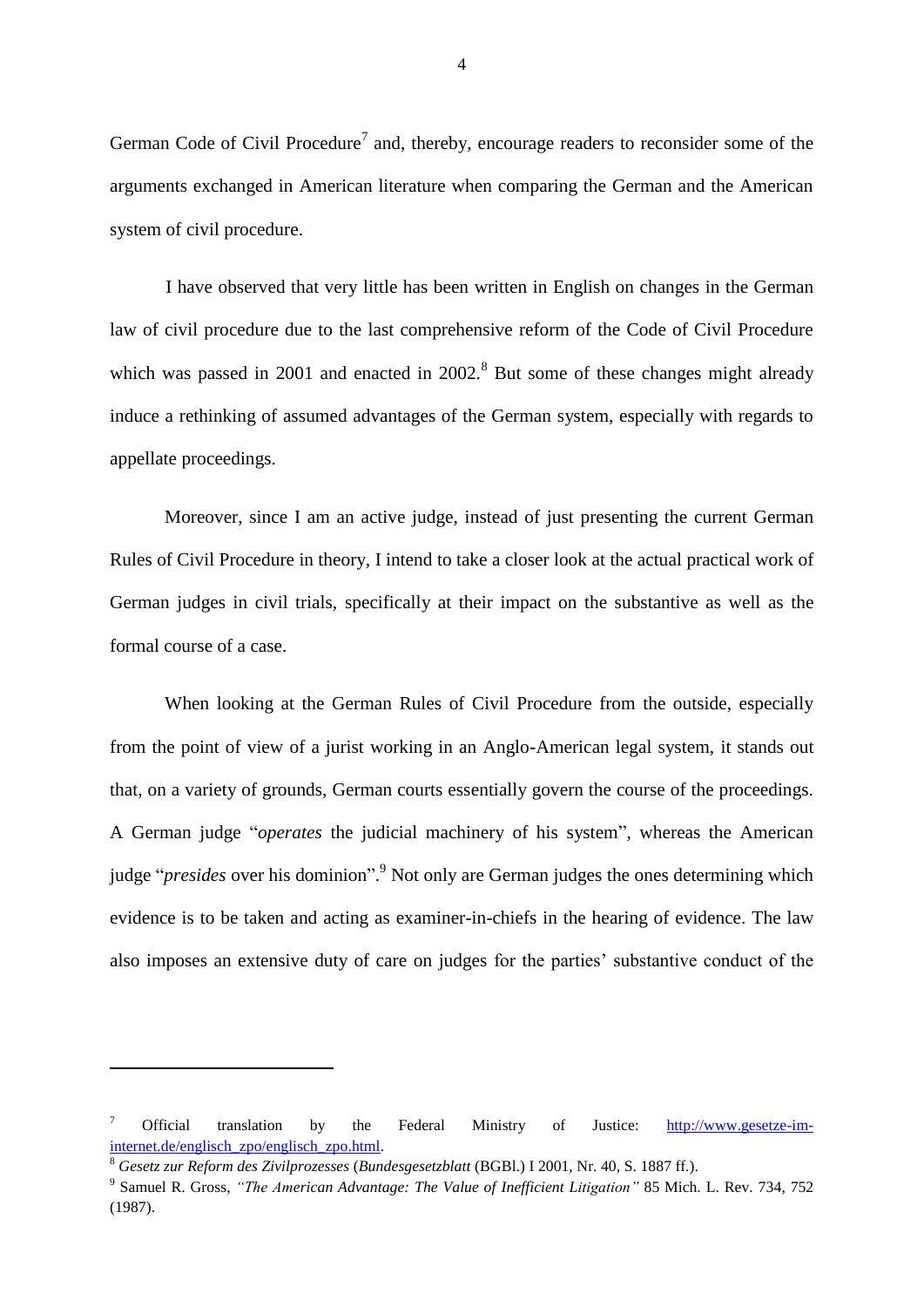German Code of Civil Procedure[7] and, thereby, encourage readers to reconsider some of the arguments exchanged in American literature when comparing the German and the American system of civil procedure.

I have observed that very little has been written in English on changes in the German law of civil procedure due to the last comprehensive reform of the Code of Civil Procedure which was passed in 2001 and enacted in 2002.[8] But some of these changes might already induce a rethinking of assumed advantages of the German system, especially with regards to appellate proceedings.

Moreover, since I am an active judge, instead of just presenting the current German Rules of Civil Procedure in theory, I intend to take a closer look at the actual practical work of German judges in civil trials, specifically at their impact on the substantive as well as the formal course of a case.

When looking at the German Rules of Civil Procedure from the outside, especially from the point of view of a jurist working in an Anglo-American legal system, it stands out that, on a variety of grounds, German courts essentially govern the course of the proceedings. A German judge "*operates* the judicial machinery of his system", whereas the American judge "*presides* over his dominion".[9] Not only are German judges the ones determining which evidence is to be taken and acting as examiner-in-chiefs in the hearing of evidence. The law also imposes an extensive duty of care on judges for the parties' substantive conduct of the

---

[7] Official translation by the Federal Ministry of Justice: http://www.gesetze-im-internet.de/englisch_zpo/englisch_zpo.html.

[8] *Gesetz zur Reform des Zivilprozesses* (*Bundesgesetzblatt* (BGBl.) I 2001, Nr. 40, S. 1887 ff.).

[9] Samuel R. Gross, *"The American Advantage: The Value of Inefficient Litigation"* 85 Mich. L. Rev. 734, 752 (1987).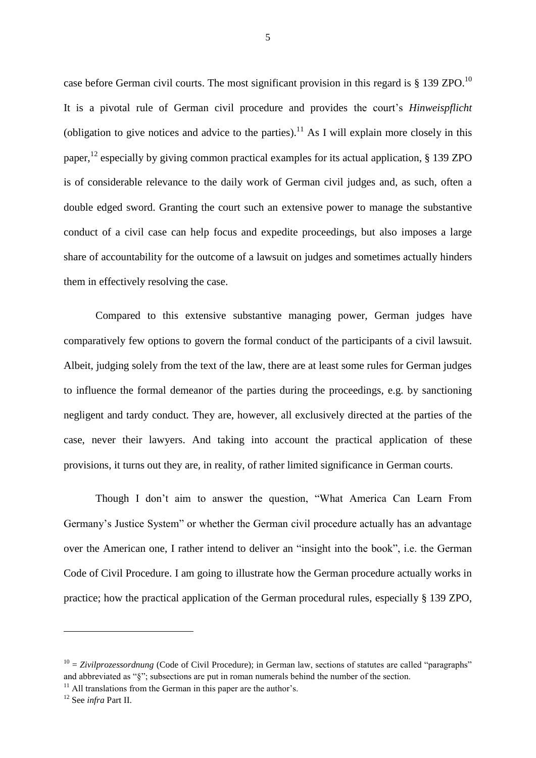case before German civil courts. The most significant provision in this regard is § 139 ZPO.[10] It is a pivotal rule of German civil procedure and provides the court's *Hinweispflicht* (obligation to give notices and advice to the parties).[11] As I will explain more closely in this paper,[12] especially by giving common practical examples for its actual application, § 139 ZPO is of considerable relevance to the daily work of German civil judges and, as such, often a double edged sword. Granting the court such an extensive power to manage the substantive conduct of a civil case can help focus and expedite proceedings, but also imposes a large share of accountability for the outcome of a lawsuit on judges and sometimes actually hinders them in effectively resolving the case.

Compared to this extensive substantive managing power, German judges have comparatively few options to govern the formal conduct of the participants of a civil lawsuit. Albeit, judging solely from the text of the law, there are at least some rules for German judges to influence the formal demeanor of the parties during the proceedings, e.g. by sanctioning negligent and tardy conduct. They are, however, all exclusively directed at the parties of the case, never their lawyers. And taking into account the practical application of these provisions, it turns out they are, in reality, of rather limited significance in German courts.

Though I don't aim to answer the question, "What America Can Learn From Germany's Justice System" or whether the German civil procedure actually has an advantage over the American one, I rather intend to deliver an "insight into the book", i.e. the German Code of Civil Procedure. I am going to illustrate how the German procedure actually works in practice; how the practical application of the German procedural rules, especially § 139 ZPO,

---

[10] = *Zivilprozessordnung* (Code of Civil Procedure); in German law, sections of statutes are called "paragraphs" and abbreviated as "§"; subsections are put in roman numerals behind the number of the section.

[11] All translations from the German in this paper are the author's.

[12] See *infra* Part II.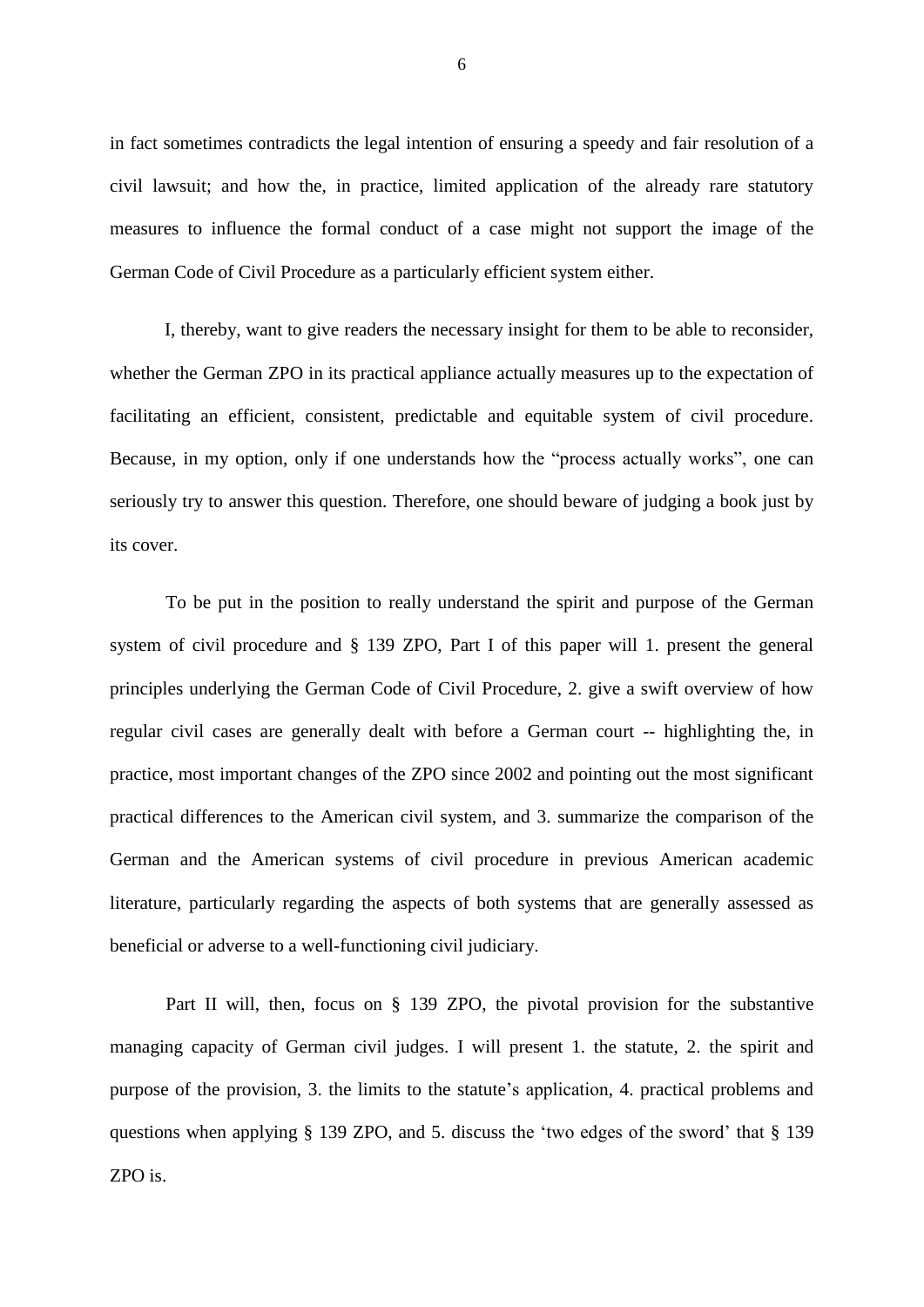in fact sometimes contradicts the legal intention of ensuring a speedy and fair resolution of a civil lawsuit; and how the, in practice, limited application of the already rare statutory measures to influence the formal conduct of a case might not support the image of the German Code of Civil Procedure as a particularly efficient system either.

I, thereby, want to give readers the necessary insight for them to be able to reconsider, whether the German ZPO in its practical appliance actually measures up to the expectation of facilitating an efficient, consistent, predictable and equitable system of civil procedure. Because, in my option, only if one understands how the "process actually works", one can seriously try to answer this question. Therefore, one should beware of judging a book just by its cover.

To be put in the position to really understand the spirit and purpose of the German system of civil procedure and § 139 ZPO, Part I of this paper will 1. present the general principles underlying the German Code of Civil Procedure, 2. give a swift overview of how regular civil cases are generally dealt with before a German court -- highlighting the, in practice, most important changes of the ZPO since 2002 and pointing out the most significant practical differences to the American civil system, and 3. summarize the comparison of the German and the American systems of civil procedure in previous American academic literature, particularly regarding the aspects of both systems that are generally assessed as beneficial or adverse to a well-functioning civil judiciary.

Part II will, then, focus on § 139 ZPO, the pivotal provision for the substantive managing capacity of German civil judges. I will present 1. the statute, 2. the spirit and purpose of the provision, 3. the limits to the statute's application, 4. practical problems and questions when applying § 139 ZPO, and 5. discuss the 'two edges of the sword' that § 139 ZPO is.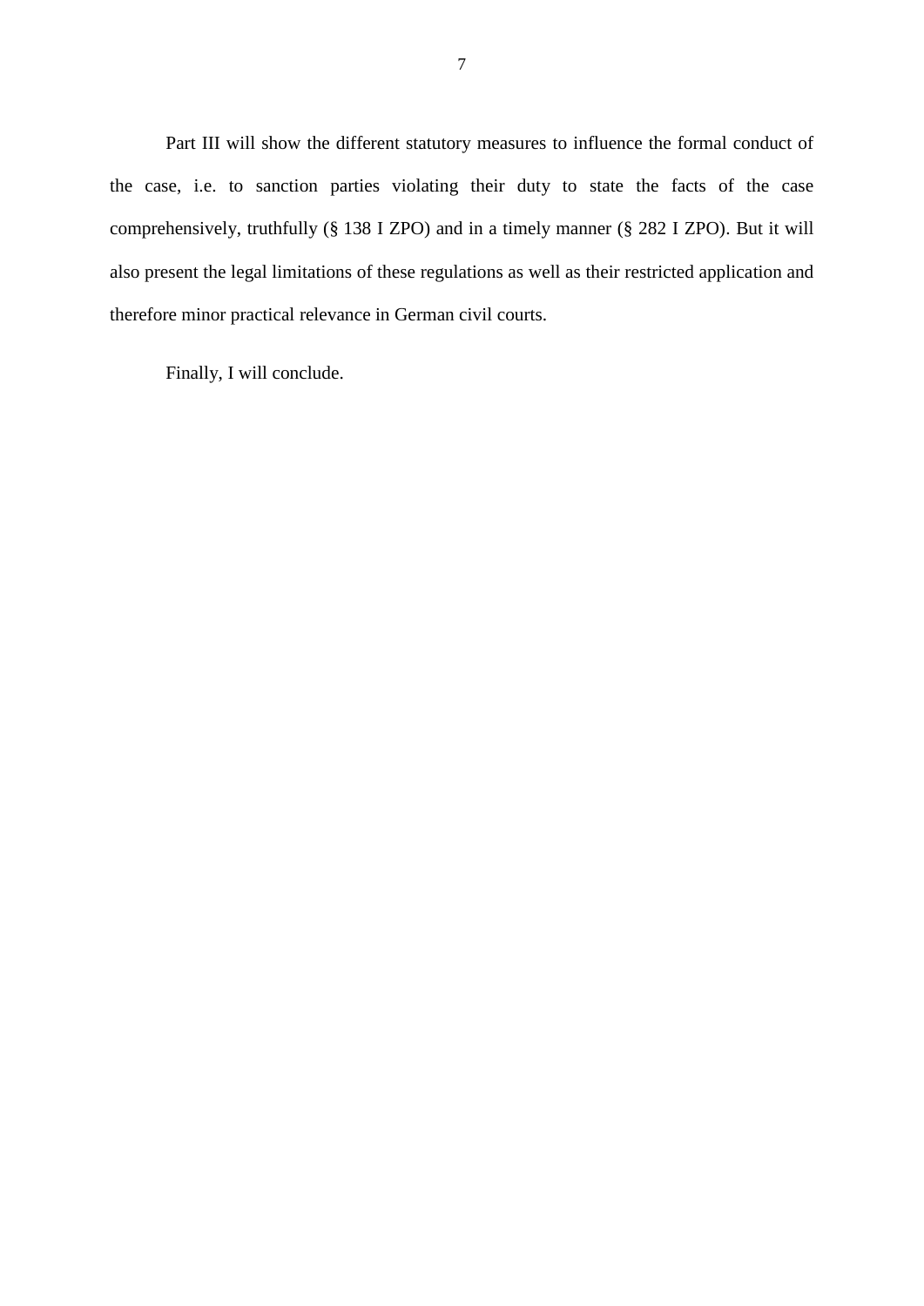Part III will show the different statutory measures to influence the formal conduct of the case, i.e. to sanction parties violating their duty to state the facts of the case comprehensively, truthfully (§ 138 I ZPO) and in a timely manner (§ 282 I ZPO). But it will also present the legal limitations of these regulations as well as their restricted application and therefore minor practical relevance in German civil courts.

Finally, I will conclude.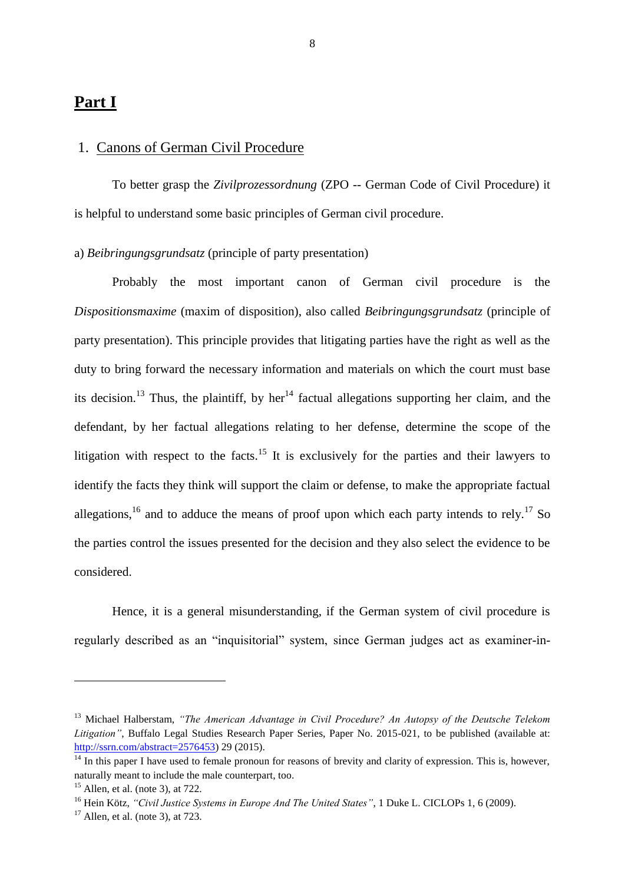# Part I

## 1. Canons of German Civil Procedure

To better grasp the *Zivilprozessordnung* (ZPO -- German Code of Civil Procedure) it is helpful to understand some basic principles of German civil procedure.

### a) *Beibringungsgrundsatz* (principle of party presentation)

Probably the most important canon of German civil procedure is the *Dispositionsmaxime* (maxim of disposition), also called *Beibringungsgrundsatz* (principle of party presentation). This principle provides that litigating parties have the right as well as the duty to bring forward the necessary information and materials on which the court must base its decision.[13] Thus, the plaintiff, by her[14] factual allegations supporting her claim, and the defendant, by her factual allegations relating to her defense, determine the scope of the litigation with respect to the facts.[15] It is exclusively for the parties and their lawyers to identify the facts they think will support the claim or defense, to make the appropriate factual allegations,[16] and to adduce the means of proof upon which each party intends to rely.[17] So the parties control the issues presented for the decision and they also select the evidence to be considered.

Hence, it is a general misunderstanding, if the German system of civil procedure is regularly described as an "inquisitorial" system, since German judges act as examiner-in-

---

[13] Michael Halberstam, *"The American Advantage in Civil Procedure? An Autopsy of the Deutsche Telekom Litigation"*, Buffalo Legal Studies Research Paper Series, Paper No. 2015-021, to be published (available at: http://ssrn.com/abstract=2576453) 29 (2015).

[14] In this paper I have used to female pronoun for reasons of brevity and clarity of expression. This is, however, naturally meant to include the male counterpart, too.

[15] Allen, et al. (note 3), at 722.

[16] Hein Kötz, *"Civil Justice Systems in Europe And The United States"*, 1 Duke L. CICLOPs 1, 6 (2009).

[17] Allen, et al. (note 3), at 723.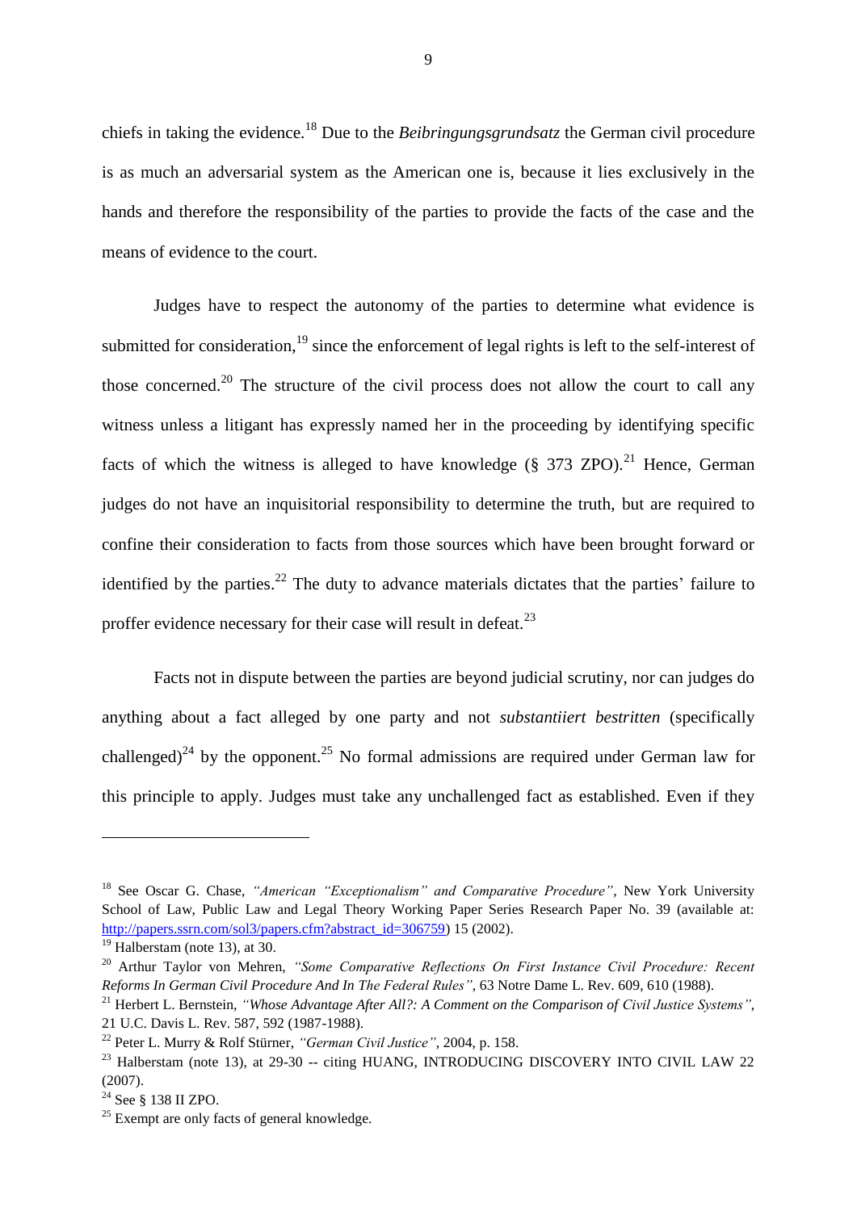chiefs in taking the evidence.[18] Due to the *Beibringungsgrundsatz* the German civil procedure is as much an adversarial system as the American one is, because it lies exclusively in the hands and therefore the responsibility of the parties to provide the facts of the case and the means of evidence to the court.

Judges have to respect the autonomy of the parties to determine what evidence is submitted for consideration,[19] since the enforcement of legal rights is left to the self-interest of those concerned.[20] The structure of the civil process does not allow the court to call any witness unless a litigant has expressly named her in the proceeding by identifying specific facts of which the witness is alleged to have knowledge (§ 373 ZPO).[21] Hence, German judges do not have an inquisitorial responsibility to determine the truth, but are required to confine their consideration to facts from those sources which have been brought forward or identified by the parties.[22] The duty to advance materials dictates that the parties' failure to proffer evidence necessary for their case will result in defeat.[23]

Facts not in dispute between the parties are beyond judicial scrutiny, nor can judges do anything about a fact alleged by one party and not *substantiiert bestritten* (specifically challenged)[24] by the opponent.[25] No formal admissions are required under German law for this principle to apply. Judges must take any unchallenged fact as established. Even if they

---

[18] See Oscar G. Chase, *"American "Exceptionalism" and Comparative Procedure"*, New York University School of Law, Public Law and Legal Theory Working Paper Series Research Paper No. 39 (available at: http://papers.ssrn.com/sol3/papers.cfm?abstract_id=306759) 15 (2002).

[19] Halberstam (note 13), at 30.

[20] Arthur Taylor von Mehren, *"Some Comparative Reflections On First Instance Civil Procedure: Recent Reforms In German Civil Procedure And In The Federal Rules"*, 63 Notre Dame L. Rev. 609, 610 (1988).

[21] Herbert L. Bernstein, *"Whose Advantage After All?: A Comment on the Comparison of Civil Justice Systems"*, 21 U.C. Davis L. Rev. 587, 592 (1987-1988).

[22] Peter L. Murry & Rolf Stürner, *"German Civil Justice"*, 2004, p. 158.

[23] Halberstam (note 13), at 29-30 -- citing HUANG, INTRODUCING DISCOVERY INTO CIVIL LAW 22 (2007).

[24] See § 138 II ZPO.

[25] Exempt are only facts of general knowledge.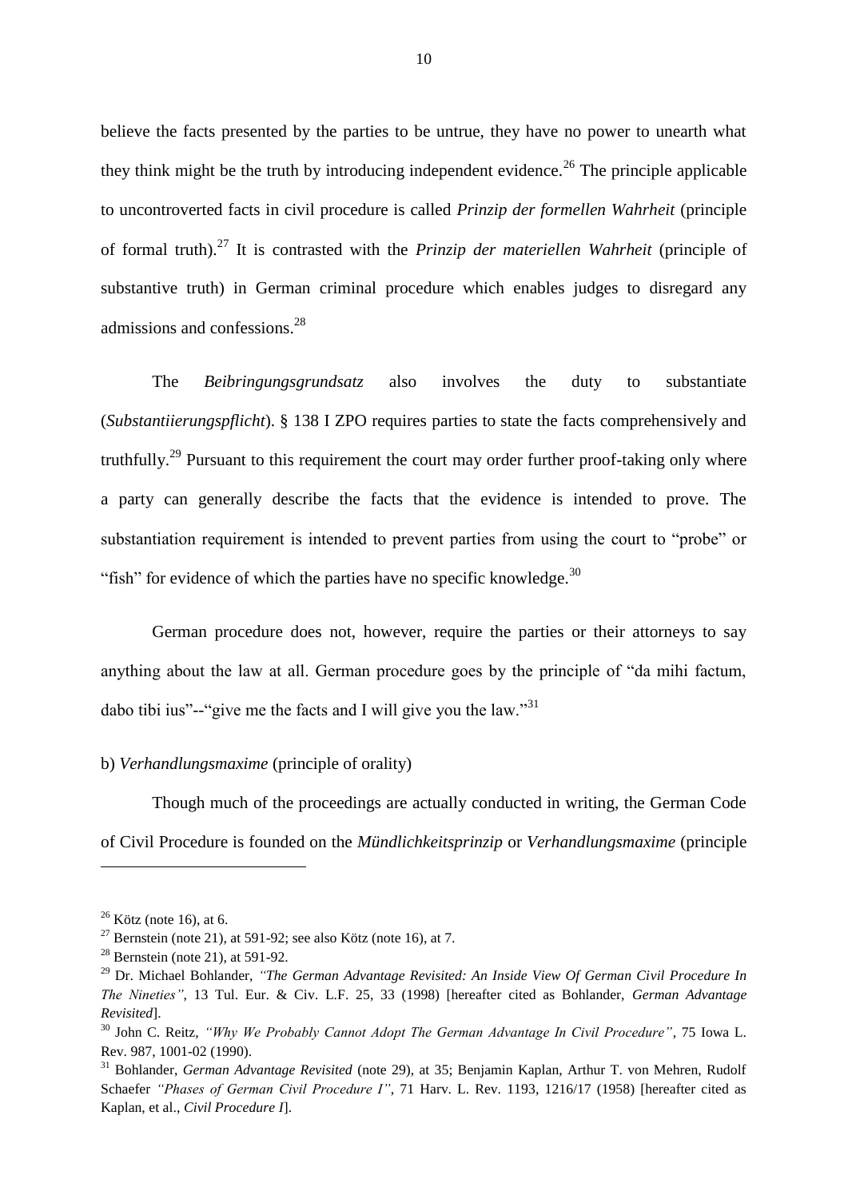believe the facts presented by the parties to be untrue, they have no power to unearth what they think might be the truth by introducing independent evidence.[26] The principle applicable to uncontroverted facts in civil procedure is called *Prinzip der formellen Wahrheit* (principle of formal truth).[27] It is contrasted with the *Prinzip der materiellen Wahrheit* (principle of substantive truth) in German criminal procedure which enables judges to disregard any admissions and confessions.[28]

The *Beibringungsgrundsatz* also involves the duty to substantiate (*Substantiierungspflicht*). § 138 I ZPO requires parties to state the facts comprehensively and truthfully.[29] Pursuant to this requirement the court may order further proof-taking only where a party can generally describe the facts that the evidence is intended to prove. The substantiation requirement is intended to prevent parties from using the court to "probe" or "fish" for evidence of which the parties have no specific knowledge.[30]

German procedure does not, however, require the parties or their attorneys to say anything about the law at all. German procedure goes by the principle of "da mihi factum, dabo tibi ius"--"give me the facts and I will give you the law."[31]

b) *Verhandlungsmaxime* (principle of orality)

Though much of the proceedings are actually conducted in writing, the German Code of Civil Procedure is founded on the *Mündlichkeitsprinzip* or *Verhandlungsmaxime* (principle

---

[26] Kötz (note 16), at 6.

[27] Bernstein (note 21), at 591-92; see also Kötz (note 16), at 7.

[28] Bernstein (note 21), at 591-92.

[29] Dr. Michael Bohlander, *"The German Advantage Revisited: An Inside View Of German Civil Procedure In The Nineties"*, 13 Tul. Eur. & Civ. L.F. 25, 33 (1998) [hereafter cited as Bohlander, *German Advantage Revisited*].

[30] John C. Reitz, *"Why We Probably Cannot Adopt The German Advantage In Civil Procedure"*, 75 Iowa L. Rev. 987, 1001-02 (1990).

[31] Bohlander, *German Advantage Revisited* (note 29), at 35; Benjamin Kaplan, Arthur T. von Mehren, Rudolf Schaefer *"Phases of German Civil Procedure I"*, 71 Harv. L. Rev. 1193, 1216/17 (1958) [hereafter cited as Kaplan, et al., *Civil Procedure I*].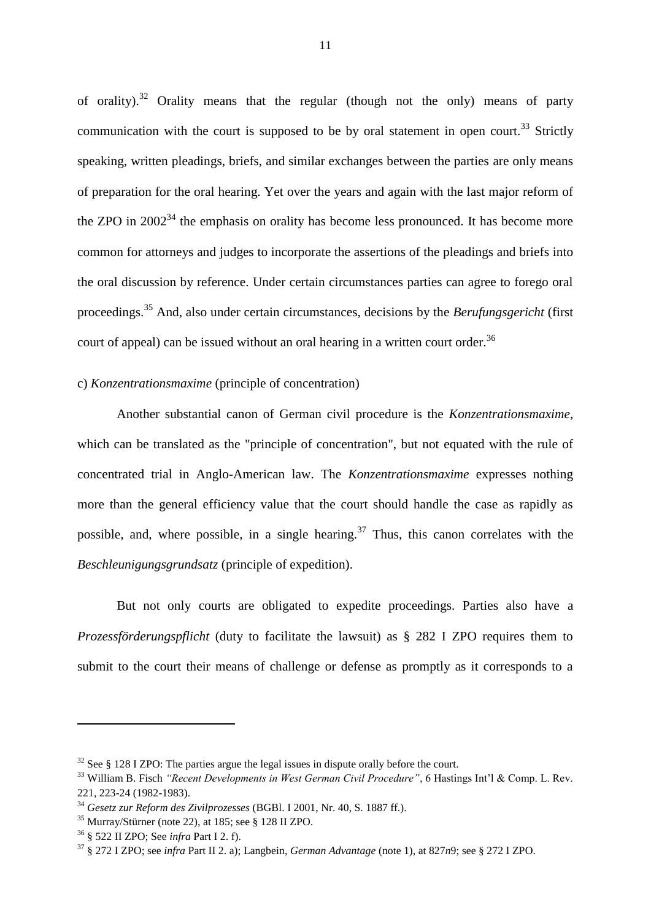of orality).[32] Orality means that the regular (though not the only) means of party communication with the court is supposed to be by oral statement in open court.[33] Strictly speaking, written pleadings, briefs, and similar exchanges between the parties are only means of preparation for the oral hearing. Yet over the years and again with the last major reform of the ZPO in 2002[34] the emphasis on orality has become less pronounced. It has become more common for attorneys and judges to incorporate the assertions of the pleadings and briefs into the oral discussion by reference. Under certain circumstances parties can agree to forego oral proceedings.[35] And, also under certain circumstances, decisions by the *Berufungsgericht* (first court of appeal) can be issued without an oral hearing in a written court order.[36]

c) *Konzentrationsmaxime* (principle of concentration)

Another substantial canon of German civil procedure is the *Konzentrationsmaxime*, which can be translated as the "principle of concentration", but not equated with the rule of concentrated trial in Anglo-American law. The *Konzentrationsmaxime* expresses nothing more than the general efficiency value that the court should handle the case as rapidly as possible, and, where possible, in a single hearing.[37] Thus, this canon correlates with the *Beschleunigungsgrundsatz* (principle of expedition).

But not only courts are obligated to expedite proceedings. Parties also have a *Prozessförderungspflicht* (duty to facilitate the lawsuit) as § 282 I ZPO requires them to submit to the court their means of challenge or defense as promptly as it corresponds to a

---

[32] See § 128 I ZPO: The parties argue the legal issues in dispute orally before the court.

[33] William B. Fisch *"Recent Developments in West German Civil Procedure"*, 6 Hastings Int'l & Comp. L. Rev. 221, 223-24 (1982-1983).

[34] *Gesetz zur Reform des Zivilprozesses* (BGBl. I 2001, Nr. 40, S. 1887 ff.).

[35] Murray/Stürner (note 22), at 185; see § 128 II ZPO.

[36] § 522 II ZPO; See *infra* Part I 2. f).

[37] § 272 I ZPO; see *infra* Part II 2. a); Langbein, *German Advantage* (note 1), at 827*n*9; see § 272 I ZPO.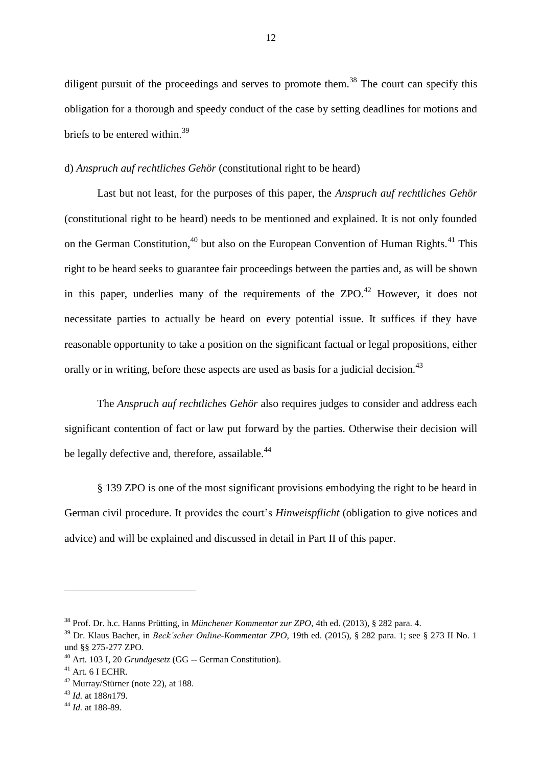diligent pursuit of the proceedings and serves to promote them.[38] The court can specify this obligation for a thorough and speedy conduct of the case by setting deadlines for motions and briefs to be entered within.[39]

d) *Anspruch auf rechtliches Gehör* (constitutional right to be heard)

Last but not least, for the purposes of this paper, the *Anspruch auf rechtliches Gehör* (constitutional right to be heard) needs to be mentioned and explained. It is not only founded on the German Constitution,[40] but also on the European Convention of Human Rights.[41] This right to be heard seeks to guarantee fair proceedings between the parties and, as will be shown in this paper, underlies many of the requirements of the ZPO.[42] However, it does not necessitate parties to actually be heard on every potential issue. It suffices if they have reasonable opportunity to take a position on the significant factual or legal propositions, either orally or in writing, before these aspects are used as basis for a judicial decision.[43]

The *Anspruch auf rechtliches Gehör* also requires judges to consider and address each significant contention of fact or law put forward by the parties. Otherwise their decision will be legally defective and, therefore, assailable.[44]

§ 139 ZPO is one of the most significant provisions embodying the right to be heard in German civil procedure. It provides the court's *Hinweispflicht* (obligation to give notices and advice) and will be explained and discussed in detail in Part II of this paper.

---

[38] Prof. Dr. h.c. Hanns Prütting, in *Münchener Kommentar zur ZPO*, 4th ed. (2013), § 282 para. 4.

[39] Dr. Klaus Bacher, in *Beck'scher Online-Kommentar ZPO*, 19th ed. (2015), § 282 para. 1; see § 273 II No. 1 und §§ 275-277 ZPO.

[40] Art. 103 I, 20 *Grundgesetz* (GG -- German Constitution).

[41] Art. 6 I ECHR.

[42] Murray/Stürner (note 22), at 188.

[43] *Id.* at 188*n*179.

[44] *Id.* at 188-89.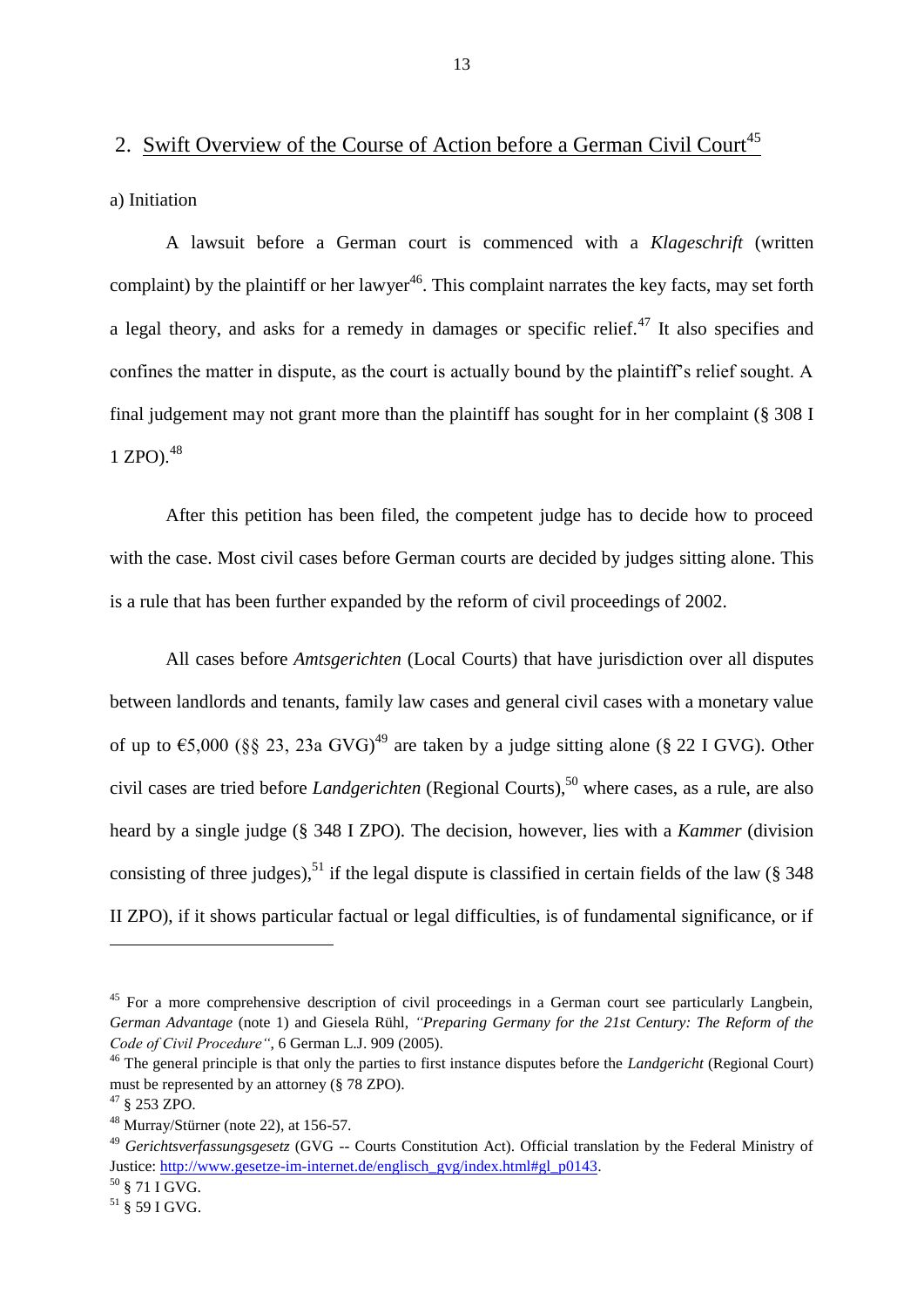## 2. Swift Overview of the Course of Action before a German Civil Court[45]

a) Initiation

A lawsuit before a German court is commenced with a *Klageschrift* (written complaint) by the plaintiff or her lawyer[46]. This complaint narrates the key facts, may set forth a legal theory, and asks for a remedy in damages or specific relief.[47] It also specifies and confines the matter in dispute, as the court is actually bound by the plaintiff's relief sought. A final judgement may not grant more than the plaintiff has sought for in her complaint (§ 308 I 1 ZPO).[48]

After this petition has been filed, the competent judge has to decide how to proceed with the case. Most civil cases before German courts are decided by judges sitting alone. This is a rule that has been further expanded by the reform of civil proceedings of 2002.

All cases before *Amtsgerichten* (Local Courts) that have jurisdiction over all disputes between landlords and tenants, family law cases and general civil cases with a monetary value of up to €5,000 (§§ 23, 23a GVG)[49] are taken by a judge sitting alone (§ 22 I GVG). Other civil cases are tried before *Landgerichten* (Regional Courts),[50] where cases, as a rule, are also heard by a single judge (§ 348 I ZPO). The decision, however, lies with a *Kammer* (division consisting of three judges),[51] if the legal dispute is classified in certain fields of the law (§ 348 II ZPO), if it shows particular factual or legal difficulties, is of fundamental significance, or if

---

[45] For a more comprehensive description of civil proceedings in a German court see particularly Langbein, *German Advantage* (note 1) and Giesela Rühl, *"Preparing Germany for the 21st Century: The Reform of the Code of Civil Procedure"*, 6 German L.J. 909 (2005).

[46] The general principle is that only the parties to first instance disputes before the *Landgericht* (Regional Court) must be represented by an attorney (§ 78 ZPO).

[47] § 253 ZPO.

[48] Murray/Stürner (note 22), at 156-57.

[49] *Gerichtsverfassungsgesetz* (GVG -- Courts Constitution Act). Official translation by the Federal Ministry of Justice: http://www.gesetze-im-internet.de/englisch_gvg/index.html#gl_p0143.

[50] § 71 I GVG.

[51] § 59 I GVG.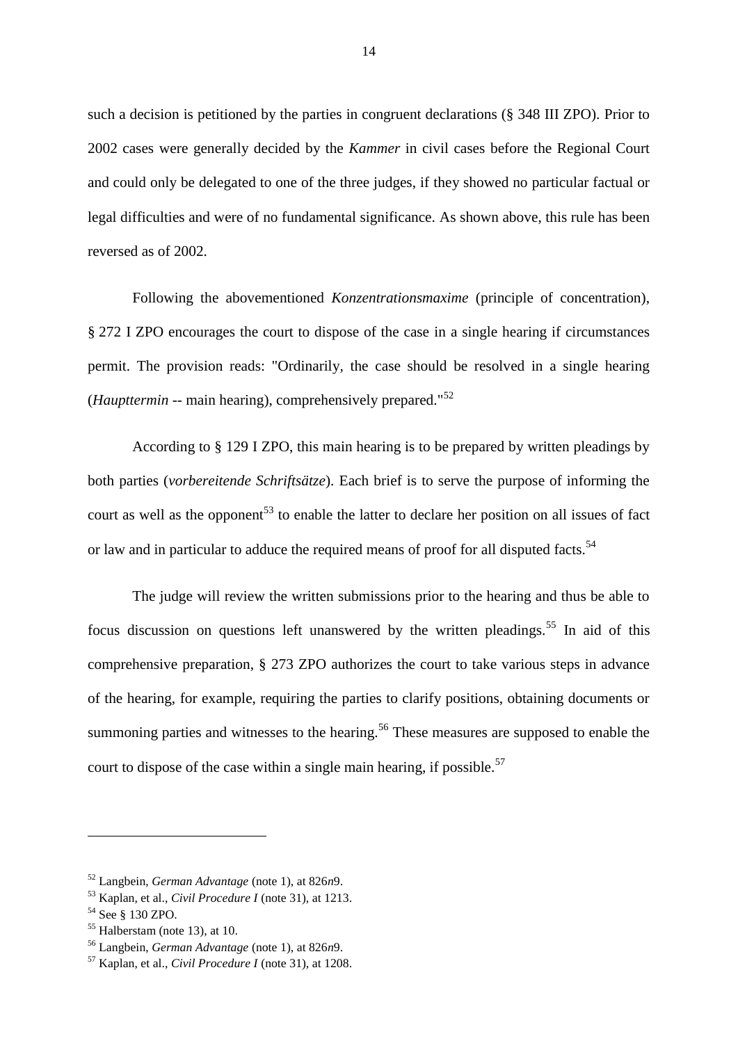such a decision is petitioned by the parties in congruent declarations (§ 348 III ZPO). Prior to 2002 cases were generally decided by the *Kammer* in civil cases before the Regional Court and could only be delegated to one of the three judges, if they showed no particular factual or legal difficulties and were of no fundamental significance. As shown above, this rule has been reversed as of 2002.

Following the abovementioned *Konzentrationsmaxime* (principle of concentration), § 272 I ZPO encourages the court to dispose of the case in a single hearing if circumstances permit. The provision reads: "Ordinarily, the case should be resolved in a single hearing (*Haupttermin* -- main hearing), comprehensively prepared."[52]

According to § 129 I ZPO, this main hearing is to be prepared by written pleadings by both parties (*vorbereitende Schriftsätze*). Each brief is to serve the purpose of informing the court as well as the opponent[53] to enable the latter to declare her position on all issues of fact or law and in particular to adduce the required means of proof for all disputed facts.[54]

The judge will review the written submissions prior to the hearing and thus be able to focus discussion on questions left unanswered by the written pleadings.[55] In aid of this comprehensive preparation, § 273 ZPO authorizes the court to take various steps in advance of the hearing, for example, requiring the parties to clarify positions, obtaining documents or summoning parties and witnesses to the hearing.[56] These measures are supposed to enable the court to dispose of the case within a single main hearing, if possible.[57]

---

[52] Langbein, *German Advantage* (note 1), at 826*n*9.
[53] Kaplan, et al., *Civil Procedure I* (note 31), at 1213.
[54] See § 130 ZPO.
[55] Halberstam (note 13), at 10.
[56] Langbein, *German Advantage* (note 1), at 826*n*9.
[57] Kaplan, et al., *Civil Procedure I* (note 31), at 1208.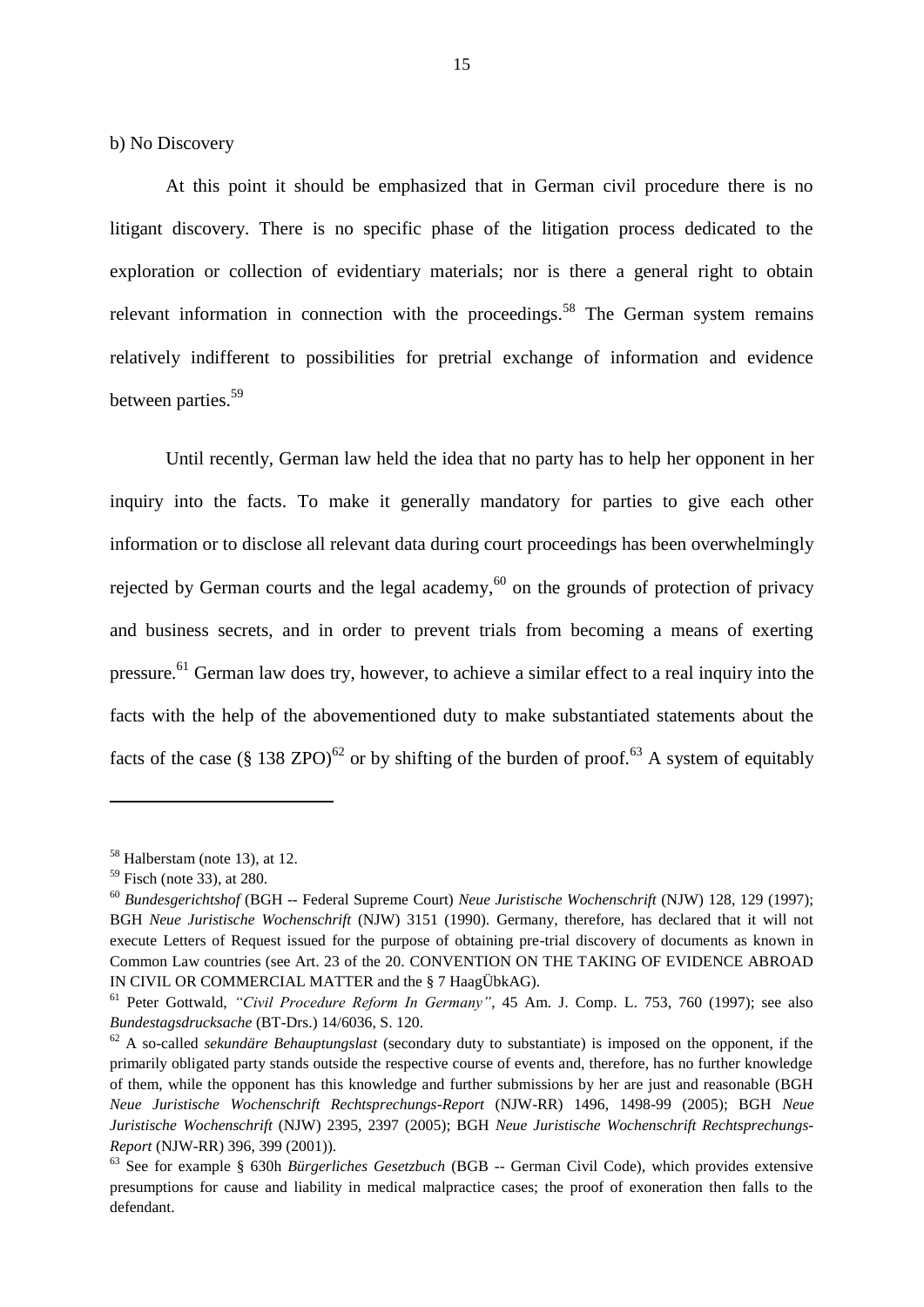b) No Discovery

At this point it should be emphasized that in German civil procedure there is no litigant discovery. There is no specific phase of the litigation process dedicated to the exploration or collection of evidentiary materials; nor is there a general right to obtain relevant information in connection with the proceedings.[58] The German system remains relatively indifferent to possibilities for pretrial exchange of information and evidence between parties.[59]

Until recently, German law held the idea that no party has to help her opponent in her inquiry into the facts. To make it generally mandatory for parties to give each other information or to disclose all relevant data during court proceedings has been overwhelmingly rejected by German courts and the legal academy,[60] on the grounds of protection of privacy and business secrets, and in order to prevent trials from becoming a means of exerting pressure.[61] German law does try, however, to achieve a similar effect to a real inquiry into the facts with the help of the abovementioned duty to make substantiated statements about the facts of the case (§ 138 ZPO)[62] or by shifting of the burden of proof.[63] A system of equitably

---

[58] Halberstam (note 13), at 12.

[59] Fisch (note 33), at 280.

[60] *Bundesgerichtshof* (BGH -- Federal Supreme Court) *Neue Juristische Wochenschrift* (NJW) 128, 129 (1997); BGH *Neue Juristische Wochenschrift* (NJW) 3151 (1990). Germany, therefore, has declared that it will not execute Letters of Request issued for the purpose of obtaining pre-trial discovery of documents as known in Common Law countries (see Art. 23 of the 20. CONVENTION ON THE TAKING OF EVIDENCE ABROAD IN CIVIL OR COMMERCIAL MATTER and the § 7 HaagÜbkAG).

[61] Peter Gottwald, *"Civil Procedure Reform In Germany"*, 45 Am. J. Comp. L. 753, 760 (1997); see also *Bundestagsdrucksache* (BT-Drs.) 14/6036, S. 120.

[62] A so-called *sekundäre Behauptungslast* (secondary duty to substantiate) is imposed on the opponent, if the primarily obligated party stands outside the respective course of events and, therefore, has no further knowledge of them, while the opponent has this knowledge and further submissions by her are just and reasonable (BGH *Neue Juristische Wochenschrift Rechtsprechungs-Report* (NJW-RR) 1496, 1498-99 (2005); BGH *Neue Juristische Wochenschrift* (NJW) 2395, 2397 (2005); BGH *Neue Juristische Wochenschrift Rechtsprechungs-Report* (NJW-RR) 396, 399 (2001)).

[63] See for example § 630h *Bürgerliches Gesetzbuch* (BGB -- German Civil Code), which provides extensive presumptions for cause and liability in medical malpractice cases; the proof of exoneration then falls to the defendant.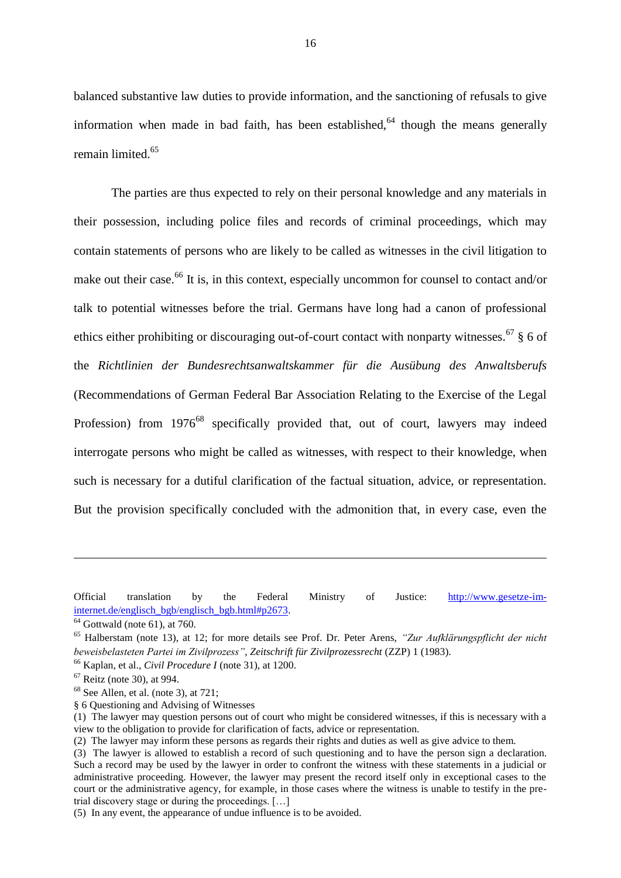balanced substantive law duties to provide information, and the sanctioning of refusals to give information when made in bad faith, has been established,[64] though the means generally remain limited.[65]

The parties are thus expected to rely on their personal knowledge and any materials in their possession, including police files and records of criminal proceedings, which may contain statements of persons who are likely to be called as witnesses in the civil litigation to make out their case.[66] It is, in this context, especially uncommon for counsel to contact and/or talk to potential witnesses before the trial. Germans have long had a canon of professional ethics either prohibiting or discouraging out-of-court contact with nonparty witnesses.[67] § 6 of the *Richtlinien der Bundesrechtsanwaltskammer für die Ausübung des Anwaltsberufs* (Recommendations of German Federal Bar Association Relating to the Exercise of the Legal Profession) from 1976[68] specifically provided that, out of court, lawyers may indeed interrogate persons who might be called as witnesses, with respect to their knowledge, when such is necessary for a dutiful clarification of the factual situation, advice, or representation. But the provision specifically concluded with the admonition that, in every case, even the

---

Official translation by the Federal Ministry of Justice: http://www.gesetze-im-internet.de/englisch_bgb/englisch_bgb.html#p2673.

[64] Gottwald (note 61), at 760.

[65] Halberstam (note 13), at 12; for more details see Prof. Dr. Peter Arens, *"Zur Aufklärungspflicht der nicht beweisbelasteten Partei im Zivilprozess"*, *Zeitschrift für Zivilprozessrecht* (ZZP) 1 (1983).

[66] Kaplan, et al., *Civil Procedure I* (note 31), at 1200.

[67] Reitz (note 30), at 994.

[68] See Allen, et al. (note 3), at 721;

§ 6 Questioning and Advising of Witnesses

(1) The lawyer may question persons out of court who might be considered witnesses, if this is necessary with a view to the obligation to provide for clarification of facts, advice or representation.

(2) The lawyer may inform these persons as regards their rights and duties as well as give advice to them.

(3) The lawyer is allowed to establish a record of such questioning and to have the person sign a declaration. Such a record may be used by the lawyer in order to confront the witness with these statements in a judicial or administrative proceeding. However, the lawyer may present the record itself only in exceptional cases to the court or the administrative agency, for example, in those cases where the witness is unable to testify in the pre-trial discovery stage or during the proceedings. […]

(5) In any event, the appearance of undue influence is to be avoided.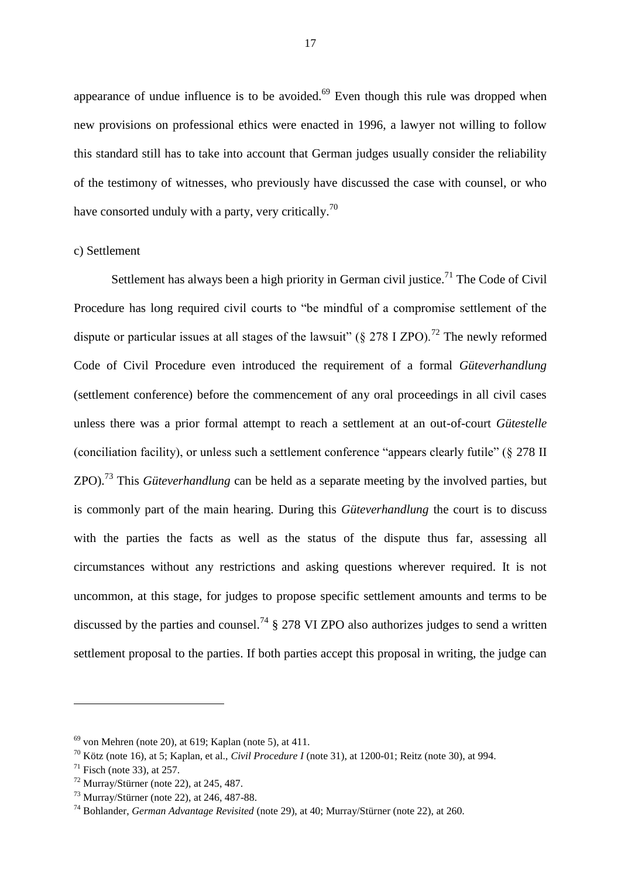appearance of undue influence is to be avoided.[69] Even though this rule was dropped when new provisions on professional ethics were enacted in 1996, a lawyer not willing to follow this standard still has to take into account that German judges usually consider the reliability of the testimony of witnesses, who previously have discussed the case with counsel, or who have consorted unduly with a party, very critically.[70]

c) Settlement

Settlement has always been a high priority in German civil justice.[71] The Code of Civil Procedure has long required civil courts to "be mindful of a compromise settlement of the dispute or particular issues at all stages of the lawsuit" (§ 278 I ZPO).[72] The newly reformed Code of Civil Procedure even introduced the requirement of a formal *Güteverhandlung* (settlement conference) before the commencement of any oral proceedings in all civil cases unless there was a prior formal attempt to reach a settlement at an out-of-court *Gütestelle* (conciliation facility), or unless such a settlement conference "appears clearly futile" (§ 278 II ZPO).[73] This *Güteverhandlung* can be held as a separate meeting by the involved parties, but is commonly part of the main hearing. During this *Güteverhandlung* the court is to discuss with the parties the facts as well as the status of the dispute thus far, assessing all circumstances without any restrictions and asking questions wherever required. It is not uncommon, at this stage, for judges to propose specific settlement amounts and terms to be discussed by the parties and counsel.[74] § 278 VI ZPO also authorizes judges to send a written settlement proposal to the parties. If both parties accept this proposal in writing, the judge can

---

[69] von Mehren (note 20), at 619; Kaplan (note 5), at 411.

[70] Kötz (note 16), at 5; Kaplan, et al., *Civil Procedure I* (note 31), at 1200-01; Reitz (note 30), at 994.

[71] Fisch (note 33), at 257.

[72] Murray/Stürner (note 22), at 245, 487.

[73] Murray/Stürner (note 22), at 246, 487-88.

[74] Bohlander, *German Advantage Revisited* (note 29), at 40; Murray/Stürner (note 22), at 260.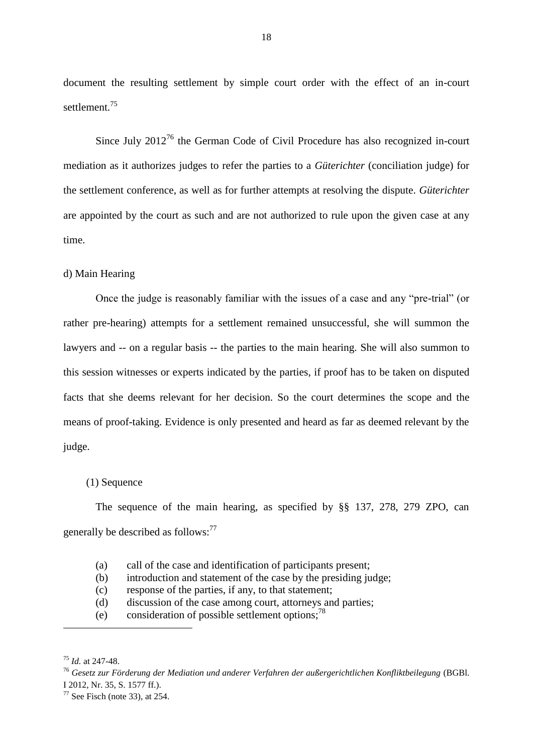document the resulting settlement by simple court order with the effect of an in-court settlement.[75]

Since July 2012[76] the German Code of Civil Procedure has also recognized in-court mediation as it authorizes judges to refer the parties to a *Güterichter* (conciliation judge) for the settlement conference, as well as for further attempts at resolving the dispute. *Güterichter* are appointed by the court as such and are not authorized to rule upon the given case at any time.

d) Main Hearing

Once the judge is reasonably familiar with the issues of a case and any "pre-trial" (or rather pre-hearing) attempts for a settlement remained unsuccessful, she will summon the lawyers and -- on a regular basis -- the parties to the main hearing. She will also summon to this session witnesses or experts indicated by the parties, if proof has to be taken on disputed facts that she deems relevant for her decision. So the court determines the scope and the means of proof-taking. Evidence is only presented and heard as far as deemed relevant by the judge.

(1) Sequence

The sequence of the main hearing, as specified by §§ 137, 278, 279 ZPO, can generally be described as follows:[77]

(a) call of the case and identification of participants present;
(b) introduction and statement of the case by the presiding judge;
(c) response of the parties, if any, to that statement;
(d) discussion of the case among court, attorneys and parties;
(e) consideration of possible settlement options;[78]

---

[75] *Id.* at 247-48.

[76] *Gesetz zur Förderung der Mediation und anderer Verfahren der außergerichtlichen Konfliktbeilegung* (BGBl. I 2012, Nr. 35, S. 1577 ff.).

[77] See Fisch (note 33), at 254.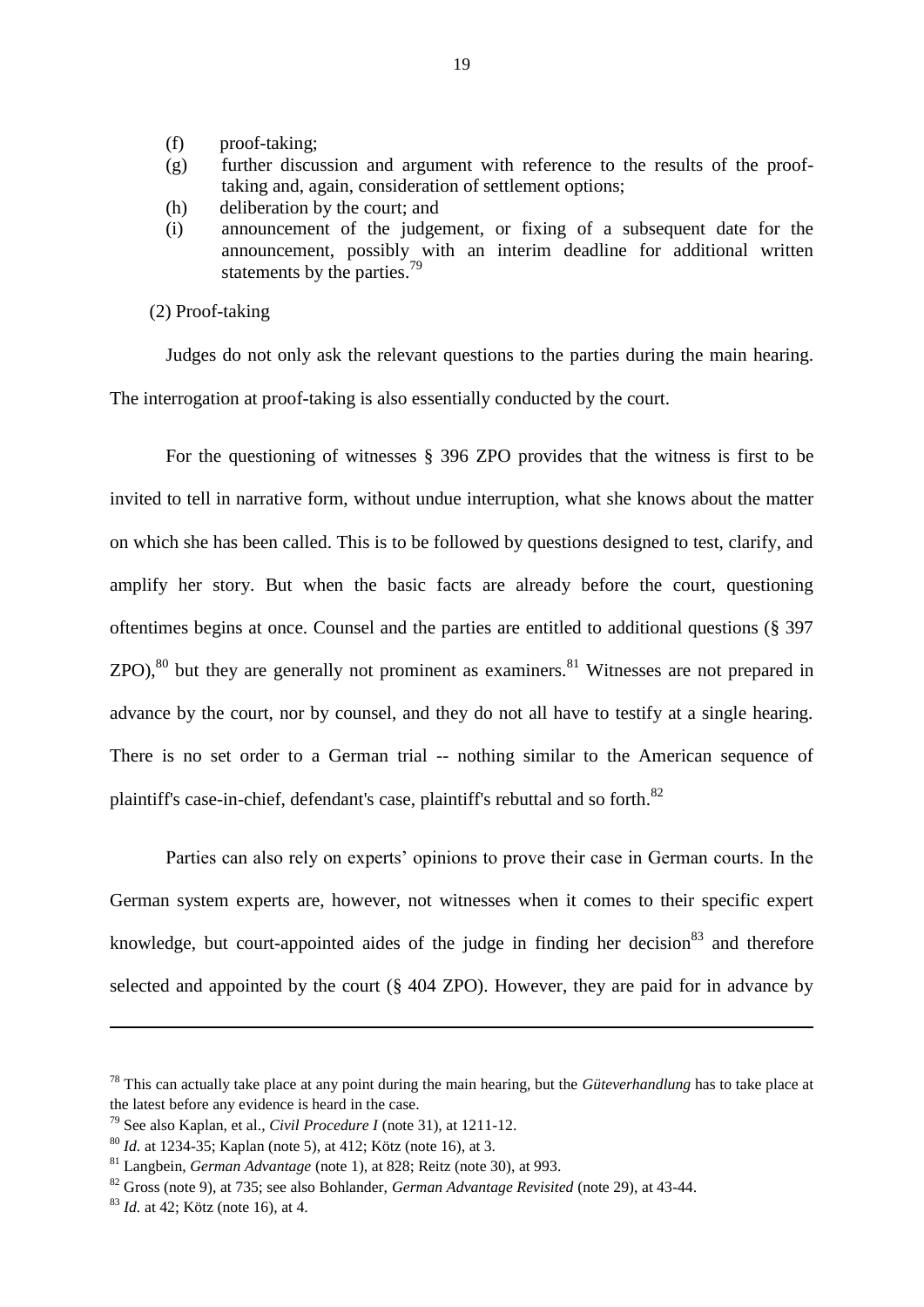(f) proof-taking;
(g) further discussion and argument with reference to the results of the proof-taking and, again, consideration of settlement options;
(h) deliberation by the court; and
(i) announcement of the judgement, or fixing of a subsequent date for the announcement, possibly with an interim deadline for additional written statements by the parties.[79]

(2) Proof-taking

Judges do not only ask the relevant questions to the parties during the main hearing. The interrogation at proof-taking is also essentially conducted by the court.

For the questioning of witnesses § 396 ZPO provides that the witness is first to be invited to tell in narrative form, without undue interruption, what she knows about the matter on which she has been called. This is to be followed by questions designed to test, clarify, and amplify her story. But when the basic facts are already before the court, questioning oftentimes begins at once. Counsel and the parties are entitled to additional questions (§ 397 ZPO),[80] but they are generally not prominent as examiners.[81] Witnesses are not prepared in advance by the court, nor by counsel, and they do not all have to testify at a single hearing. There is no set order to a German trial -- nothing similar to the American sequence of plaintiff's case-in-chief, defendant's case, plaintiff's rebuttal and so forth.[82]

Parties can also rely on experts' opinions to prove their case in German courts. In the German system experts are, however, not witnesses when it comes to their specific expert knowledge, but court-appointed aides of the judge in finding her decision[83] and therefore selected and appointed by the court (§ 404 ZPO). However, they are paid for in advance by

---

[78] This can actually take place at any point during the main hearing, but the *Güteverhandlung* has to take place at the latest before any evidence is heard in the case.

[79] See also Kaplan, et al., *Civil Procedure I* (note 31), at 1211-12.

[80] *Id.* at 1234-35; Kaplan (note 5), at 412; Kötz (note 16), at 3.

[81] Langbein, *German Advantage* (note 1), at 828; Reitz (note 30), at 993.

[82] Gross (note 9), at 735; see also Bohlander, *German Advantage Revisited* (note 29), at 43-44.

[83] *Id.* at 42; Kötz (note 16), at 4.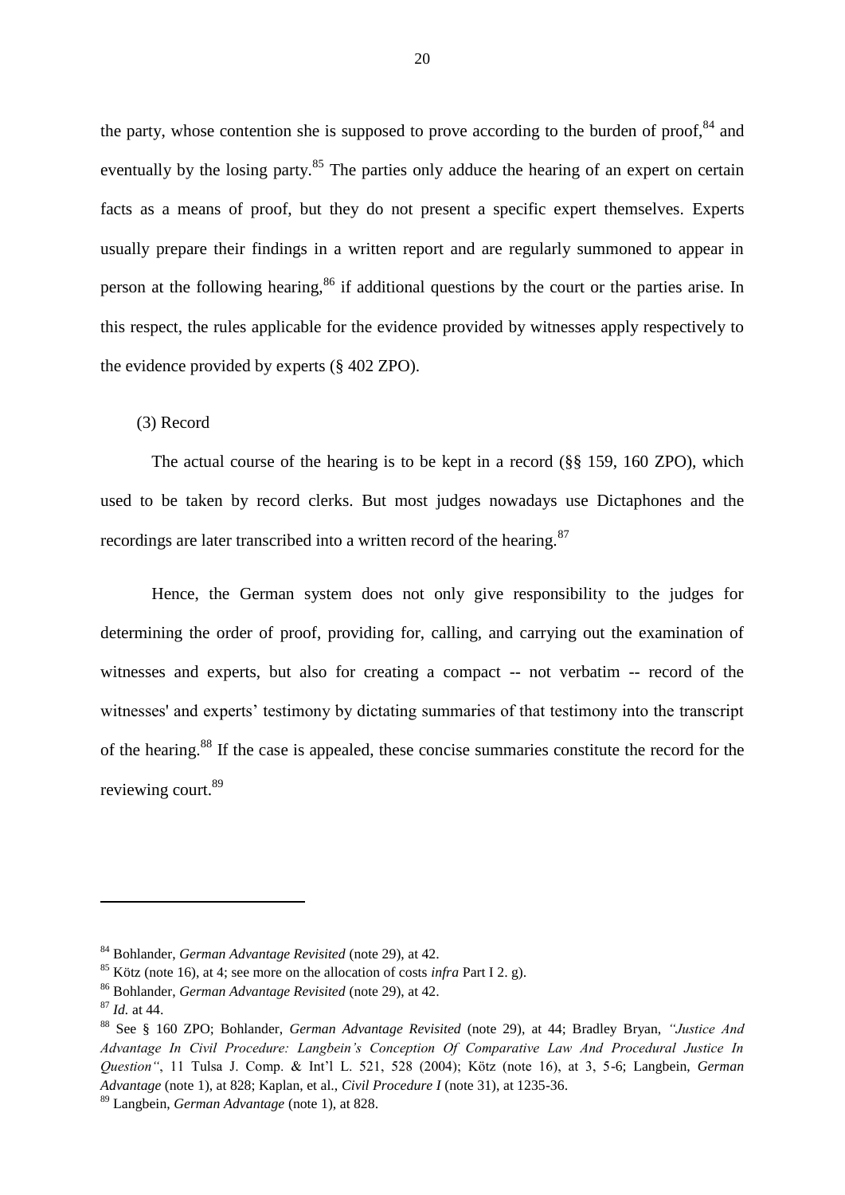the party, whose contention she is supposed to prove according to the burden of proof,[84] and eventually by the losing party.[85] The parties only adduce the hearing of an expert on certain facts as a means of proof, but they do not present a specific expert themselves. Experts usually prepare their findings in a written report and are regularly summoned to appear in person at the following hearing,[86] if additional questions by the court or the parties arise. In this respect, the rules applicable for the evidence provided by witnesses apply respectively to the evidence provided by experts (§ 402 ZPO).

(3) Record

The actual course of the hearing is to be kept in a record (§§ 159, 160 ZPO), which used to be taken by record clerks. But most judges nowadays use Dictaphones and the recordings are later transcribed into a written record of the hearing.[87]

Hence, the German system does not only give responsibility to the judges for determining the order of proof, providing for, calling, and carrying out the examination of witnesses and experts, but also for creating a compact -- not verbatim -- record of the witnesses' and experts' testimony by dictating summaries of that testimony into the transcript of the hearing.[88] If the case is appealed, these concise summaries constitute the record for the reviewing court.[89]

---

[84] Bohlander, *German Advantage Revisited* (note 29), at 42.

[85] Kötz (note 16), at 4; see more on the allocation of costs *infra* Part I 2. g).

[86] Bohlander, *German Advantage Revisited* (note 29), at 42.

[87] *Id.* at 44.

[88] See § 160 ZPO; Bohlander, *German Advantage Revisited* (note 29), at 44; Bradley Bryan, *"Justice And Advantage In Civil Procedure: Langbein's Conception Of Comparative Law And Procedural Justice In Question"*, 11 Tulsa J. Comp. & Int'l L. 521, 528 (2004); Kötz (note 16), at 3, 5-6; Langbein, *German Advantage* (note 1), at 828; Kaplan, et al., *Civil Procedure I* (note 31), at 1235-36.

[89] Langbein, *German Advantage* (note 1), at 828.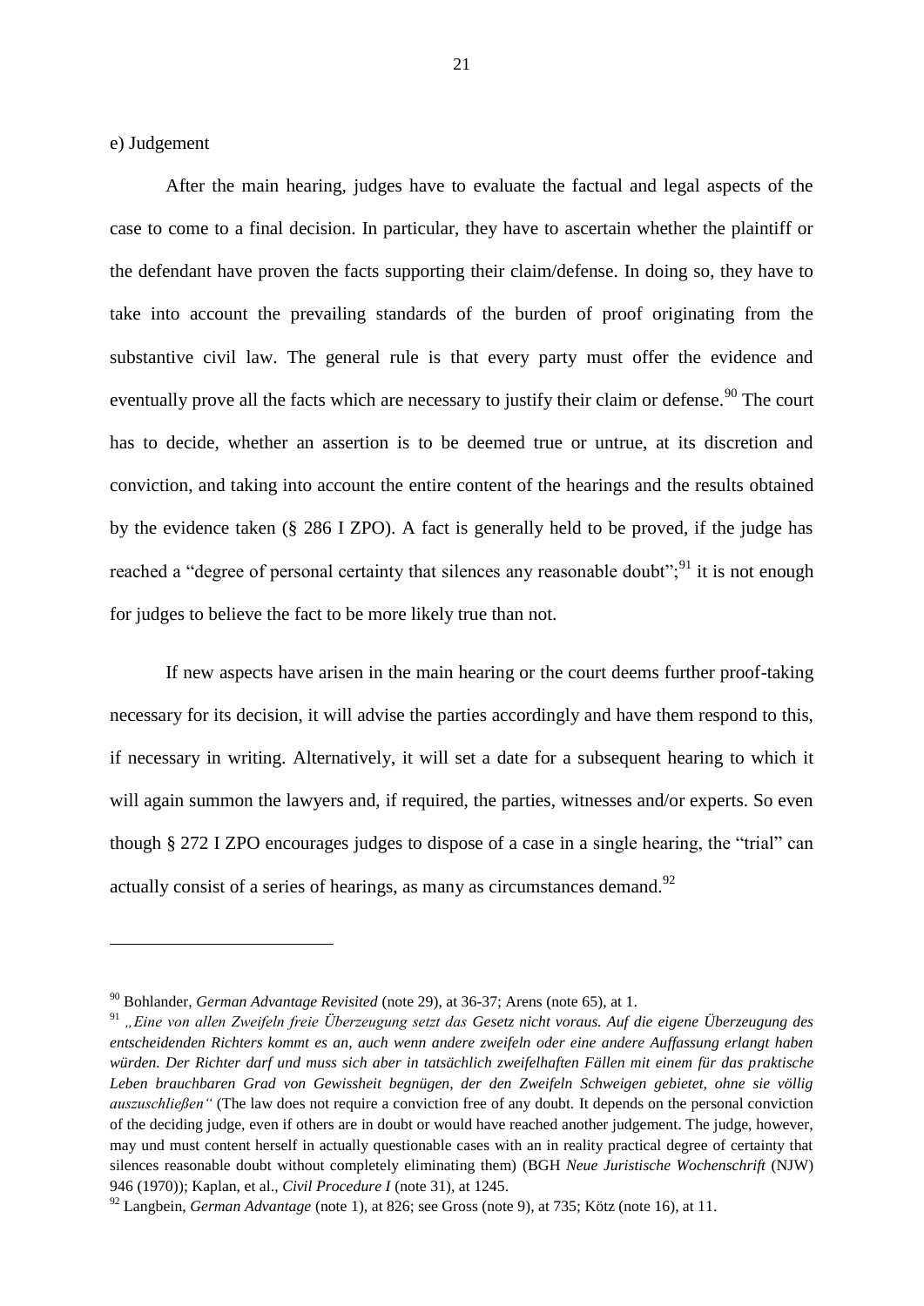e) Judgement

After the main hearing, judges have to evaluate the factual and legal aspects of the case to come to a final decision. In particular, they have to ascertain whether the plaintiff or the defendant have proven the facts supporting their claim/defense. In doing so, they have to take into account the prevailing standards of the burden of proof originating from the substantive civil law. The general rule is that every party must offer the evidence and eventually prove all the facts which are necessary to justify their claim or defense.[90] The court has to decide, whether an assertion is to be deemed true or untrue, at its discretion and conviction, and taking into account the entire content of the hearings and the results obtained by the evidence taken (§ 286 I ZPO). A fact is generally held to be proved, if the judge has reached a "degree of personal certainty that silences any reasonable doubt";[91] it is not enough for judges to believe the fact to be more likely true than not.

If new aspects have arisen in the main hearing or the court deems further proof-taking necessary for its decision, it will advise the parties accordingly and have them respond to this, if necessary in writing. Alternatively, it will set a date for a subsequent hearing to which it will again summon the lawyers and, if required, the parties, witnesses and/or experts. So even though § 272 I ZPO encourages judges to dispose of a case in a single hearing, the "trial" can actually consist of a series of hearings, as many as circumstances demand.[92]

---

[90] Bohlander, *German Advantage Revisited* (note 29), at 36-37; Arens (note 65), at 1.

[91] *„Eine von allen Zweifeln freie Überzeugung setzt das Gesetz nicht voraus. Auf die eigene Überzeugung des entscheidenden Richters kommt es an, auch wenn andere zweifeln oder eine andere Auffassung erlangt haben würden. Der Richter darf und muss sich aber in tatsächlich zweifelhaften Fällen mit einem für das praktische Leben brauchbaren Grad von Gewissheit begnügen, der den Zweifeln Schweigen gebietet, ohne sie völlig auszuschließen"* (The law does not require a conviction free of any doubt. It depends on the personal conviction of the deciding judge, even if others are in doubt or would have reached another judgement. The judge, however, may und must content herself in actually questionable cases with an in reality practical degree of certainty that silences reasonable doubt without completely eliminating them) (BGH *Neue Juristische Wochenschrift* (NJW) 946 (1970)); Kaplan, et al., *Civil Procedure I* (note 31), at 1245.

[92] Langbein, *German Advantage* (note 1), at 826; see Gross (note 9), at 735; Kötz (note 16), at 11.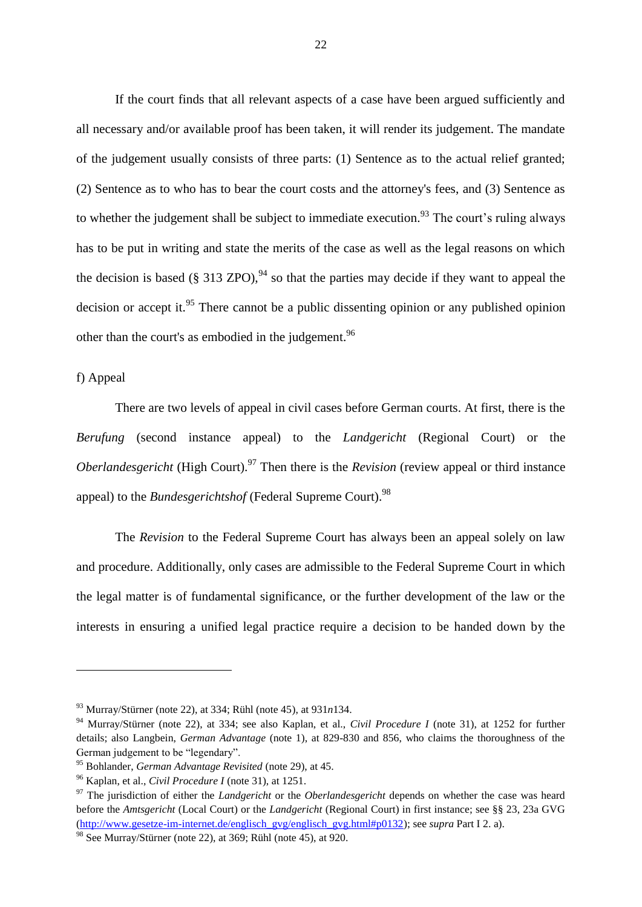If the court finds that all relevant aspects of a case have been argued sufficiently and all necessary and/or available proof has been taken, it will render its judgement. The mandate of the judgement usually consists of three parts: (1) Sentence as to the actual relief granted; (2) Sentence as to who has to bear the court costs and the attorney's fees, and (3) Sentence as to whether the judgement shall be subject to immediate execution.[93] The court's ruling always has to be put in writing and state the merits of the case as well as the legal reasons on which the decision is based (§ 313 ZPO),[94] so that the parties may decide if they want to appeal the decision or accept it.[95] There cannot be a public dissenting opinion or any published opinion other than the court's as embodied in the judgement.[96]

f) Appeal

There are two levels of appeal in civil cases before German courts. At first, there is the *Berufung* (second instance appeal) to the *Landgericht* (Regional Court) or the *Oberlandesgericht* (High Court).[97] Then there is the *Revision* (review appeal or third instance appeal) to the *Bundesgerichtshof* (Federal Supreme Court).[98]

The *Revision* to the Federal Supreme Court has always been an appeal solely on law and procedure. Additionally, only cases are admissible to the Federal Supreme Court in which the legal matter is of fundamental significance, or the further development of the law or the interests in ensuring a unified legal practice require a decision to be handed down by the

---

[93] Murray/Stürner (note 22), at 334; Rühl (note 45), at 931*n*134.

[94] Murray/Stürner (note 22), at 334; see also Kaplan, et al., *Civil Procedure I* (note 31), at 1252 for further details; also Langbein, *German Advantage* (note 1), at 829-830 and 856, who claims the thoroughness of the German judgement to be "legendary".

[95] Bohlander, *German Advantage Revisited* (note 29), at 45.

[96] Kaplan, et al., *Civil Procedure I* (note 31), at 1251.

[97] The jurisdiction of either the *Landgericht* or the *Oberlandesgericht* depends on whether the case was heard before the *Amtsgericht* (Local Court) or the *Landgericht* (Regional Court) in first instance; see §§ 23, 23a GVG (http://www.gesetze-im-internet.de/englisch_gvg/englisch_gvg.html#p0132); see *supra* Part I 2. a).

[98] See Murray/Stürner (note 22), at 369; Rühl (note 45), at 920.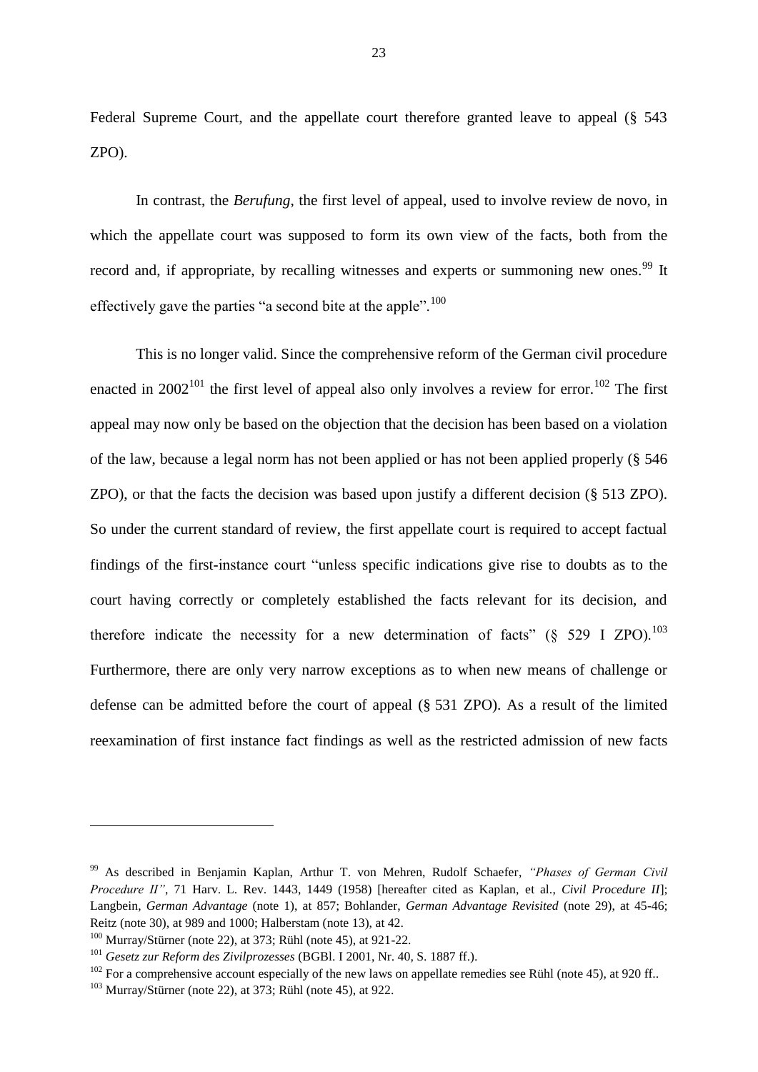Federal Supreme Court, and the appellate court therefore granted leave to appeal (§ 543 ZPO).

In contrast, the *Berufung*, the first level of appeal, used to involve review de novo, in which the appellate court was supposed to form its own view of the facts, both from the record and, if appropriate, by recalling witnesses and experts or summoning new ones.[99] It effectively gave the parties "a second bite at the apple".[100]

This is no longer valid. Since the comprehensive reform of the German civil procedure enacted in 2002[101] the first level of appeal also only involves a review for error.[102] The first appeal may now only be based on the objection that the decision has been based on a violation of the law, because a legal norm has not been applied or has not been applied properly (§ 546 ZPO), or that the facts the decision was based upon justify a different decision (§ 513 ZPO). So under the current standard of review, the first appellate court is required to accept factual findings of the first-instance court "unless specific indications give rise to doubts as to the court having correctly or completely established the facts relevant for its decision, and therefore indicate the necessity for a new determination of facts" (§ 529 I ZPO).[103] Furthermore, there are only very narrow exceptions as to when new means of challenge or defense can be admitted before the court of appeal (§ 531 ZPO). As a result of the limited reexamination of first instance fact findings as well as the restricted admission of new facts

---

[99] As described in Benjamin Kaplan, Arthur T. von Mehren, Rudolf Schaefer, *"Phases of German Civil Procedure II"*, 71 Harv. L. Rev. 1443, 1449 (1958) [hereafter cited as Kaplan, et al., *Civil Procedure II*]; Langbein, *German Advantage* (note 1), at 857; Bohlander, *German Advantage Revisited* (note 29), at 45-46; Reitz (note 30), at 989 and 1000; Halberstam (note 13), at 42.

[100] Murray/Stürner (note 22), at 373; Rühl (note 45), at 921-22.

[101] *Gesetz zur Reform des Zivilprozesses* (BGBl. I 2001, Nr. 40, S. 1887 ff.).

[102] For a comprehensive account especially of the new laws on appellate remedies see Rühl (note 45), at 920 ff..

[103] Murray/Stürner (note 22), at 373; Rühl (note 45), at 922.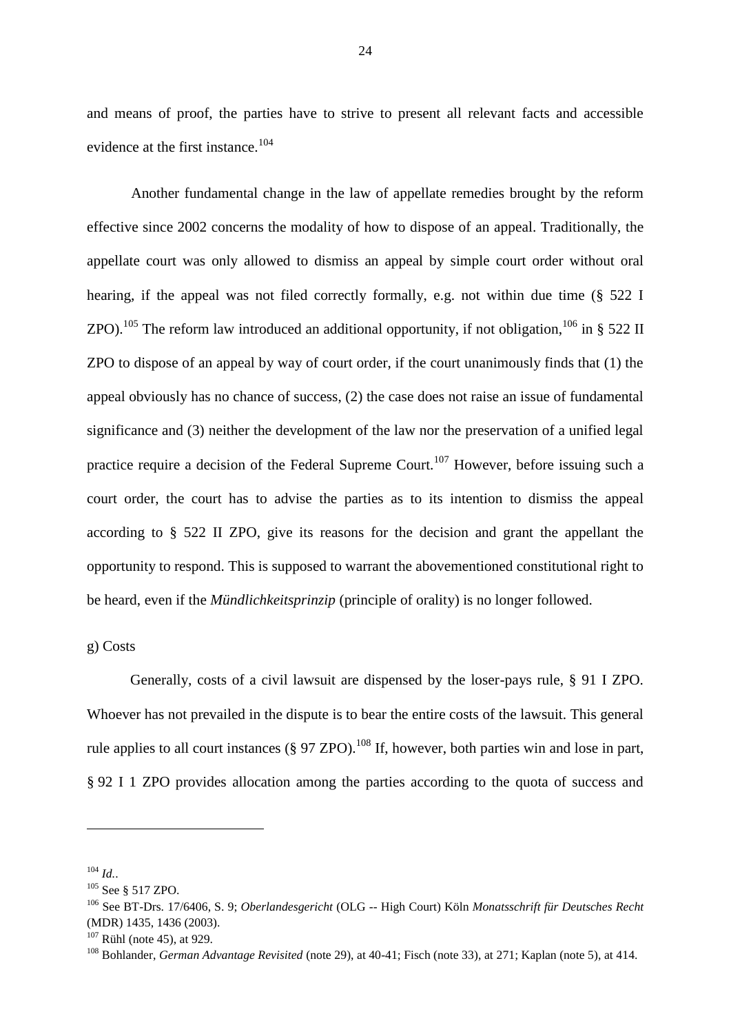and means of proof, the parties have to strive to present all relevant facts and accessible evidence at the first instance.[104]

Another fundamental change in the law of appellate remedies brought by the reform effective since 2002 concerns the modality of how to dispose of an appeal. Traditionally, the appellate court was only allowed to dismiss an appeal by simple court order without oral hearing, if the appeal was not filed correctly formally, e.g. not within due time (§ 522 I ZPO).[105] The reform law introduced an additional opportunity, if not obligation,[106] in § 522 II ZPO to dispose of an appeal by way of court order, if the court unanimously finds that (1) the appeal obviously has no chance of success, (2) the case does not raise an issue of fundamental significance and (3) neither the development of the law nor the preservation of a unified legal practice require a decision of the Federal Supreme Court.[107] However, before issuing such a court order, the court has to advise the parties as to its intention to dismiss the appeal according to § 522 II ZPO, give its reasons for the decision and grant the appellant the opportunity to respond. This is supposed to warrant the abovementioned constitutional right to be heard, even if the *Mündlichkeitsprinzip* (principle of orality) is no longer followed.

g) Costs

Generally, costs of a civil lawsuit are dispensed by the loser-pays rule, § 91 I ZPO. Whoever has not prevailed in the dispute is to bear the entire costs of the lawsuit. This general rule applies to all court instances (§ 97 ZPO).[108] If, however, both parties win and lose in part, § 92 I 1 ZPO provides allocation among the parties according to the quota of success and

---

[104] *Id.*.

[105] See § 517 ZPO.

[106] See BT-Drs. 17/6406, S. 9; *Oberlandesgericht* (OLG -- High Court) Köln *Monatsschrift für Deutsches Recht* (MDR) 1435, 1436 (2003).

[107] Rühl (note 45), at 929.

[108] Bohlander, *German Advantage Revisited* (note 29), at 40-41; Fisch (note 33), at 271; Kaplan (note 5), at 414.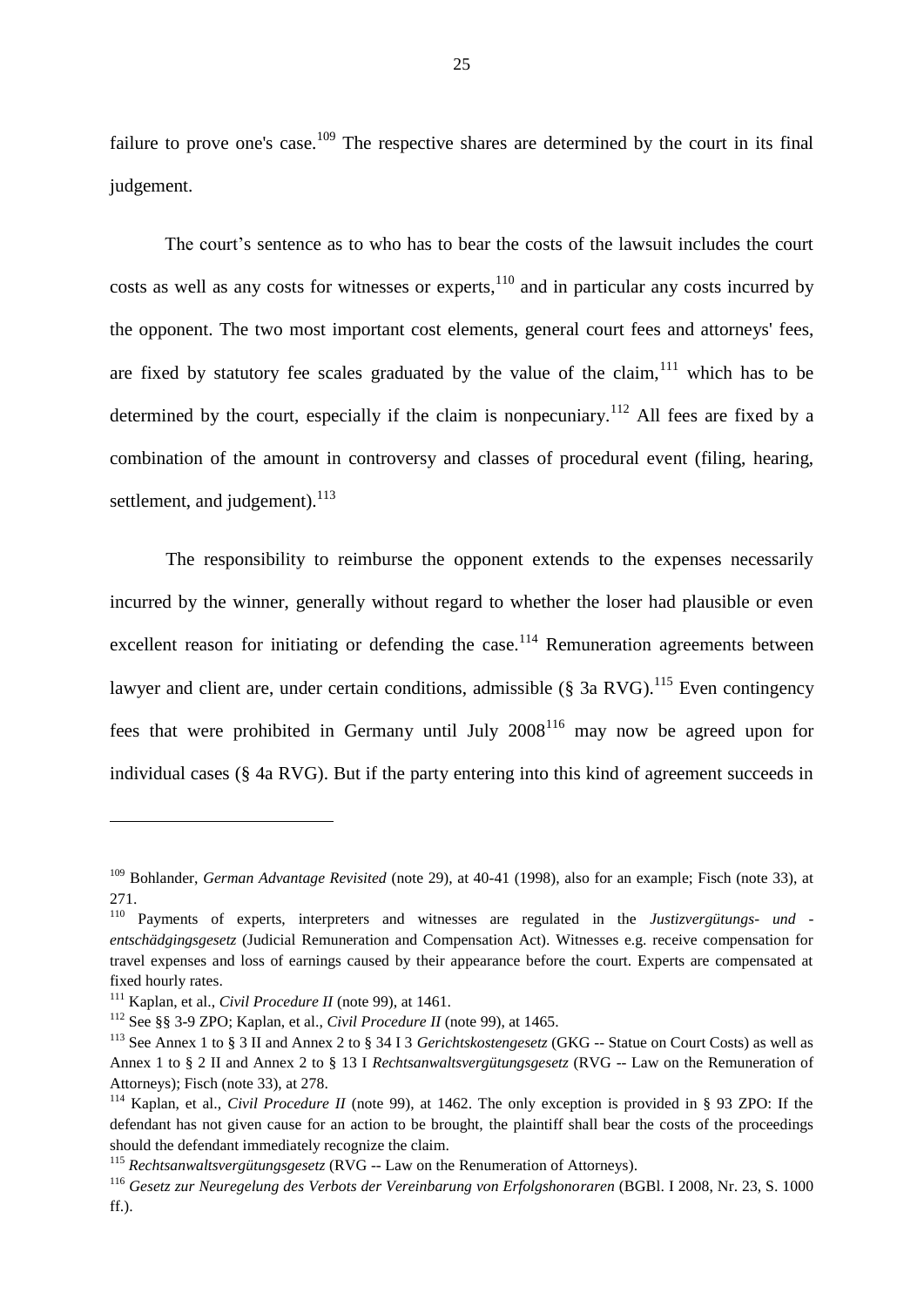failure to prove one's case.[109] The respective shares are determined by the court in its final judgement.

The court's sentence as to who has to bear the costs of the lawsuit includes the court costs as well as any costs for witnesses or experts,[110] and in particular any costs incurred by the opponent. The two most important cost elements, general court fees and attorneys' fees, are fixed by statutory fee scales graduated by the value of the claim,[111] which has to be determined by the court, especially if the claim is nonpecuniary.[112] All fees are fixed by a combination of the amount in controversy and classes of procedural event (filing, hearing, settlement, and judgement).[113]

The responsibility to reimburse the opponent extends to the expenses necessarily incurred by the winner, generally without regard to whether the loser had plausible or even excellent reason for initiating or defending the case.[114] Remuneration agreements between lawyer and client are, under certain conditions, admissible (§ 3a RVG).[115] Even contingency fees that were prohibited in Germany until July 2008[116] may now be agreed upon for individual cases (§ 4a RVG). But if the party entering into this kind of agreement succeeds in

---

[109] Bohlander, *German Advantage Revisited* (note 29), at 40-41 (1998), also for an example; Fisch (note 33), at 271.

[110] Payments of experts, interpreters and witnesses are regulated in the *Justizvergütungs- und -entschädgingsgesetz* (Judicial Remuneration and Compensation Act). Witnesses e.g. receive compensation for travel expenses and loss of earnings caused by their appearance before the court. Experts are compensated at fixed hourly rates.

[111] Kaplan, et al., *Civil Procedure II* (note 99), at 1461.

[112] See §§ 3-9 ZPO; Kaplan, et al., *Civil Procedure II* (note 99), at 1465.

[113] See Annex 1 to § 3 II and Annex 2 to § 34 I 3 *Gerichtskostengesetz* (GKG -- Statue on Court Costs) as well as Annex 1 to § 2 II and Annex 2 to § 13 I *Rechtsanwaltsvergütungsgesetz* (RVG -- Law on the Remuneration of Attorneys); Fisch (note 33), at 278.

[114] Kaplan, et al., *Civil Procedure II* (note 99), at 1462. The only exception is provided in § 93 ZPO: If the defendant has not given cause for an action to be brought, the plaintiff shall bear the costs of the proceedings should the defendant immediately recognize the claim.

[115] *Rechtsanwaltsvergütungsgesetz* (RVG -- Law on the Renumeration of Attorneys).

[116] *Gesetz zur Neuregelung des Verbots der Vereinbarung von Erfolgshonoraren* (BGBl. I 2008, Nr. 23, S. 1000 ff.).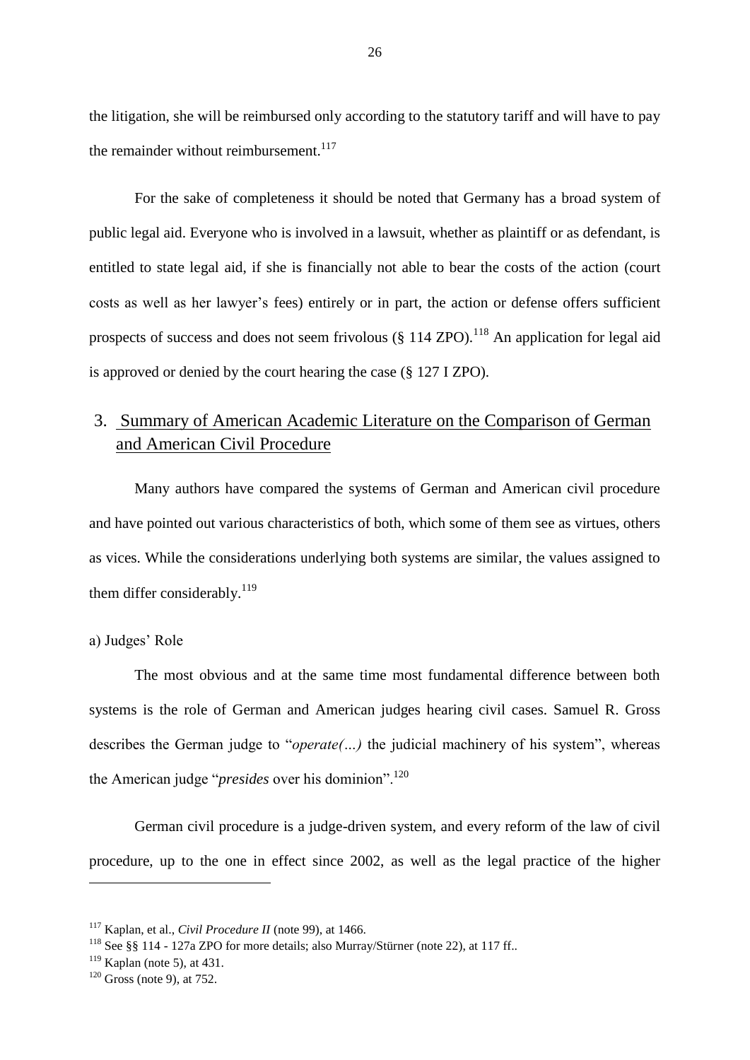the litigation, she will be reimbursed only according to the statutory tariff and will have to pay the remainder without reimbursement.[117]

For the sake of completeness it should be noted that Germany has a broad system of public legal aid. Everyone who is involved in a lawsuit, whether as plaintiff or as defendant, is entitled to state legal aid, if she is financially not able to bear the costs of the action (court costs as well as her lawyer's fees) entirely or in part, the action or defense offers sufficient prospects of success and does not seem frivolous (§ 114 ZPO).[118] An application for legal aid is approved or denied by the court hearing the case (§ 127 I ZPO).

## 3. Summary of American Academic Literature on the Comparison of German and American Civil Procedure

Many authors have compared the systems of German and American civil procedure and have pointed out various characteristics of both, which some of them see as virtues, others as vices. While the considerations underlying both systems are similar, the values assigned to them differ considerably.[119]

### a) Judges' Role

The most obvious and at the same time most fundamental difference between both systems is the role of German and American judges hearing civil cases. Samuel R. Gross describes the German judge to "*operate(…)* the judicial machinery of his system", whereas the American judge "*presides* over his dominion".[120]

German civil procedure is a judge-driven system, and every reform of the law of civil procedure, up to the one in effect since 2002, as well as the legal practice of the higher

---

[117] Kaplan, et al., *Civil Procedure II* (note 99), at 1466.

[118] See §§ 114 - 127a ZPO for more details; also Murray/Stürner (note 22), at 117 ff..

[119] Kaplan (note 5), at 431.

[120] Gross (note 9), at 752.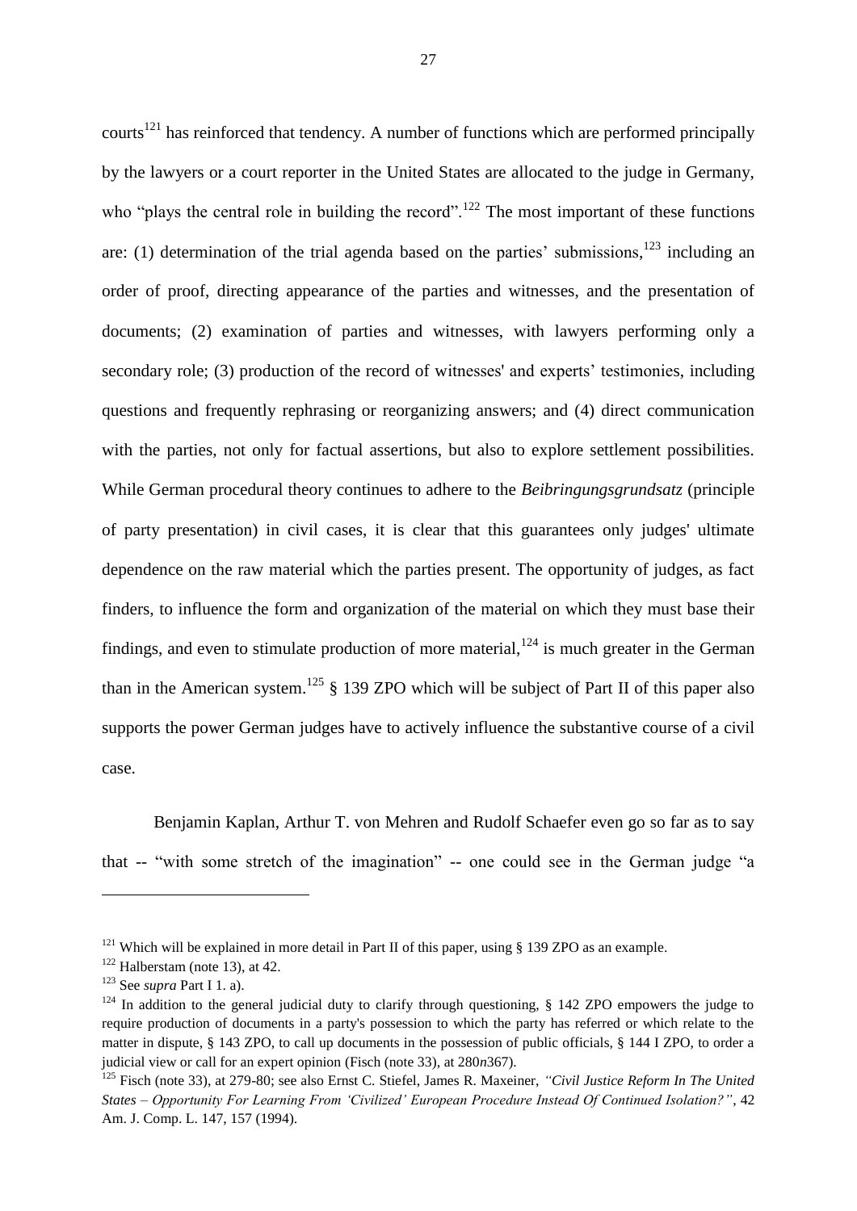courts[121] has reinforced that tendency. A number of functions which are performed principally by the lawyers or a court reporter in the United States are allocated to the judge in Germany, who "plays the central role in building the record".[122] The most important of these functions are: (1) determination of the trial agenda based on the parties' submissions,[123] including an order of proof, directing appearance of the parties and witnesses, and the presentation of documents; (2) examination of parties and witnesses, with lawyers performing only a secondary role; (3) production of the record of witnesses' and experts' testimonies, including questions and frequently rephrasing or reorganizing answers; and (4) direct communication with the parties, not only for factual assertions, but also to explore settlement possibilities. While German procedural theory continues to adhere to the *Beibringungsgrundsatz* (principle of party presentation) in civil cases, it is clear that this guarantees only judges' ultimate dependence on the raw material which the parties present. The opportunity of judges, as fact finders, to influence the form and organization of the material on which they must base their findings, and even to stimulate production of more material,[124] is much greater in the German than in the American system.[125] § 139 ZPO which will be subject of Part II of this paper also supports the power German judges have to actively influence the substantive course of a civil case.

Benjamin Kaplan, Arthur T. von Mehren and Rudolf Schaefer even go so far as to say that -- "with some stretch of the imagination" -- one could see in the German judge "a

---

[121] Which will be explained in more detail in Part II of this paper, using § 139 ZPO as an example.

[122] Halberstam (note 13), at 42.

[123] See *supra* Part I 1. a).

[124] In addition to the general judicial duty to clarify through questioning, § 142 ZPO empowers the judge to require production of documents in a party's possession to which the party has referred or which relate to the matter in dispute, § 143 ZPO, to call up documents in the possession of public officials, § 144 I ZPO, to order a judicial view or call for an expert opinion (Fisch (note 33), at 280*n*367).

[125] Fisch (note 33), at 279-80; see also Ernst C. Stiefel, James R. Maxeiner, *"Civil Justice Reform In The United States – Opportunity For Learning From 'Civilized' European Procedure Instead Of Continued Isolation?"*, 42 Am. J. Comp. L. 147, 157 (1994).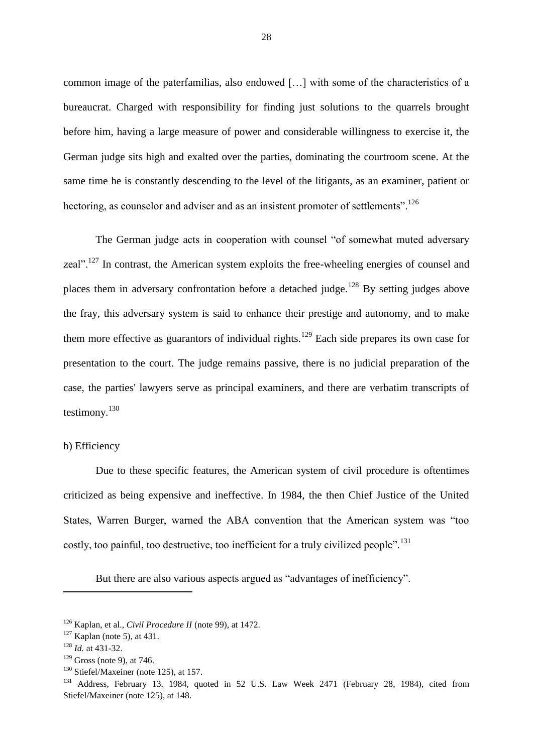common image of the paterfamilias, also endowed […] with some of the characteristics of a bureaucrat. Charged with responsibility for finding just solutions to the quarrels brought before him, having a large measure of power and considerable willingness to exercise it, the German judge sits high and exalted over the parties, dominating the courtroom scene. At the same time he is constantly descending to the level of the litigants, as an examiner, patient or hectoring, as counselor and adviser and as an insistent promoter of settlements".[126]

The German judge acts in cooperation with counsel "of somewhat muted adversary zeal".[127] In contrast, the American system exploits the free-wheeling energies of counsel and places them in adversary confrontation before a detached judge.[128] By setting judges above the fray, this adversary system is said to enhance their prestige and autonomy, and to make them more effective as guarantors of individual rights.[129] Each side prepares its own case for presentation to the court. The judge remains passive, there is no judicial preparation of the case, the parties' lawyers serve as principal examiners, and there are verbatim transcripts of testimony.[130]

b) Efficiency

Due to these specific features, the American system of civil procedure is oftentimes criticized as being expensive and ineffective. In 1984, the then Chief Justice of the United States, Warren Burger, warned the ABA convention that the American system was "too costly, too painful, too destructive, too inefficient for a truly civilized people".[131]

But there are also various aspects argued as "advantages of inefficiency".

---

[126] Kaplan, et al., *Civil Procedure II* (note 99), at 1472.

[127] Kaplan (note 5), at 431.

[128] *Id.* at 431-32.

[129] Gross (note 9), at 746.

[130] Stiefel/Maxeiner (note 125), at 157.

[131] Address, February 13, 1984, quoted in 52 U.S. Law Week 2471 (February 28, 1984), cited from Stiefel/Maxeiner (note 125), at 148.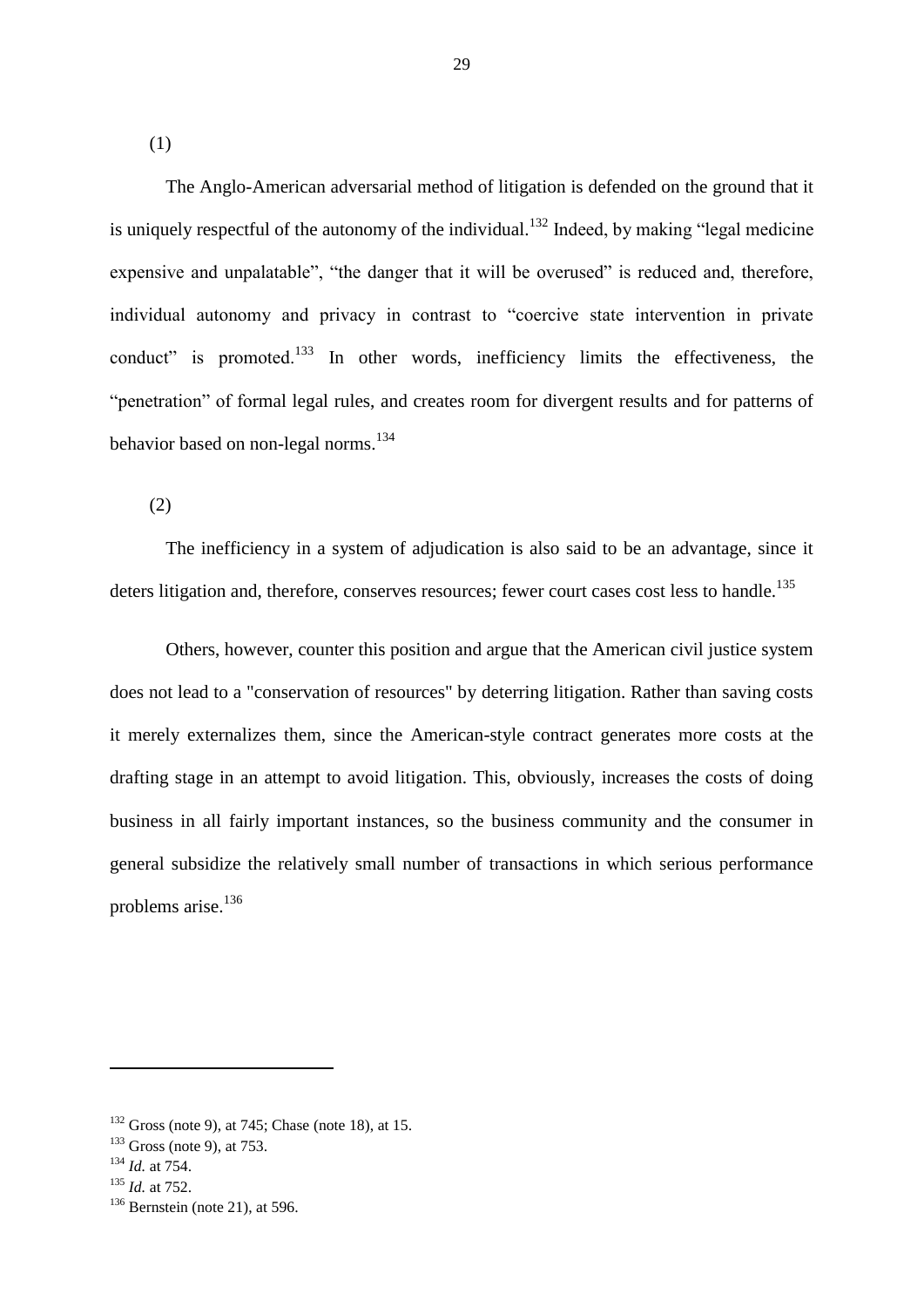(1)

The Anglo-American adversarial method of litigation is defended on the ground that it is uniquely respectful of the autonomy of the individual.[132] Indeed, by making “legal medicine expensive and unpalatable”, “the danger that it will be overused” is reduced and, therefore, individual autonomy and privacy in contrast to “coercive state intervention in private conduct” is promoted.[133] In other words, inefficiency limits the effectiveness, the “penetration” of formal legal rules, and creates room for divergent results and for patterns of behavior based on non-legal norms.[134]

(2)

The inefficiency in a system of adjudication is also said to be an advantage, since it deters litigation and, therefore, conserves resources; fewer court cases cost less to handle.[135]

Others, however, counter this position and argue that the American civil justice system does not lead to a "conservation of resources" by deterring litigation. Rather than saving costs it merely externalizes them, since the American-style contract generates more costs at the drafting stage in an attempt to avoid litigation. This, obviously, increases the costs of doing business in all fairly important instances, so the business community and the consumer in general subsidize the relatively small number of transactions in which serious performance problems arise.[136]

---

[132] Gross (note 9), at 745; Chase (note 18), at 15.

[133] Gross (note 9), at 753.

[134] *Id.* at 754.

[135] *Id.* at 752.

[136] Bernstein (note 21), at 596.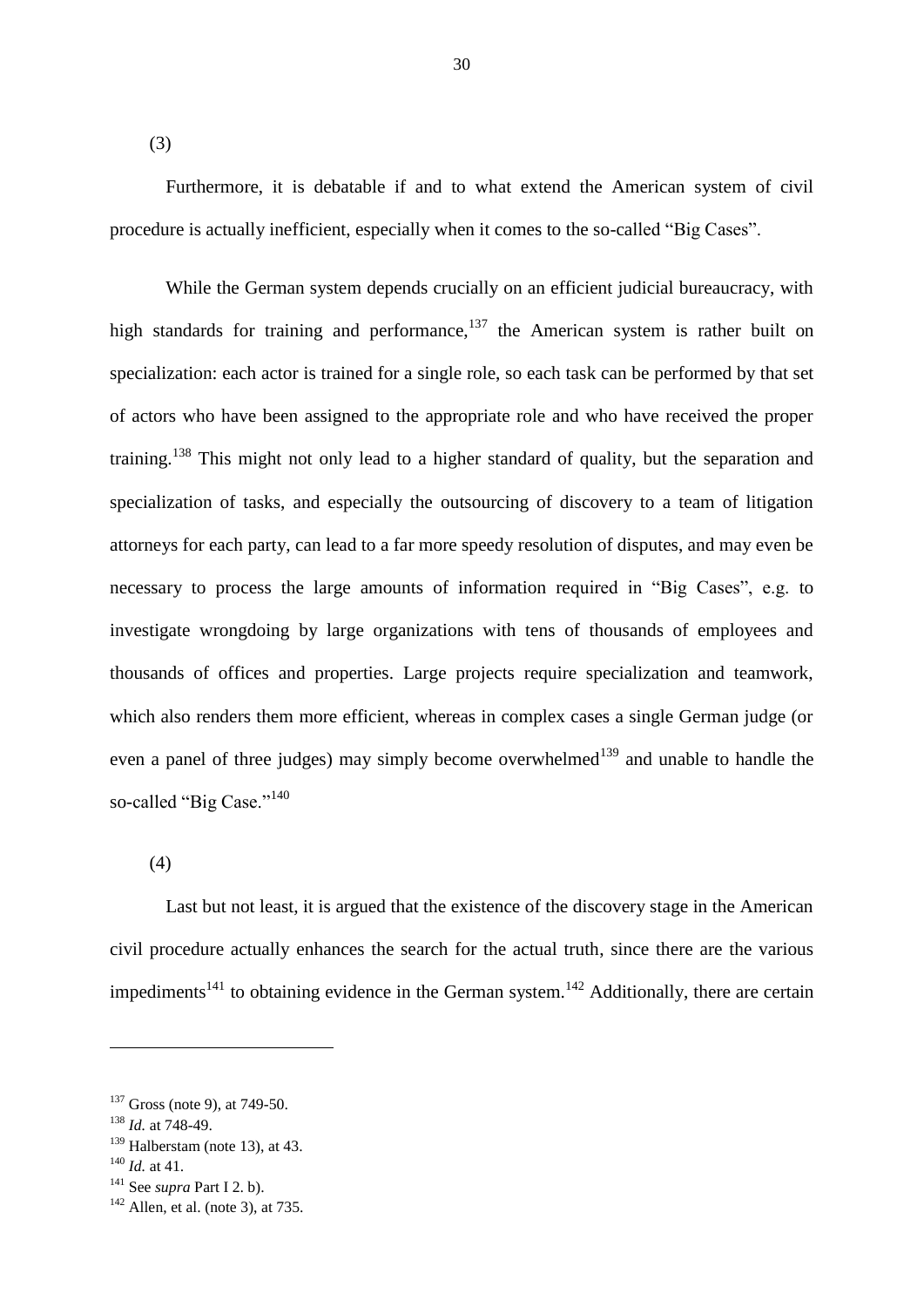(3)

Furthermore, it is debatable if and to what extend the American system of civil procedure is actually inefficient, especially when it comes to the so-called "Big Cases".

While the German system depends crucially on an efficient judicial bureaucracy, with high standards for training and performance,[137] the American system is rather built on specialization: each actor is trained for a single role, so each task can be performed by that set of actors who have been assigned to the appropriate role and who have received the proper training.[138] This might not only lead to a higher standard of quality, but the separation and specialization of tasks, and especially the outsourcing of discovery to a team of litigation attorneys for each party, can lead to a far more speedy resolution of disputes, and may even be necessary to process the large amounts of information required in "Big Cases", e.g. to investigate wrongdoing by large organizations with tens of thousands of employees and thousands of offices and properties. Large projects require specialization and teamwork, which also renders them more efficient, whereas in complex cases a single German judge (or even a panel of three judges) may simply become overwhelmed[139] and unable to handle the so-called "Big Case."[140]

(4)

Last but not least, it is argued that the existence of the discovery stage in the American civil procedure actually enhances the search for the actual truth, since there are the various impediments[141] to obtaining evidence in the German system.[142] Additionally, there are certain

---

[137] Gross (note 9), at 749-50.
[138] *Id.* at 748-49.
[139] Halberstam (note 13), at 43.
[140] *Id.* at 41.
[141] See *supra* Part I 2. b).
[142] Allen, et al. (note 3), at 735.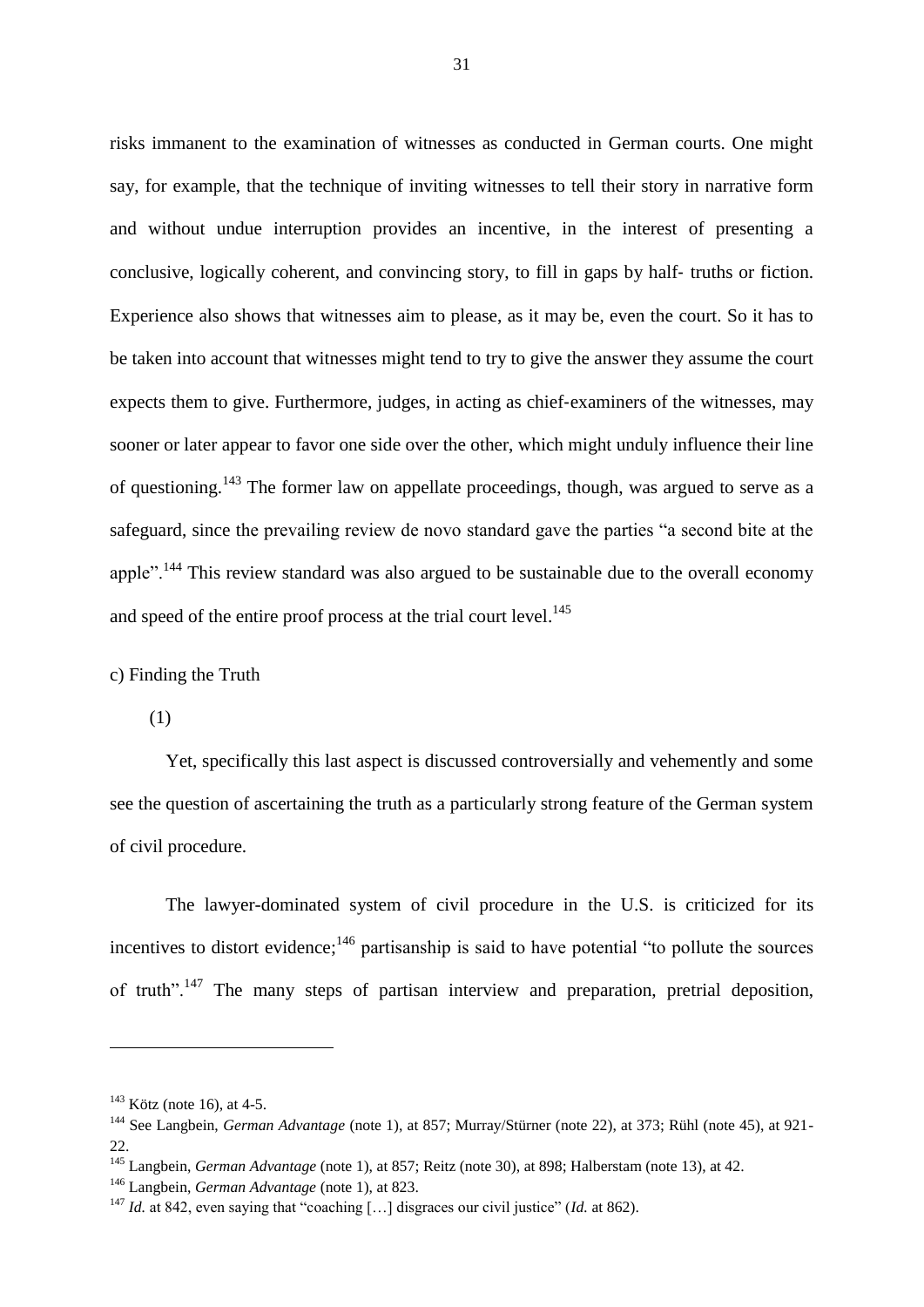risks immanent to the examination of witnesses as conducted in German courts. One might say, for example, that the technique of inviting witnesses to tell their story in narrative form and without undue interruption provides an incentive, in the interest of presenting a conclusive, logically coherent, and convincing story, to fill in gaps by half- truths or fiction. Experience also shows that witnesses aim to please, as it may be, even the court. So it has to be taken into account that witnesses might tend to try to give the answer they assume the court expects them to give. Furthermore, judges, in acting as chief-examiners of the witnesses, may sooner or later appear to favor one side over the other, which might unduly influence their line of questioning.[143] The former law on appellate proceedings, though, was argued to serve as a safeguard, since the prevailing review de novo standard gave the parties "a second bite at the apple".[144] This review standard was also argued to be sustainable due to the overall economy and speed of the entire proof process at the trial court level.[145]

c) Finding the Truth

(1)

Yet, specifically this last aspect is discussed controversially and vehemently and some see the question of ascertaining the truth as a particularly strong feature of the German system of civil procedure.

The lawyer-dominated system of civil procedure in the U.S. is criticized for its incentives to distort evidence;[146] partisanship is said to have potential "to pollute the sources of truth".[147] The many steps of partisan interview and preparation, pretrial deposition,

---

[143] Kötz (note 16), at 4-5.

[144] See Langbein, *German Advantage* (note 1), at 857; Murray/Stürner (note 22), at 373; Rühl (note 45), at 921-22.

[145] Langbein, *German Advantage* (note 1), at 857; Reitz (note 30), at 898; Halberstam (note 13), at 42.

[146] Langbein, *German Advantage* (note 1), at 823.

[147] *Id.* at 842, even saying that "coaching […] disgraces our civil justice" (*Id.* at 862).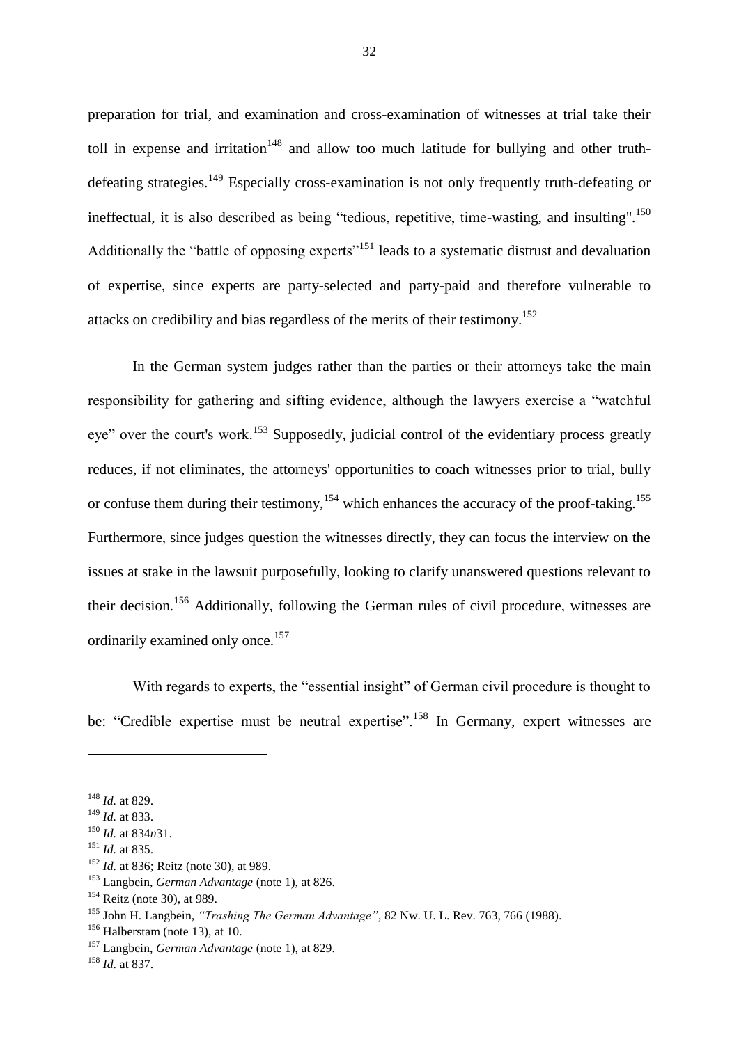preparation for trial, and examination and cross-examination of witnesses at trial take their toll in expense and irritation[148] and allow too much latitude for bullying and other truth-defeating strategies.[149] Especially cross-examination is not only frequently truth-defeating or ineffectual, it is also described as being "tedious, repetitive, time-wasting, and insulting".[150] Additionally the "battle of opposing experts"[151] leads to a systematic distrust and devaluation of expertise, since experts are party-selected and party-paid and therefore vulnerable to attacks on credibility and bias regardless of the merits of their testimony.[152]

In the German system judges rather than the parties or their attorneys take the main responsibility for gathering and sifting evidence, although the lawyers exercise a "watchful eye" over the court's work.[153] Supposedly, judicial control of the evidentiary process greatly reduces, if not eliminates, the attorneys' opportunities to coach witnesses prior to trial, bully or confuse them during their testimony,[154] which enhances the accuracy of the proof-taking.[155] Furthermore, since judges question the witnesses directly, they can focus the interview on the issues at stake in the lawsuit purposefully, looking to clarify unanswered questions relevant to their decision.[156] Additionally, following the German rules of civil procedure, witnesses are ordinarily examined only once.[157]

With regards to experts, the "essential insight" of German civil procedure is thought to be: "Credible expertise must be neutral expertise".[158] In Germany, expert witnesses are

---

[148] *Id.* at 829.
[149] *Id.* at 833.
[150] *Id.* at 834*n*31.
[151] *Id.* at 835.
[152] *Id.* at 836; Reitz (note 30), at 989.
[153] Langbein, *German Advantage* (note 1), at 826.
[154] Reitz (note 30), at 989.
[155] John H. Langbein, *"Trashing The German Advantage"*, 82 Nw. U. L. Rev. 763, 766 (1988).
[156] Halberstam (note 13), at 10.
[157] Langbein, *German Advantage* (note 1), at 829.
[158] *Id.* at 837.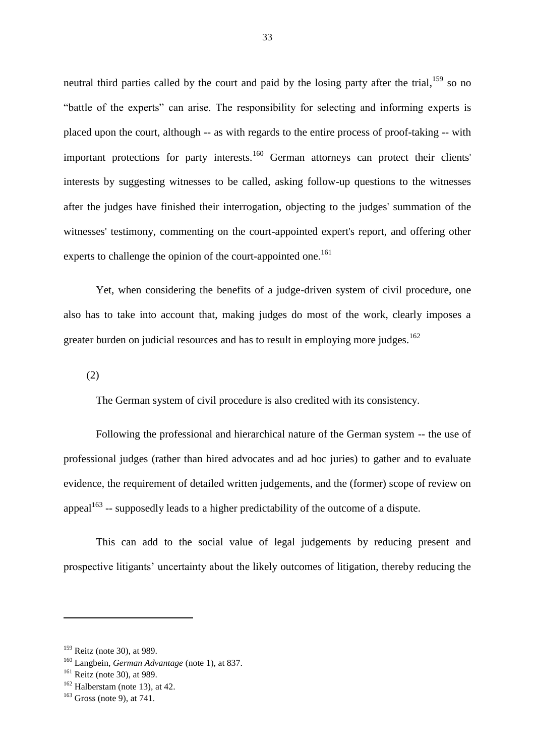neutral third parties called by the court and paid by the losing party after the trial,[159] so no "battle of the experts" can arise. The responsibility for selecting and informing experts is placed upon the court, although -- as with regards to the entire process of proof-taking -- with important protections for party interests.[160] German attorneys can protect their clients' interests by suggesting witnesses to be called, asking follow-up questions to the witnesses after the judges have finished their interrogation, objecting to the judges' summation of the witnesses' testimony, commenting on the court-appointed expert's report, and offering other experts to challenge the opinion of the court-appointed one.[161]

Yet, when considering the benefits of a judge-driven system of civil procedure, one also has to take into account that, making judges do most of the work, clearly imposes a greater burden on judicial resources and has to result in employing more judges.[162]

(2)

The German system of civil procedure is also credited with its consistency.

Following the professional and hierarchical nature of the German system -- the use of professional judges (rather than hired advocates and ad hoc juries) to gather and to evaluate evidence, the requirement of detailed written judgements, and the (former) scope of review on appeal[163] -- supposedly leads to a higher predictability of the outcome of a dispute.

This can add to the social value of legal judgements by reducing present and prospective litigants' uncertainty about the likely outcomes of litigation, thereby reducing the

---

[159] Reitz (note 30), at 989.

[160] Langbein, *German Advantage* (note 1), at 837.

[161] Reitz (note 30), at 989.

[162] Halberstam (note 13), at 42.

[163] Gross (note 9), at 741.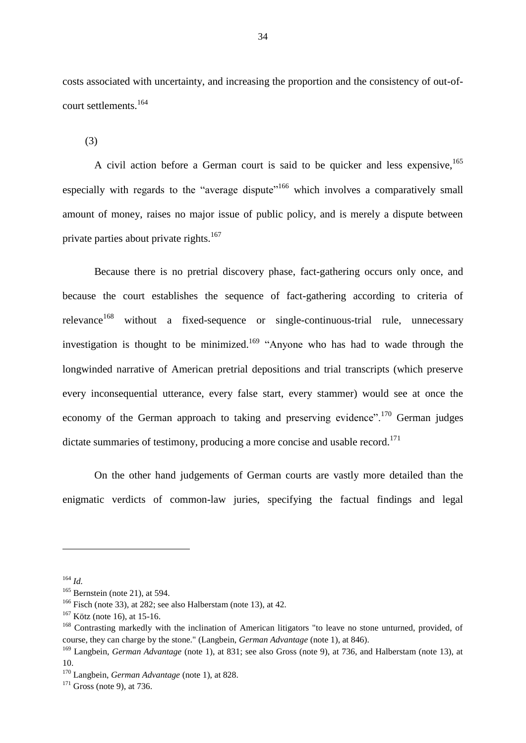costs associated with uncertainty, and increasing the proportion and the consistency of out-of-court settlements.[164]

(3)

A civil action before a German court is said to be quicker and less expensive,[165] especially with regards to the "average dispute"[166] which involves a comparatively small amount of money, raises no major issue of public policy, and is merely a dispute between private parties about private rights.[167]

Because there is no pretrial discovery phase, fact-gathering occurs only once, and because the court establishes the sequence of fact-gathering according to criteria of relevance[168] without a fixed-sequence or single-continuous-trial rule, unnecessary investigation is thought to be minimized.[169] "Anyone who has had to wade through the longwinded narrative of American pretrial depositions and trial transcripts (which preserve every inconsequential utterance, every false start, every stammer) would see at once the economy of the German approach to taking and preserving evidence".[170] German judges dictate summaries of testimony, producing a more concise and usable record.[171]

On the other hand judgements of German courts are vastly more detailed than the enigmatic verdicts of common-law juries, specifying the factual findings and legal

---

[164] *Id.*

[165] Bernstein (note 21), at 594.

[166] Fisch (note 33), at 282; see also Halberstam (note 13), at 42.

[167] Kötz (note 16), at 15-16.

[168] Contrasting markedly with the inclination of American litigators "to leave no stone unturned, provided, of course, they can charge by the stone." (Langbein, *German Advantage* (note 1), at 846).

[169] Langbein, *German Advantage* (note 1), at 831; see also Gross (note 9), at 736, and Halberstam (note 13), at 10.

[170] Langbein, *German Advantage* (note 1), at 828.

[171] Gross (note 9), at 736.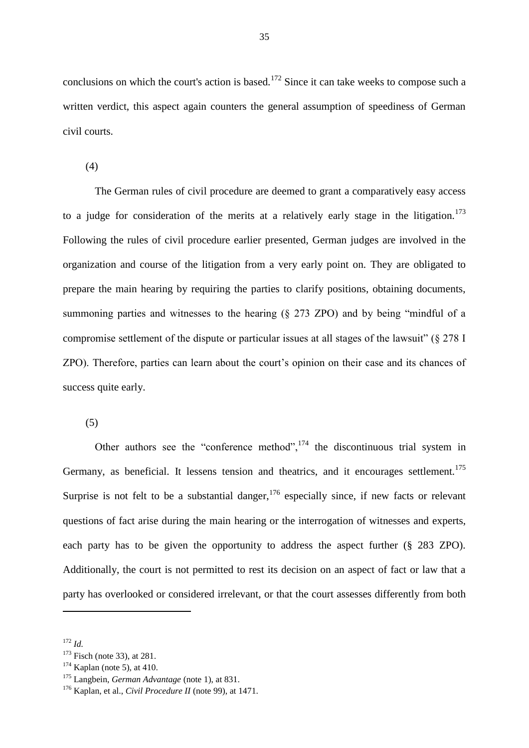conclusions on which the court's action is based.[172] Since it can take weeks to compose such a written verdict, this aspect again counters the general assumption of speediness of German civil courts.

(4)

The German rules of civil procedure are deemed to grant a comparatively easy access to a judge for consideration of the merits at a relatively early stage in the litigation.[173] Following the rules of civil procedure earlier presented, German judges are involved in the organization and course of the litigation from a very early point on. They are obligated to prepare the main hearing by requiring the parties to clarify positions, obtaining documents, summoning parties and witnesses to the hearing (§ 273 ZPO) and by being "mindful of a compromise settlement of the dispute or particular issues at all stages of the lawsuit" (§ 278 I ZPO). Therefore, parties can learn about the court's opinion on their case and its chances of success quite early.

(5)

Other authors see the "conference method",[174] the discontinuous trial system in Germany, as beneficial. It lessens tension and theatrics, and it encourages settlement.[175] Surprise is not felt to be a substantial danger,[176] especially since, if new facts or relevant questions of fact arise during the main hearing or the interrogation of witnesses and experts, each party has to be given the opportunity to address the aspect further (§ 283 ZPO). Additionally, the court is not permitted to rest its decision on an aspect of fact or law that a party has overlooked or considered irrelevant, or that the court assesses differently from both

---

[172] *Id.*

[173] Fisch (note 33), at 281.

[174] Kaplan (note 5), at 410.

[175] Langbein, *German Advantage* (note 1), at 831.

[176] Kaplan, et al., *Civil Procedure II* (note 99), at 1471.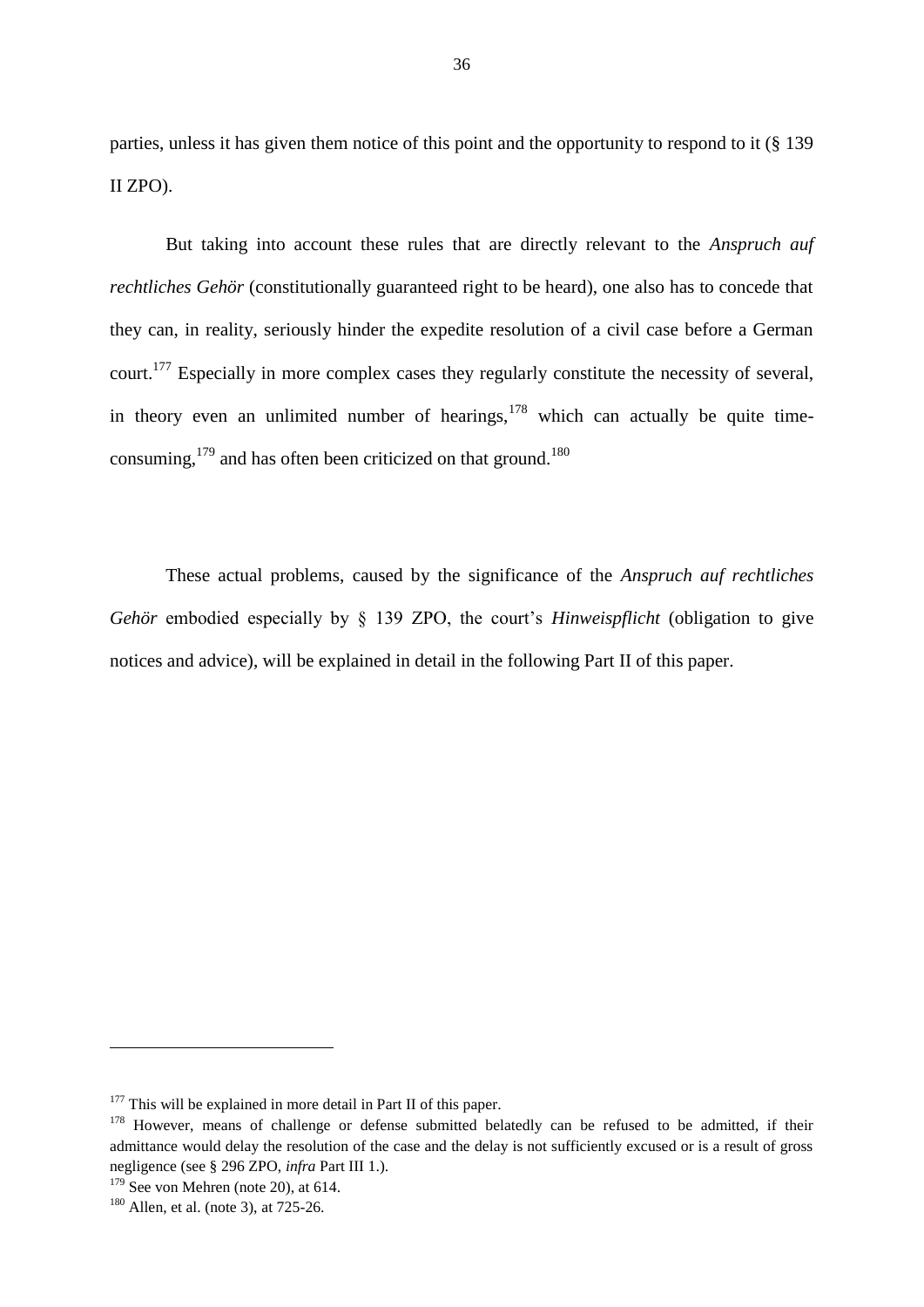parties, unless it has given them notice of this point and the opportunity to respond to it (§ 139 II ZPO).

But taking into account these rules that are directly relevant to the *Anspruch auf rechtliches Gehör* (constitutionally guaranteed right to be heard), one also has to concede that they can, in reality, seriously hinder the expedite resolution of a civil case before a German court.[177] Especially in more complex cases they regularly constitute the necessity of several, in theory even an unlimited number of hearings,[178] which can actually be quite time-consuming,[179] and has often been criticized on that ground.[180]

These actual problems, caused by the significance of the *Anspruch auf rechtliches Gehör* embodied especially by § 139 ZPO, the court's *Hinweispflicht* (obligation to give notices and advice), will be explained in detail in the following Part II of this paper.

---

[177] This will be explained in more detail in Part II of this paper.

[178] However, means of challenge or defense submitted belatedly can be refused to be admitted, if their admittance would delay the resolution of the case and the delay is not sufficiently excused or is a result of gross negligence (see § 296 ZPO, *infra* Part III 1.).

[179] See von Mehren (note 20), at 614.

[180] Allen, et al. (note 3), at 725-26.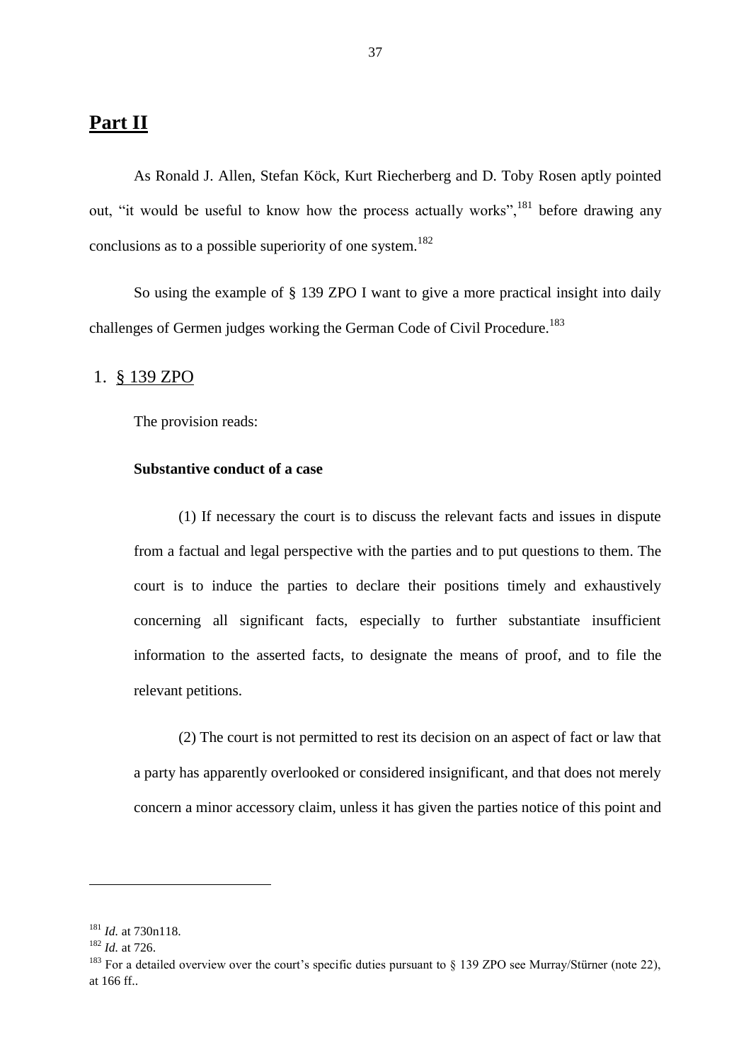# **Part II**

As Ronald J. Allen, Stefan Köck, Kurt Riecherberg and D. Toby Rosen aptly pointed out, "it would be useful to know how the process actually works",[181] before drawing any conclusions as to a possible superiority of one system.[182]

So using the example of § 139 ZPO I want to give a more practical insight into daily challenges of Germen judges working the German Code of Civil Procedure.[183]

## 1. § 139 ZPO

The provision reads:

**Substantive conduct of a case**

(1) If necessary the court is to discuss the relevant facts and issues in dispute from a factual and legal perspective with the parties and to put questions to them. The court is to induce the parties to declare their positions timely and exhaustively concerning all significant facts, especially to further substantiate insufficient information to the asserted facts, to designate the means of proof, and to file the relevant petitions.

(2) The court is not permitted to rest its decision on an aspect of fact or law that a party has apparently overlooked or considered insignificant, and that does not merely concern a minor accessory claim, unless it has given the parties notice of this point and

---

[181] *Id.* at 730n118.

[182] *Id.* at 726.

[183] For a detailed overview over the court's specific duties pursuant to § 139 ZPO see Murray/Stürner (note 22), at 166 ff..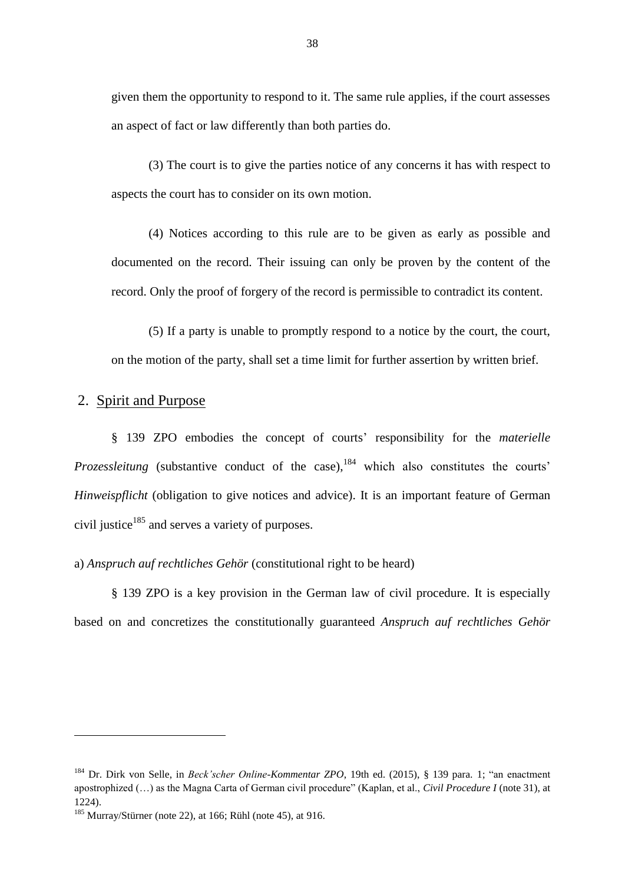given them the opportunity to respond to it. The same rule applies, if the court assesses an aspect of fact or law differently than both parties do.

(3) The court is to give the parties notice of any concerns it has with respect to aspects the court has to consider on its own motion.

(4) Notices according to this rule are to be given as early as possible and documented on the record. Their issuing can only be proven by the content of the record. Only the proof of forgery of the record is permissible to contradict its content.

(5) If a party is unable to promptly respond to a notice by the court, the court, on the motion of the party, shall set a time limit for further assertion by written brief.

## 2. Spirit and Purpose

§ 139 ZPO embodies the concept of courts' responsibility for the *materielle Prozessleitung* (substantive conduct of the case),[184] which also constitutes the courts' *Hinweispflicht* (obligation to give notices and advice). It is an important feature of German civil justice[185] and serves a variety of purposes.

a) *Anspruch auf rechtliches Gehör* (constitutional right to be heard)

§ 139 ZPO is a key provision in the German law of civil procedure. It is especially based on and concretizes the constitutionally guaranteed *Anspruch auf rechtliches Gehör*

---

[184] Dr. Dirk von Selle, in *Beck'scher Online-Kommentar ZPO*, 19th ed. (2015), § 139 para. 1; "an enactment apostrophized (…) as the Magna Carta of German civil procedure" (Kaplan, et al., *Civil Procedure I* (note 31), at 1224).

[185] Murray/Stürner (note 22), at 166; Rühl (note 45), at 916.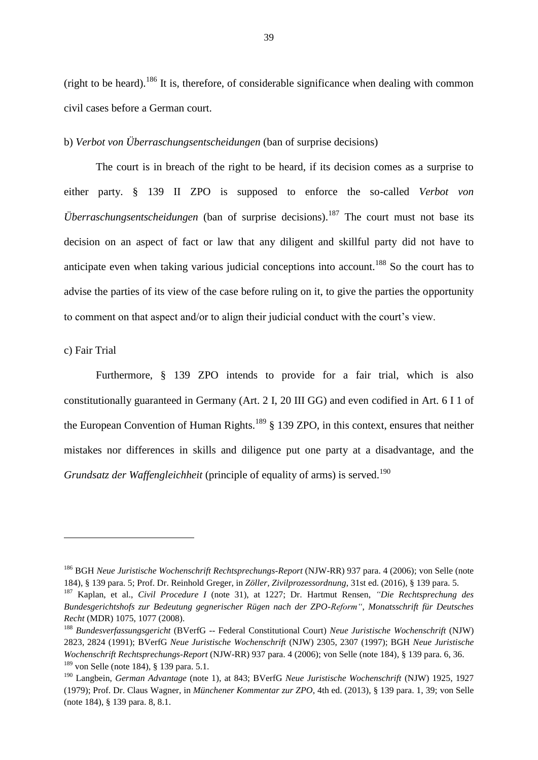(right to be heard).[186] It is, therefore, of considerable significance when dealing with common civil cases before a German court.

b) *Verbot von Überraschungsentscheidungen* (ban of surprise decisions)

The court is in breach of the right to be heard, if its decision comes as a surprise to either party. § 139 II ZPO is supposed to enforce the so-called *Verbot von Überraschungsentscheidungen* (ban of surprise decisions).[187] The court must not base its decision on an aspect of fact or law that any diligent and skillful party did not have to anticipate even when taking various judicial conceptions into account.[188] So the court has to advise the parties of its view of the case before ruling on it, to give the parties the opportunity to comment on that aspect and/or to align their judicial conduct with the court's view.

c) Fair Trial

Furthermore, § 139 ZPO intends to provide for a fair trial, which is also constitutionally guaranteed in Germany (Art. 2 I, 20 III GG) and even codified in Art. 6 I 1 of the European Convention of Human Rights.[189] § 139 ZPO, in this context, ensures that neither mistakes nor differences in skills and diligence put one party at a disadvantage, and the *Grundsatz der Waffengleichheit* (principle of equality of arms) is served.[190]

---

[186] BGH *Neue Juristische Wochenschrift Rechtsprechungs-Report* (NJW-RR) 937 para. 4 (2006); von Selle (note 184), § 139 para. 5; Prof. Dr. Reinhold Greger, in *Zöller, Zivilprozessordnung*, 31st ed. (2016), § 139 para. 5.

[187] Kaplan, et al., *Civil Procedure I* (note 31), at 1227; Dr. Hartmut Rensen, *"Die Rechtsprechung des Bundesgerichtshofs zur Bedeutung gegnerischer Rügen nach der ZPO-Reform", Monatsschrift für Deutsches Recht* (MDR) 1075, 1077 (2008).

[188] *Bundesverfassungsgericht* (BVerfG -- Federal Constitutional Court) *Neue Juristische Wochenschrift* (NJW) 2823, 2824 (1991); BVerfG *Neue Juristische Wochenschrift* (NJW) 2305, 2307 (1997); BGH *Neue Juristische Wochenschrift Rechtsprechungs-Report* (NJW-RR) 937 para. 4 (2006); von Selle (note 184), § 139 para. 6, 36.

[189] von Selle (note 184), § 139 para. 5.1.

[190] Langbein, *German Advantage* (note 1), at 843; BVerfG *Neue Juristische Wochenschrift* (NJW) 1925, 1927 (1979); Prof. Dr. Claus Wagner, in *Münchener Kommentar zur ZPO*, 4th ed. (2013), § 139 para. 1, 39; von Selle (note 184), § 139 para. 8, 8.1.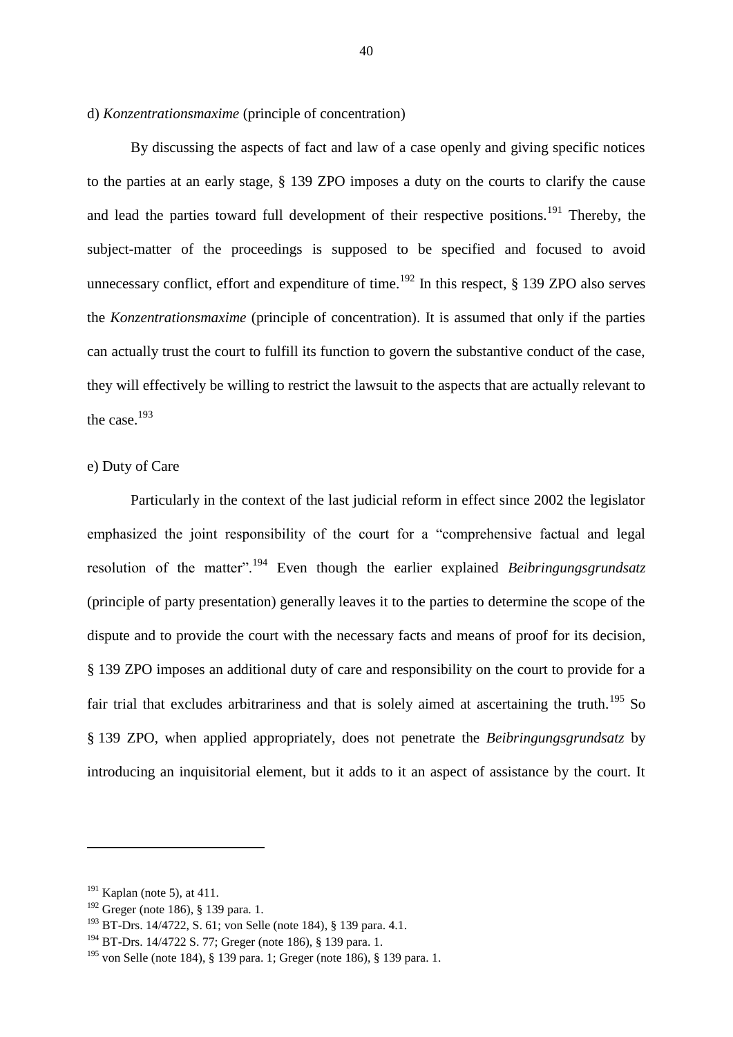d) *Konzentrationsmaxime* (principle of concentration)

By discussing the aspects of fact and law of a case openly and giving specific notices to the parties at an early stage, § 139 ZPO imposes a duty on the courts to clarify the cause and lead the parties toward full development of their respective positions.[191] Thereby, the subject-matter of the proceedings is supposed to be specified and focused to avoid unnecessary conflict, effort and expenditure of time.[192] In this respect, § 139 ZPO also serves the *Konzentrationsmaxime* (principle of concentration). It is assumed that only if the parties can actually trust the court to fulfill its function to govern the substantive conduct of the case, they will effectively be willing to restrict the lawsuit to the aspects that are actually relevant to the case.[193]

e) Duty of Care

Particularly in the context of the last judicial reform in effect since 2002 the legislator emphasized the joint responsibility of the court for a "comprehensive factual and legal resolution of the matter".[194] Even though the earlier explained *Beibringungsgrundsatz* (principle of party presentation) generally leaves it to the parties to determine the scope of the dispute and to provide the court with the necessary facts and means of proof for its decision, § 139 ZPO imposes an additional duty of care and responsibility on the court to provide for a fair trial that excludes arbitrariness and that is solely aimed at ascertaining the truth.[195] So § 139 ZPO, when applied appropriately, does not penetrate the *Beibringungsgrundsatz* by introducing an inquisitorial element, but it adds to it an aspect of assistance by the court. It

---

[191] Kaplan (note 5), at 411.

[192] Greger (note 186), § 139 para. 1.

[193] BT-Drs. 14/4722, S. 61; von Selle (note 184), § 139 para. 4.1.

[194] BT-Drs. 14/4722 S. 77; Greger (note 186), § 139 para. 1.

[195] von Selle (note 184), § 139 para. 1; Greger (note 186), § 139 para. 1.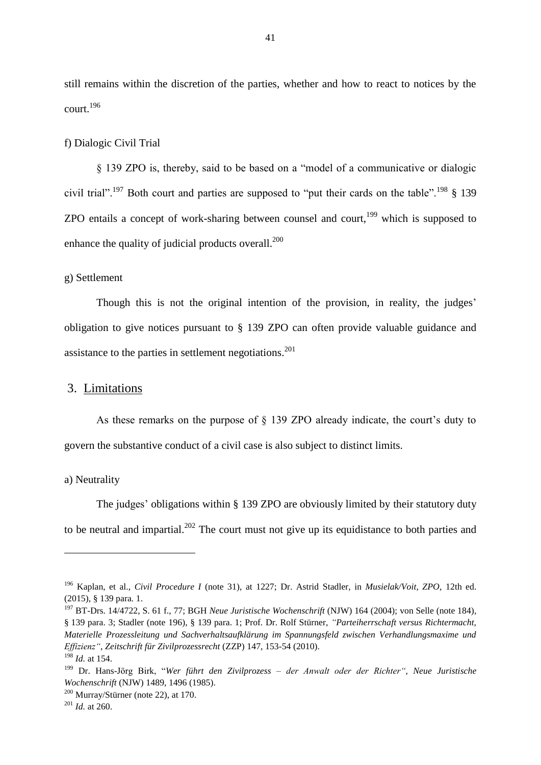still remains within the discretion of the parties, whether and how to react to notices by the court.[196]

f) Dialogic Civil Trial

§ 139 ZPO is, thereby, said to be based on a "model of a communicative or dialogic civil trial".[197] Both court and parties are supposed to "put their cards on the table".[198] § 139 ZPO entails a concept of work-sharing between counsel and court,[199] which is supposed to enhance the quality of judicial products overall.[200]

g) Settlement

Though this is not the original intention of the provision, in reality, the judges' obligation to give notices pursuant to § 139 ZPO can often provide valuable guidance and assistance to the parties in settlement negotiations.[201]

## 3. Limitations

As these remarks on the purpose of § 139 ZPO already indicate, the court's duty to govern the substantive conduct of a civil case is also subject to distinct limits.

a) Neutrality

The judges' obligations within § 139 ZPO are obviously limited by their statutory duty to be neutral and impartial.[202] The court must not give up its equidistance to both parties and

---

[196] Kaplan, et al., *Civil Procedure I* (note 31), at 1227; Dr. Astrid Stadler, in *Musielak/Voit, ZPO*, 12th ed. (2015), § 139 para. 1.

[197] BT-Drs. 14/4722, S. 61 f., 77; BGH *Neue Juristische Wochenschrift* (NJW) 164 (2004); von Selle (note 184), § 139 para. 3; Stadler (note 196), § 139 para. 1; Prof. Dr. Rolf Stürner, *"Parteiherrschaft versus Richtermacht, Materielle Prozessleitung und Sachverhaltsaufklärung im Spannungsfeld zwischen Verhandlungsmaxime und Effizienz"*, *Zeitschrift für Zivilprozessrecht* (ZZP) 147, 153-54 (2010).

[198] *Id.* at 154.

[199] Dr. Hans-Jörg Birk, "*Wer führt den Zivilprozess – der Anwalt oder der Richter"*, *Neue Juristische Wochenschrift* (NJW) 1489, 1496 (1985).

[200] Murray/Stürner (note 22), at 170.

[201] *Id.* at 260.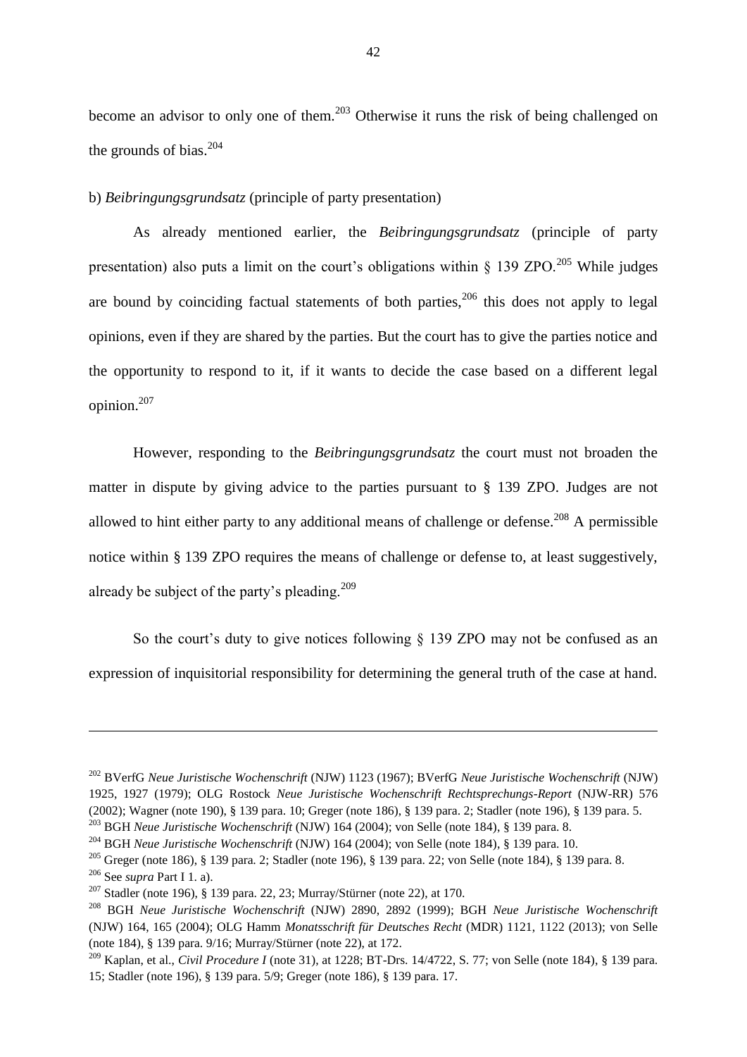become an advisor to only one of them.[203] Otherwise it runs the risk of being challenged on the grounds of bias.[204]

b) *Beibringungsgrundsatz* (principle of party presentation)

As already mentioned earlier, the *Beibringungsgrundsatz* (principle of party presentation) also puts a limit on the court's obligations within § 139 ZPO.[205] While judges are bound by coinciding factual statements of both parties,[206] this does not apply to legal opinions, even if they are shared by the parties. But the court has to give the parties notice and the opportunity to respond to it, if it wants to decide the case based on a different legal opinion.[207]

However, responding to the *Beibringungsgrundsatz* the court must not broaden the matter in dispute by giving advice to the parties pursuant to § 139 ZPO. Judges are not allowed to hint either party to any additional means of challenge or defense.[208] A permissible notice within § 139 ZPO requires the means of challenge or defense to, at least suggestively, already be subject of the party's pleading.[209]

So the court's duty to give notices following § 139 ZPO may not be confused as an expression of inquisitorial responsibility for determining the general truth of the case at hand.

---

[202] BVerfG *Neue Juristische Wochenschrift* (NJW) 1123 (1967); BVerfG *Neue Juristische Wochenschrift* (NJW) 1925, 1927 (1979); OLG Rostock *Neue Juristische Wochenschrift Rechtsprechungs-Report* (NJW-RR) 576 (2002); Wagner (note 190), § 139 para. 10; Greger (note 186), § 139 para. 2; Stadler (note 196), § 139 para. 5.

[203] BGH *Neue Juristische Wochenschrift* (NJW) 164 (2004); von Selle (note 184), § 139 para. 8.

[204] BGH *Neue Juristische Wochenschrift* (NJW) 164 (2004); von Selle (note 184), § 139 para. 10.

[205] Greger (note 186), § 139 para. 2; Stadler (note 196), § 139 para. 22; von Selle (note 184), § 139 para. 8.

[206] See *supra* Part I 1. a).

[207] Stadler (note 196), § 139 para. 22, 23; Murray/Stürner (note 22), at 170.

[208] BGH *Neue Juristische Wochenschrift* (NJW) 2890, 2892 (1999); BGH *Neue Juristische Wochenschrift* (NJW) 164, 165 (2004); OLG Hamm *Monatsschrift für Deutsches Recht* (MDR) 1121, 1122 (2013); von Selle (note 184), § 139 para. 9/16; Murray/Stürner (note 22), at 172.

[209] Kaplan, et al., *Civil Procedure I* (note 31), at 1228; BT-Drs. 14/4722, S. 77; von Selle (note 184), § 139 para. 15; Stadler (note 196), § 139 para. 5/9; Greger (note 186), § 139 para. 17.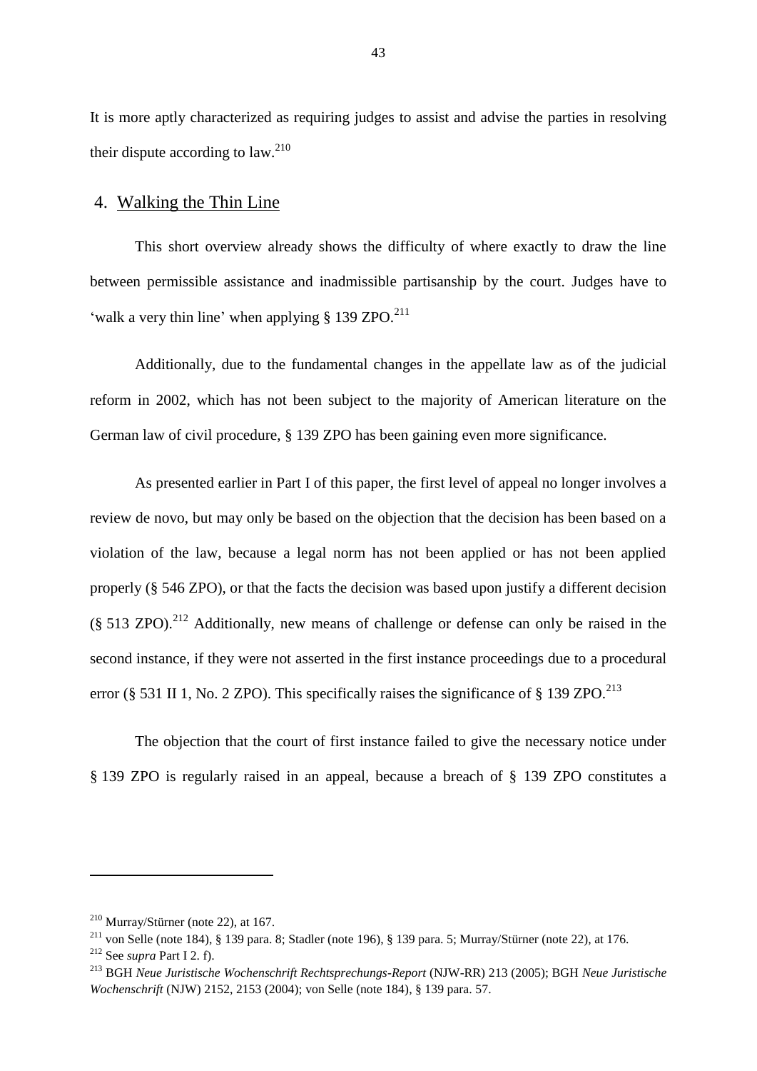It is more aptly characterized as requiring judges to assist and advise the parties in resolving their dispute according to law.[210]

## 4. Walking the Thin Line

This short overview already shows the difficulty of where exactly to draw the line between permissible assistance and inadmissible partisanship by the court. Judges have to 'walk a very thin line' when applying § 139 ZPO.[211]

Additionally, due to the fundamental changes in the appellate law as of the judicial reform in 2002, which has not been subject to the majority of American literature on the German law of civil procedure, § 139 ZPO has been gaining even more significance.

As presented earlier in Part I of this paper, the first level of appeal no longer involves a review de novo, but may only be based on the objection that the decision has been based on a violation of the law, because a legal norm has not been applied or has not been applied properly (§ 546 ZPO), or that the facts the decision was based upon justify a different decision (§ 513 ZPO).[212] Additionally, new means of challenge or defense can only be raised in the second instance, if they were not asserted in the first instance proceedings due to a procedural error (§ 531 II 1, No. 2 ZPO). This specifically raises the significance of § 139 ZPO.[213]

The objection that the court of first instance failed to give the necessary notice under § 139 ZPO is regularly raised in an appeal, because a breach of § 139 ZPO constitutes a

---

[210] Murray/Stürner (note 22), at 167.

[211] von Selle (note 184), § 139 para. 8; Stadler (note 196), § 139 para. 5; Murray/Stürner (note 22), at 176.

[212] See *supra* Part I 2. f).

[213] BGH *Neue Juristische Wochenschrift Rechtsprechungs-Report* (NJW-RR) 213 (2005); BGH *Neue Juristische Wochenschrift* (NJW) 2152, 2153 (2004); von Selle (note 184), § 139 para. 57.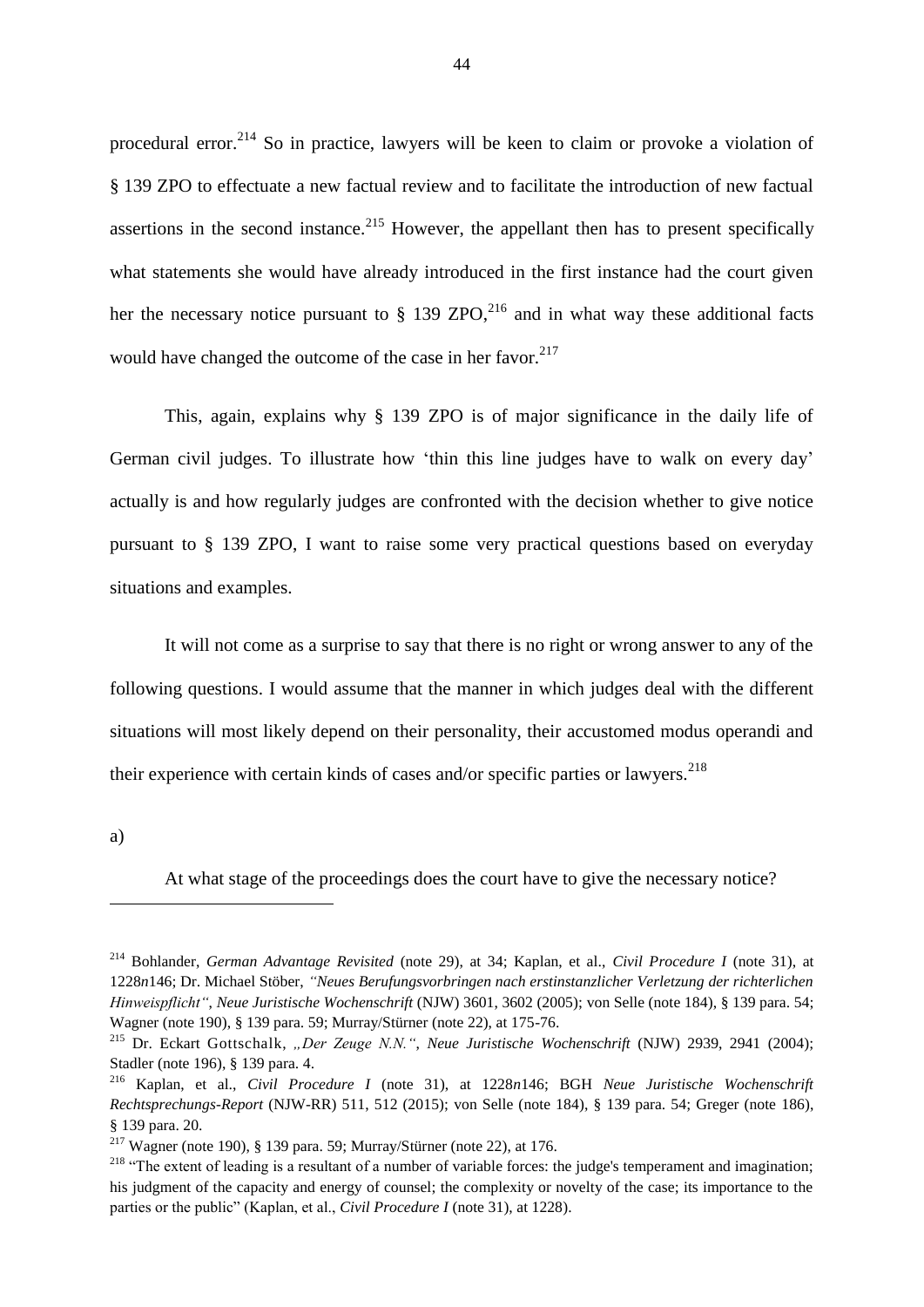procedural error.[214] So in practice, lawyers will be keen to claim or provoke a violation of § 139 ZPO to effectuate a new factual review and to facilitate the introduction of new factual assertions in the second instance.[215] However, the appellant then has to present specifically what statements she would have already introduced in the first instance had the court given her the necessary notice pursuant to § 139 ZPO,[216] and in what way these additional facts would have changed the outcome of the case in her favor.[217]

This, again, explains why § 139 ZPO is of major significance in the daily life of German civil judges. To illustrate how 'thin this line judges have to walk on every day' actually is and how regularly judges are confronted with the decision whether to give notice pursuant to § 139 ZPO, I want to raise some very practical questions based on everyday situations and examples.

It will not come as a surprise to say that there is no right or wrong answer to any of the following questions. I would assume that the manner in which judges deal with the different situations will most likely depend on their personality, their accustomed modus operandi and their experience with certain kinds of cases and/or specific parties or lawyers.[218]

a)

At what stage of the proceedings does the court have to give the necessary notice?

---

[214] Bohlander, *German Advantage Revisited* (note 29), at 34; Kaplan, et al., *Civil Procedure I* (note 31), at 1228*n*146; Dr. Michael Stöber, *"Neues Berufungsvorbringen nach erstinstanzlicher Verletzung der richterlichen Hinweispflicht"*, *Neue Juristische Wochenschrift* (NJW) 3601, 3602 (2005); von Selle (note 184), § 139 para. 54; Wagner (note 190), § 139 para. 59; Murray/Stürner (note 22), at 175-76.

[215] Dr. Eckart Gottschalk, *„Der Zeuge N.N."*, *Neue Juristische Wochenschrift* (NJW) 2939, 2941 (2004); Stadler (note 196), § 139 para. 4.

[216] Kaplan, et al., *Civil Procedure I* (note 31), at 1228*n*146; BGH *Neue Juristische Wochenschrift Rechtsprechungs-Report* (NJW-RR) 511, 512 (2015); von Selle (note 184), § 139 para. 54; Greger (note 186), § 139 para. 20.

[217] Wagner (note 190), § 139 para. 59; Murray/Stürner (note 22), at 176.

[218] "The extent of leading is a resultant of a number of variable forces: the judge's temperament and imagination; his judgment of the capacity and energy of counsel; the complexity or novelty of the case; its importance to the parties or the public" (Kaplan, et al., *Civil Procedure I* (note 31), at 1228).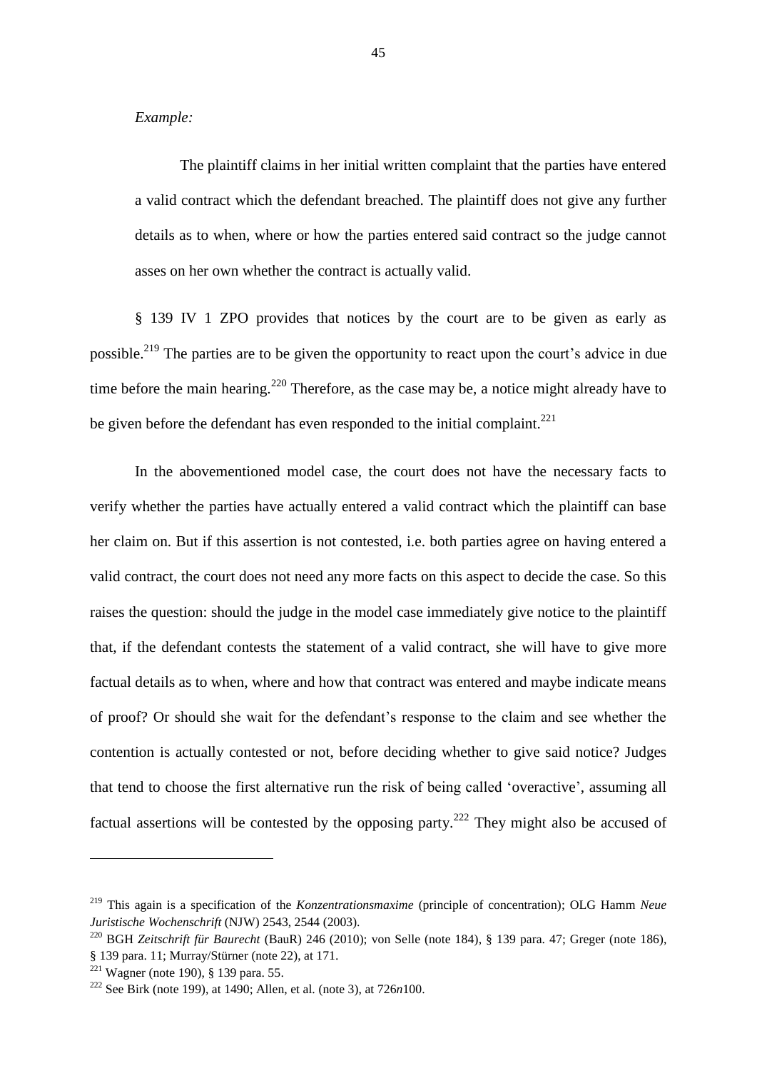*Example:*

> The plaintiff claims in her initial written complaint that the parties have entered a valid contract which the defendant breached. The plaintiff does not give any further details as to when, where or how the parties entered said contract so the judge cannot asses on her own whether the contract is actually valid.

§ 139 IV 1 ZPO provides that notices by the court are to be given as early as possible.[219] The parties are to be given the opportunity to react upon the court's advice in due time before the main hearing.[220] Therefore, as the case may be, a notice might already have to be given before the defendant has even responded to the initial complaint.[221]

In the abovementioned model case, the court does not have the necessary facts to verify whether the parties have actually entered a valid contract which the plaintiff can base her claim on. But if this assertion is not contested, i.e. both parties agree on having entered a valid contract, the court does not need any more facts on this aspect to decide the case. So this raises the question: should the judge in the model case immediately give notice to the plaintiff that, if the defendant contests the statement of a valid contract, she will have to give more factual details as to when, where and how that contract was entered and maybe indicate means of proof? Or should she wait for the defendant's response to the claim and see whether the contention is actually contested or not, before deciding whether to give said notice? Judges that tend to choose the first alternative run the risk of being called 'overactive', assuming all factual assertions will be contested by the opposing party.[222] They might also be accused of

---

[219] This again is a specification of the *Konzentrationsmaxime* (principle of concentration); OLG Hamm *Neue Juristische Wochenschrift* (NJW) 2543, 2544 (2003).

[220] BGH *Zeitschrift für Baurecht* (BauR) 246 (2010); von Selle (note 184), § 139 para. 47; Greger (note 186), § 139 para. 11; Murray/Stürner (note 22), at 171.

[221] Wagner (note 190), § 139 para. 55.

[222] See Birk (note 199), at 1490; Allen, et al. (note 3), at 726*n*100.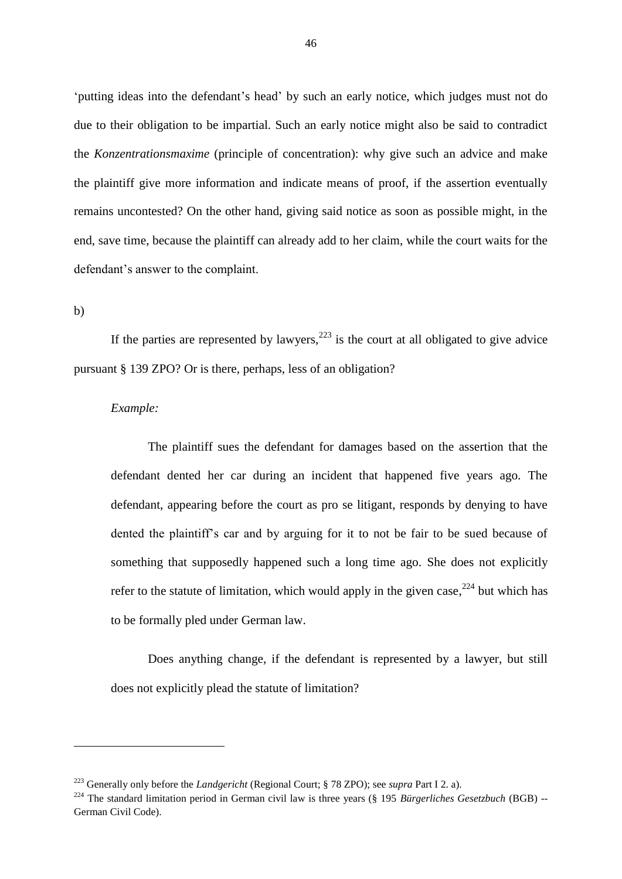'putting ideas into the defendant's head' by such an early notice, which judges must not do due to their obligation to be impartial. Such an early notice might also be said to contradict the *Konzentrationsmaxime* (principle of concentration): why give such an advice and make the plaintiff give more information and indicate means of proof, if the assertion eventually remains uncontested? On the other hand, giving said notice as soon as possible might, in the end, save time, because the plaintiff can already add to her claim, while the court waits for the defendant's answer to the complaint.

b)

If the parties are represented by lawyers,[223] is the court at all obligated to give advice pursuant § 139 ZPO? Or is there, perhaps, less of an obligation?

*Example:*

> The plaintiff sues the defendant for damages based on the assertion that the defendant dented her car during an incident that happened five years ago. The defendant, appearing before the court as pro se litigant, responds by denying to have dented the plaintiff's car and by arguing for it to not be fair to be sued because of something that supposedly happened such a long time ago. She does not explicitly refer to the statute of limitation, which would apply in the given case,[224] but which has to be formally pled under German law.
>
> Does anything change, if the defendant is represented by a lawyer, but still does not explicitly plead the statute of limitation?

---

[223] Generally only before the *Landgericht* (Regional Court; § 78 ZPO); see *supra* Part I 2. a).

[224] The standard limitation period in German civil law is three years (§ 195 *Bürgerliches Gesetzbuch* (BGB) -- German Civil Code).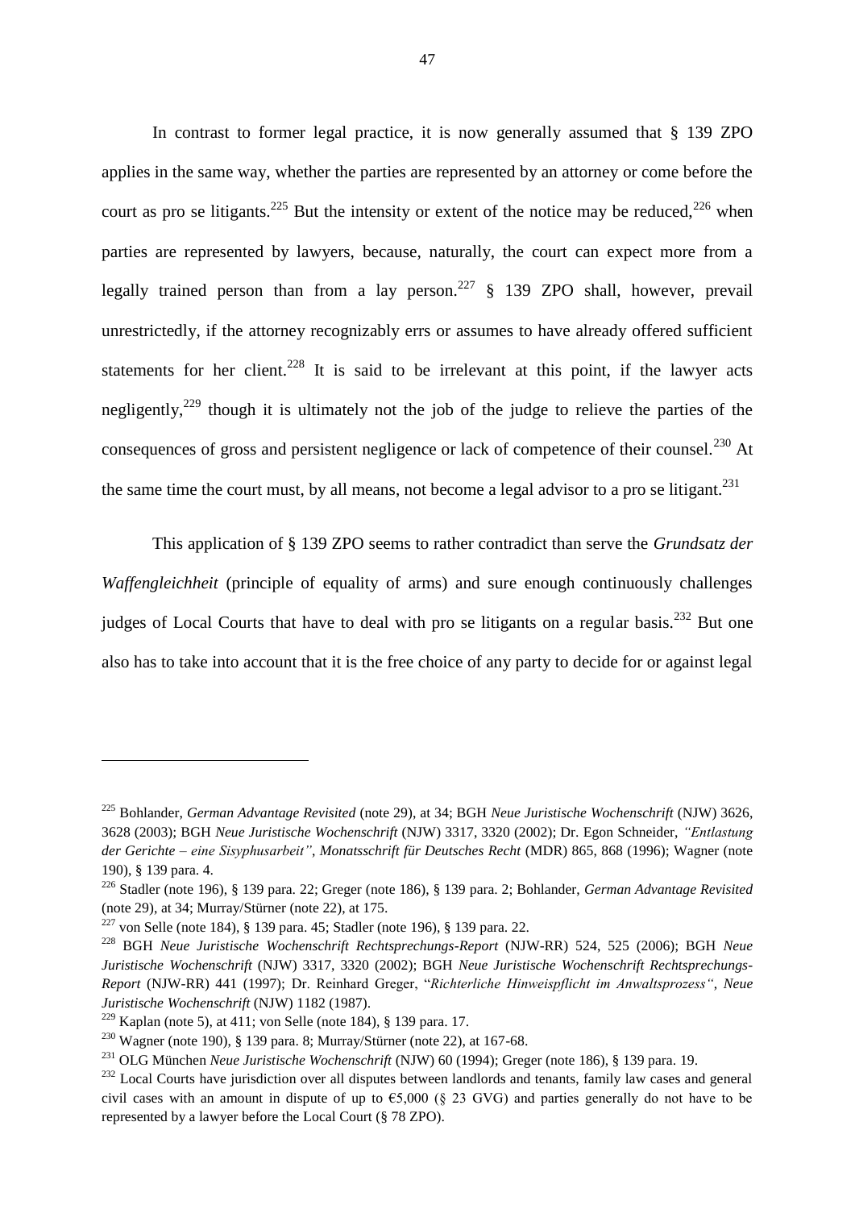In contrast to former legal practice, it is now generally assumed that § 139 ZPO applies in the same way, whether the parties are represented by an attorney or come before the court as pro se litigants.[225] But the intensity or extent of the notice may be reduced,[226] when parties are represented by lawyers, because, naturally, the court can expect more from a legally trained person than from a lay person.[227] § 139 ZPO shall, however, prevail unrestrictedly, if the attorney recognizably errs or assumes to have already offered sufficient statements for her client.[228] It is said to be irrelevant at this point, if the lawyer acts negligently,[229] though it is ultimately not the job of the judge to relieve the parties of the consequences of gross and persistent negligence or lack of competence of their counsel.[230] At the same time the court must, by all means, not become a legal advisor to a pro se litigant.[231]

This application of § 139 ZPO seems to rather contradict than serve the *Grundsatz der Waffengleichheit* (principle of equality of arms) and sure enough continuously challenges judges of Local Courts that have to deal with pro se litigants on a regular basis.[232] But one also has to take into account that it is the free choice of any party to decide for or against legal

---

[225] Bohlander, *German Advantage Revisited* (note 29), at 34; BGH *Neue Juristische Wochenschrift* (NJW) 3626, 3628 (2003); BGH *Neue Juristische Wochenschrift* (NJW) 3317, 3320 (2002); Dr. Egon Schneider, *"Entlastung der Gerichte – eine Sisyphusarbeit"*, *Monatsschrift für Deutsches Recht* (MDR) 865, 868 (1996); Wagner (note 190), § 139 para. 4.

[226] Stadler (note 196), § 139 para. 22; Greger (note 186), § 139 para. 2; Bohlander, *German Advantage Revisited* (note 29), at 34; Murray/Stürner (note 22), at 175.

[227] von Selle (note 184), § 139 para. 45; Stadler (note 196), § 139 para. 22.

[228] BGH *Neue Juristische Wochenschrift Rechtsprechungs-Report* (NJW-RR) 524, 525 (2006); BGH *Neue Juristische Wochenschrift* (NJW) 3317, 3320 (2002); BGH *Neue Juristische Wochenschrift Rechtsprechungs-Report* (NJW-RR) 441 (1997); Dr. Reinhard Greger, "*Richterliche Hinweispflicht im Anwaltsprozess"*, *Neue Juristische Wochenschrift* (NJW) 1182 (1987).

[229] Kaplan (note 5), at 411; von Selle (note 184), § 139 para. 17.

[230] Wagner (note 190), § 139 para. 8; Murray/Stürner (note 22), at 167-68.

[231] OLG München *Neue Juristische Wochenschrift* (NJW) 60 (1994); Greger (note 186), § 139 para. 19.

[232] Local Courts have jurisdiction over all disputes between landlords and tenants, family law cases and general civil cases with an amount in dispute of up to €5,000 (§ 23 GVG) and parties generally do not have to be represented by a lawyer before the Local Court (§ 78 ZPO).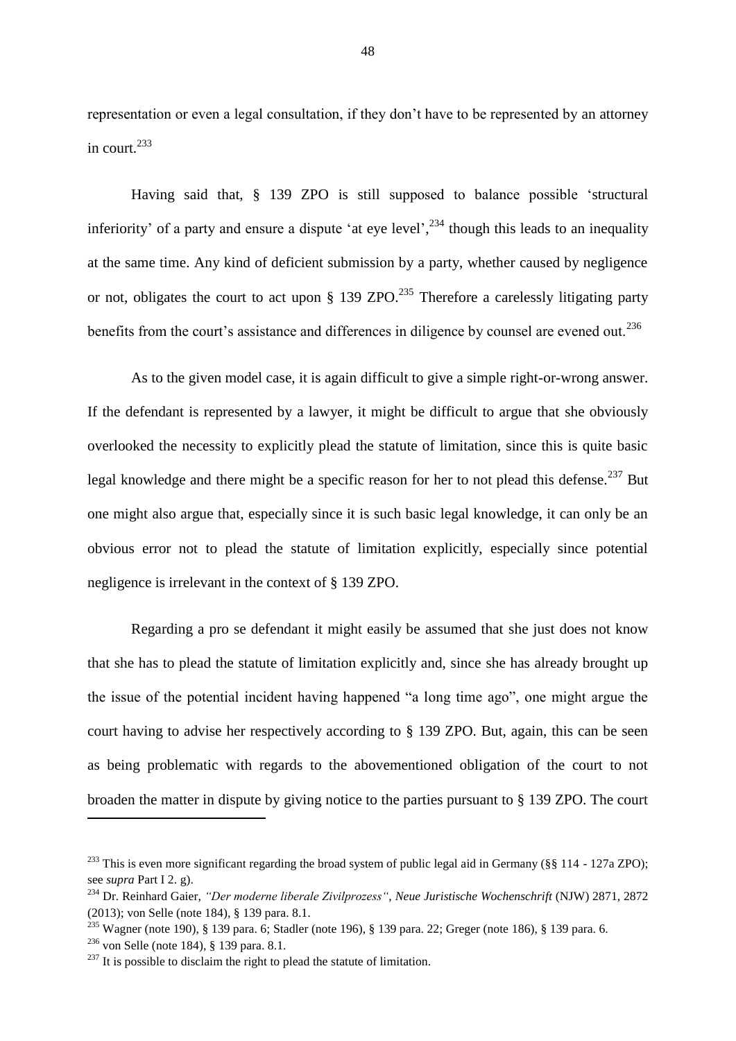representation or even a legal consultation, if they don't have to be represented by an attorney in court.[233]

Having said that, § 139 ZPO is still supposed to balance possible 'structural inferiority' of a party and ensure a dispute 'at eye level',[234] though this leads to an inequality at the same time. Any kind of deficient submission by a party, whether caused by negligence or not, obligates the court to act upon § 139 ZPO.[235] Therefore a carelessly litigating party benefits from the court's assistance and differences in diligence by counsel are evened out.[236]

As to the given model case, it is again difficult to give a simple right-or-wrong answer. If the defendant is represented by a lawyer, it might be difficult to argue that she obviously overlooked the necessity to explicitly plead the statute of limitation, since this is quite basic legal knowledge and there might be a specific reason for her to not plead this defense.[237] But one might also argue that, especially since it is such basic legal knowledge, it can only be an obvious error not to plead the statute of limitation explicitly, especially since potential negligence is irrelevant in the context of § 139 ZPO.

Regarding a pro se defendant it might easily be assumed that she just does not know that she has to plead the statute of limitation explicitly and, since she has already brought up the issue of the potential incident having happened "a long time ago", one might argue the court having to advise her respectively according to § 139 ZPO. But, again, this can be seen as being problematic with regards to the abovementioned obligation of the court to not broaden the matter in dispute by giving notice to the parties pursuant to § 139 ZPO. The court

---

[233] This is even more significant regarding the broad system of public legal aid in Germany (§§ 114 - 127a ZPO); see *supra* Part I 2. g).

[234] Dr. Reinhard Gaier, *"Der moderne liberale Zivilprozess"*, *Neue Juristische Wochenschrift* (NJW) 2871, 2872 (2013); von Selle (note 184), § 139 para. 8.1.

[235] Wagner (note 190), § 139 para. 6; Stadler (note 196), § 139 para. 22; Greger (note 186), § 139 para. 6.

[236] von Selle (note 184), § 139 para. 8.1.

[237] It is possible to disclaim the right to plead the statute of limitation.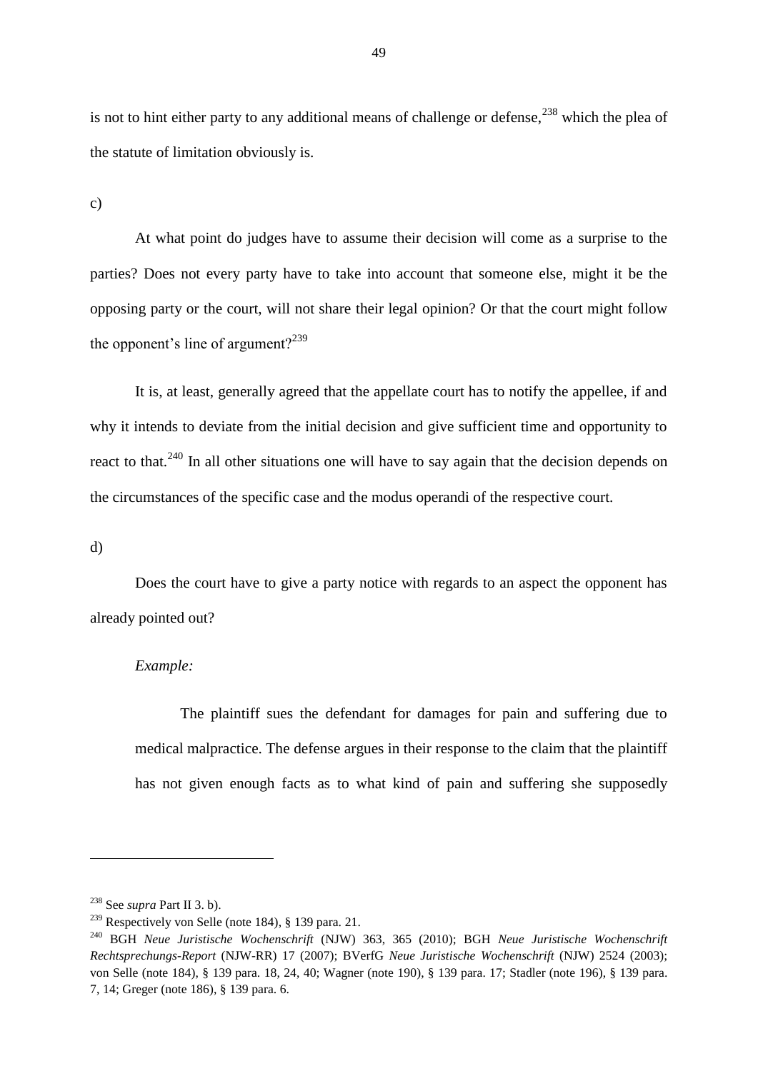is not to hint either party to any additional means of challenge or defense,[238] which the plea of the statute of limitation obviously is.

c)

At what point do judges have to assume their decision will come as a surprise to the parties? Does not every party have to take into account that someone else, might it be the opposing party or the court, will not share their legal opinion? Or that the court might follow the opponent's line of argument?[239]

It is, at least, generally agreed that the appellate court has to notify the appellee, if and why it intends to deviate from the initial decision and give sufficient time and opportunity to react to that.[240] In all other situations one will have to say again that the decision depends on the circumstances of the specific case and the modus operandi of the respective court.

d)

Does the court have to give a party notice with regards to an aspect the opponent has already pointed out?

*Example:*

> The plaintiff sues the defendant for damages for pain and suffering due to medical malpractice. The defense argues in their response to the claim that the plaintiff has not given enough facts as to what kind of pain and suffering she supposedly

---

[238] See *supra* Part II 3. b).

[239] Respectively von Selle (note 184), § 139 para. 21.

[240] BGH *Neue Juristische Wochenschrift* (NJW) 363, 365 (2010); BGH *Neue Juristische Wochenschrift Rechtsprechungs-Report* (NJW-RR) 17 (2007); BVerfG *Neue Juristische Wochenschrift* (NJW) 2524 (2003); von Selle (note 184), § 139 para. 18, 24, 40; Wagner (note 190), § 139 para. 17; Stadler (note 196), § 139 para. 7, 14; Greger (note 186), § 139 para. 6.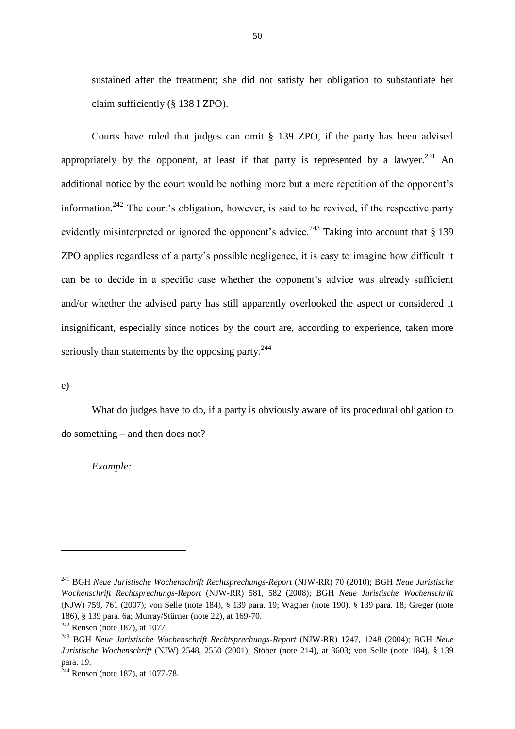sustained after the treatment; she did not satisfy her obligation to substantiate her claim sufficiently (§ 138 I ZPO).

Courts have ruled that judges can omit § 139 ZPO, if the party has been advised appropriately by the opponent, at least if that party is represented by a lawyer.[241] An additional notice by the court would be nothing more but a mere repetition of the opponent's information.[242] The court's obligation, however, is said to be revived, if the respective party evidently misinterpreted or ignored the opponent's advice.[243] Taking into account that § 139 ZPO applies regardless of a party's possible negligence, it is easy to imagine how difficult it can be to decide in a specific case whether the opponent's advice was already sufficient and/or whether the advised party has still apparently overlooked the aspect or considered it insignificant, especially since notices by the court are, according to experience, taken more seriously than statements by the opposing party.[244]

e)

What do judges have to do, if a party is obviously aware of its procedural obligation to do something – and then does not?

*Example:*

---

[241] BGH *Neue Juristische Wochenschrift Rechtsprechungs-Report* (NJW-RR) 70 (2010); BGH *Neue Juristische Wochenschrift Rechtsprechungs-Report* (NJW-RR) 581, 582 (2008); BGH *Neue Juristische Wochenschrift* (NJW) 759, 761 (2007); von Selle (note 184), § 139 para. 19; Wagner (note 190), § 139 para. 18; Greger (note 186), § 139 para. 6a; Murray/Stürner (note 22), at 169-70.

[242] Rensen (note 187), at 1077.

[243] BGH *Neue Juristische Wochenschrift Rechtsprechungs-Report* (NJW-RR) 1247, 1248 (2004); BGH *Neue Juristische Wochenschrift* (NJW) 2548, 2550 (2001); Stöber (note 214), at 3603; von Selle (note 184), § 139 para. 19.

[244] Rensen (note 187), at 1077-78.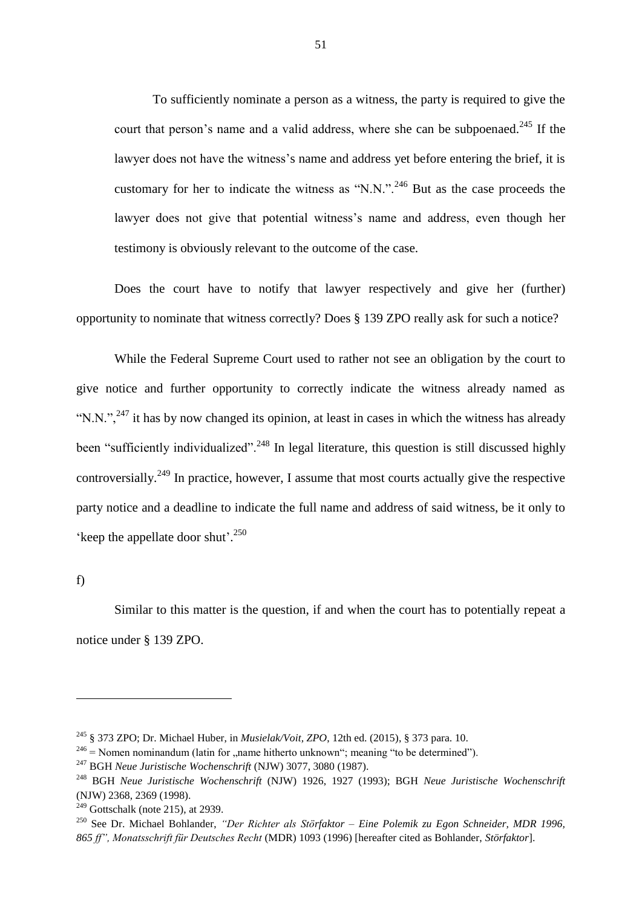To sufficiently nominate a person as a witness, the party is required to give the court that person's name and a valid address, where she can be subpoenaed.[245] If the lawyer does not have the witness's name and address yet before entering the brief, it is customary for her to indicate the witness as "N.N.".[246] But as the case proceeds the lawyer does not give that potential witness's name and address, even though her testimony is obviously relevant to the outcome of the case.

Does the court have to notify that lawyer respectively and give her (further) opportunity to nominate that witness correctly? Does § 139 ZPO really ask for such a notice?

While the Federal Supreme Court used to rather not see an obligation by the court to give notice and further opportunity to correctly indicate the witness already named as "N.N.",[247] it has by now changed its opinion, at least in cases in which the witness has already been "sufficiently individualized".[248] In legal literature, this question is still discussed highly controversially.[249] In practice, however, I assume that most courts actually give the respective party notice and a deadline to indicate the full name and address of said witness, be it only to 'keep the appellate door shut'.[250]

f)

Similar to this matter is the question, if and when the court has to potentially repeat a notice under § 139 ZPO.

---

[245] § 373 ZPO; Dr. Michael Huber, in *Musielak/Voit, ZPO*, 12th ed. (2015), § 373 para. 10.

[246] = Nomen nominandum (latin for „name hitherto unknown"; meaning "to be determined").

[247] BGH *Neue Juristische Wochenschrift* (NJW) 3077, 3080 (1987).

[248] BGH *Neue Juristische Wochenschrift* (NJW) 1926, 1927 (1993); BGH *Neue Juristische Wochenschrift* (NJW) 2368, 2369 (1998).

[249] Gottschalk (note 215), at 2939.

[250] See Dr. Michael Bohlander, *"Der Richter als Störfaktor – Eine Polemik zu Egon Schneider, MDR 1996, 865 ff", Monatsschrift für Deutsches Recht* (MDR) 1093 (1996) [hereafter cited as Bohlander, *Störfaktor*].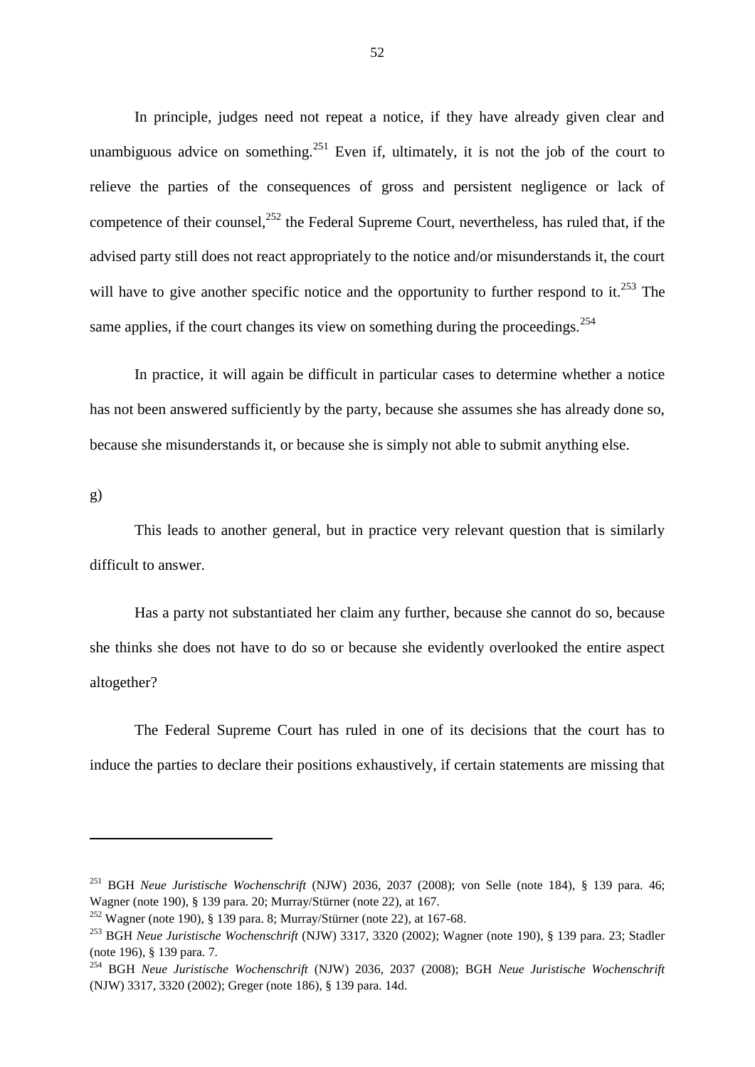In principle, judges need not repeat a notice, if they have already given clear and unambiguous advice on something.[251] Even if, ultimately, it is not the job of the court to relieve the parties of the consequences of gross and persistent negligence or lack of competence of their counsel,[252] the Federal Supreme Court, nevertheless, has ruled that, if the advised party still does not react appropriately to the notice and/or misunderstands it, the court will have to give another specific notice and the opportunity to further respond to it.[253] The same applies, if the court changes its view on something during the proceedings.[254]

In practice, it will again be difficult in particular cases to determine whether a notice has not been answered sufficiently by the party, because she assumes she has already done so, because she misunderstands it, or because she is simply not able to submit anything else.

g)

This leads to another general, but in practice very relevant question that is similarly difficult to answer.

Has a party not substantiated her claim any further, because she cannot do so, because she thinks she does not have to do so or because she evidently overlooked the entire aspect altogether?

The Federal Supreme Court has ruled in one of its decisions that the court has to induce the parties to declare their positions exhaustively, if certain statements are missing that

---

[251] BGH *Neue Juristische Wochenschrift* (NJW) 2036, 2037 (2008); von Selle (note 184), § 139 para. 46; Wagner (note 190), § 139 para. 20; Murray/Stürner (note 22), at 167.

[252] Wagner (note 190), § 139 para. 8; Murray/Stürner (note 22), at 167-68.

[253] BGH *Neue Juristische Wochenschrift* (NJW) 3317, 3320 (2002); Wagner (note 190), § 139 para. 23; Stadler (note 196), § 139 para. 7.

[254] BGH *Neue Juristische Wochenschrift* (NJW) 2036, 2037 (2008); BGH *Neue Juristische Wochenschrift* (NJW) 3317, 3320 (2002); Greger (note 186), § 139 para. 14d.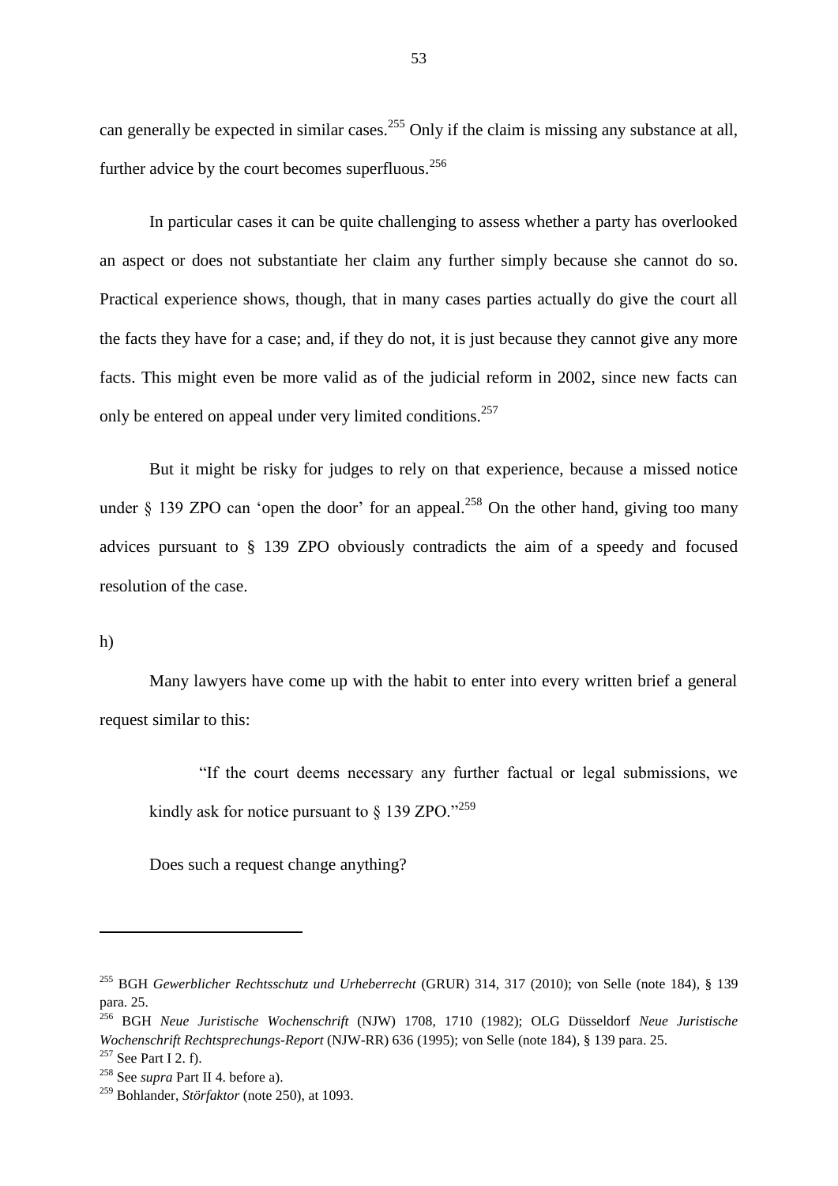can generally be expected in similar cases.[255] Only if the claim is missing any substance at all, further advice by the court becomes superfluous.[256]

In particular cases it can be quite challenging to assess whether a party has overlooked an aspect or does not substantiate her claim any further simply because she cannot do so. Practical experience shows, though, that in many cases parties actually do give the court all the facts they have for a case; and, if they do not, it is just because they cannot give any more facts. This might even be more valid as of the judicial reform in 2002, since new facts can only be entered on appeal under very limited conditions.[257]

But it might be risky for judges to rely on that experience, because a missed notice under § 139 ZPO can 'open the door' for an appeal.[258] On the other hand, giving too many advices pursuant to § 139 ZPO obviously contradicts the aim of a speedy and focused resolution of the case.

h)

Many lawyers have come up with the habit to enter into every written brief a general request similar to this:

> "If the court deems necessary any further factual or legal submissions, we kindly ask for notice pursuant to § 139 ZPO."[259]

Does such a request change anything?

---

[255] BGH *Gewerblicher Rechtsschutz und Urheberrecht* (GRUR) 314, 317 (2010); von Selle (note 184), § 139 para. 25.

[256] BGH *Neue Juristische Wochenschrift* (NJW) 1708, 1710 (1982); OLG Düsseldorf *Neue Juristische Wochenschrift Rechtsprechungs-Report* (NJW-RR) 636 (1995); von Selle (note 184), § 139 para. 25.

[257] See Part I 2. f).

[258] See *supra* Part II 4. before a).

[259] Bohlander, *Störfaktor* (note 250), at 1093.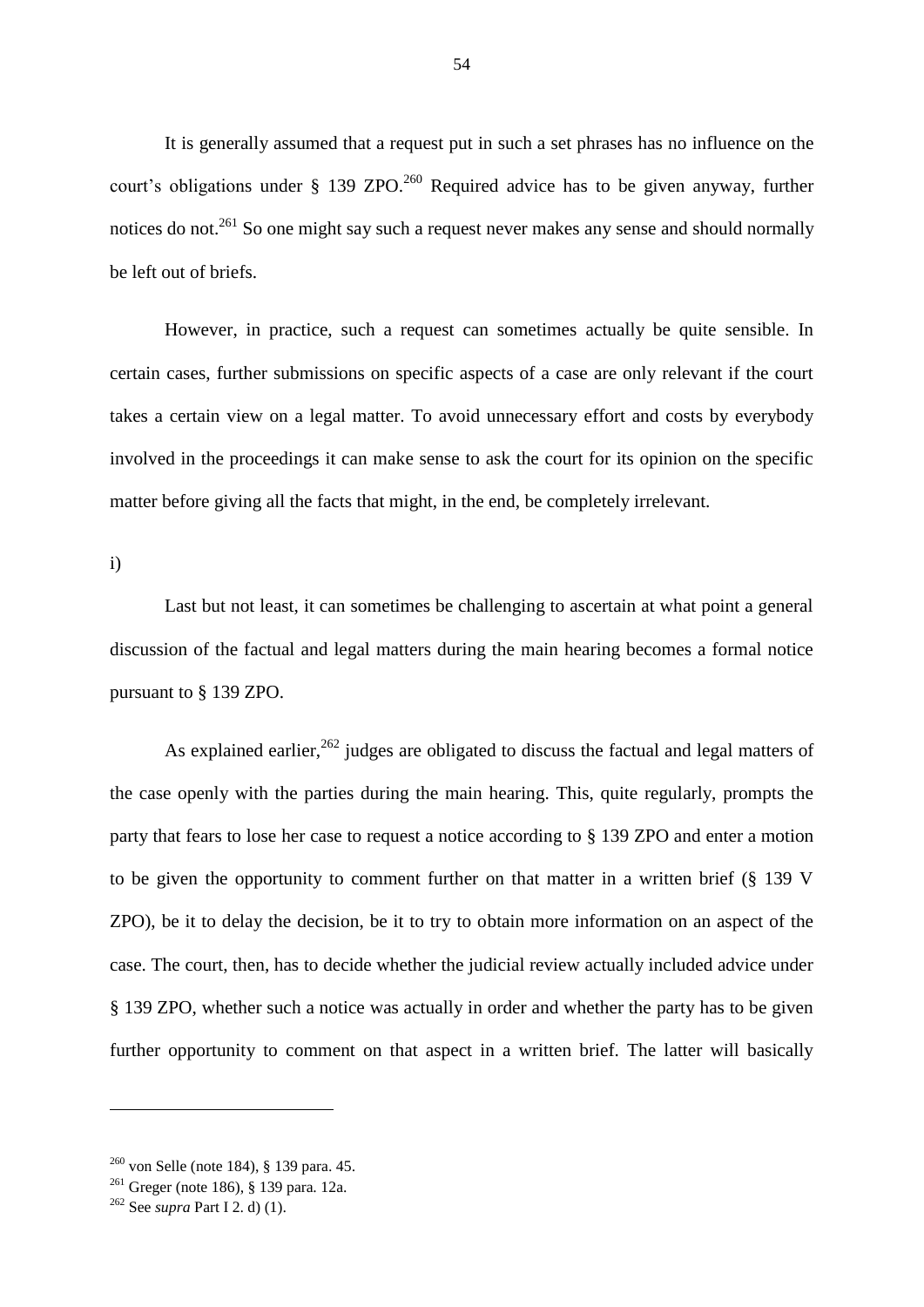It is generally assumed that a request put in such a set phrases has no influence on the court's obligations under § 139 ZPO.[260] Required advice has to be given anyway, further notices do not.[261] So one might say such a request never makes any sense and should normally be left out of briefs.

However, in practice, such a request can sometimes actually be quite sensible. In certain cases, further submissions on specific aspects of a case are only relevant if the court takes a certain view on a legal matter. To avoid unnecessary effort and costs by everybody involved in the proceedings it can make sense to ask the court for its opinion on the specific matter before giving all the facts that might, in the end, be completely irrelevant.

i)

Last but not least, it can sometimes be challenging to ascertain at what point a general discussion of the factual and legal matters during the main hearing becomes a formal notice pursuant to § 139 ZPO.

As explained earlier,[262] judges are obligated to discuss the factual and legal matters of the case openly with the parties during the main hearing. This, quite regularly, prompts the party that fears to lose her case to request a notice according to § 139 ZPO and enter a motion to be given the opportunity to comment further on that matter in a written brief (§ 139 V ZPO), be it to delay the decision, be it to try to obtain more information on an aspect of the case. The court, then, has to decide whether the judicial review actually included advice under § 139 ZPO, whether such a notice was actually in order and whether the party has to be given further opportunity to comment on that aspect in a written brief. The latter will basically

---

[260] von Selle (note 184), § 139 para. 45.

[261] Greger (note 186), § 139 para. 12a.

[262] See *supra* Part I 2. d) (1).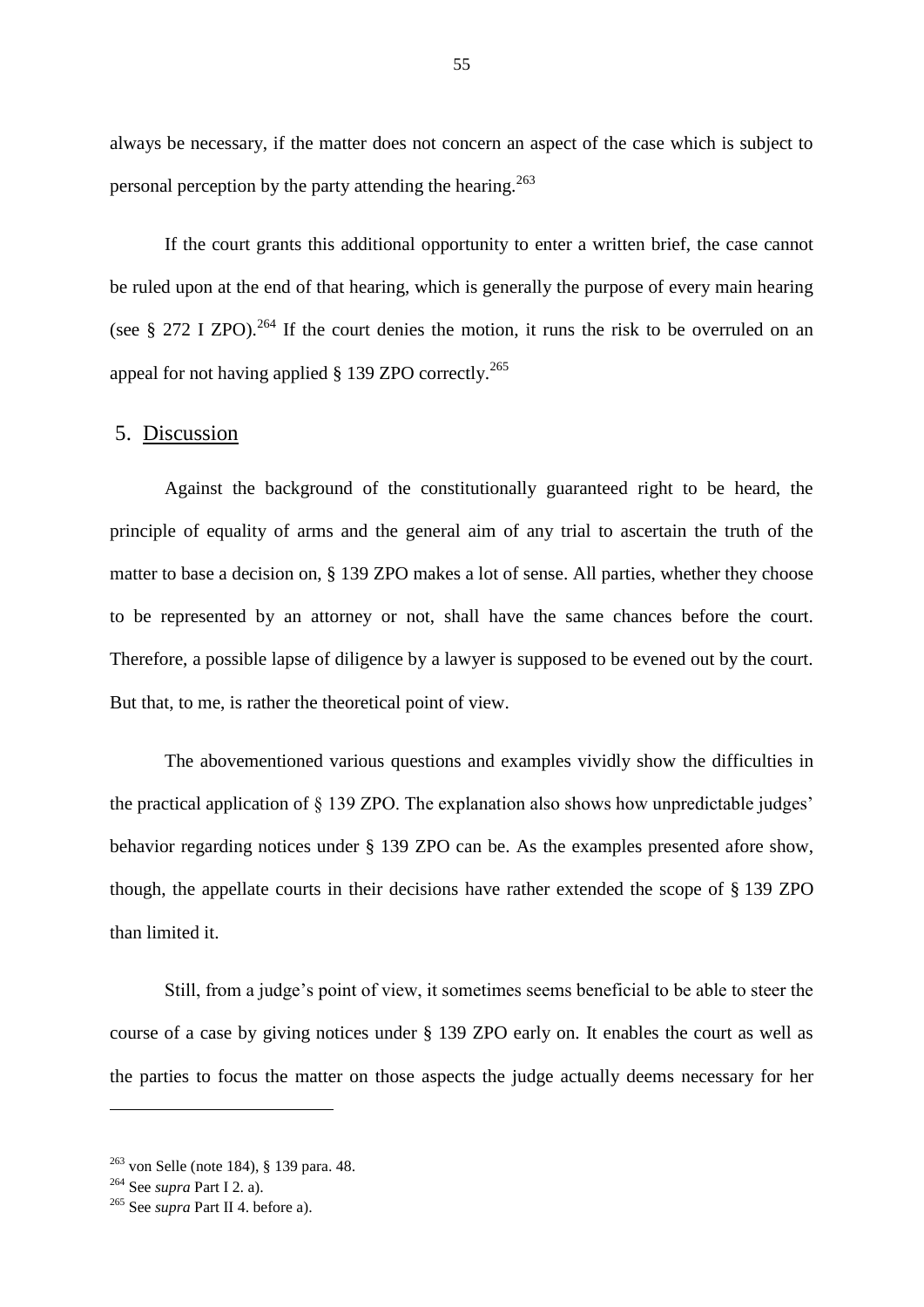always be necessary, if the matter does not concern an aspect of the case which is subject to personal perception by the party attending the hearing.[263]

If the court grants this additional opportunity to enter a written brief, the case cannot be ruled upon at the end of that hearing, which is generally the purpose of every main hearing (see § 272 I ZPO).[264] If the court denies the motion, it runs the risk to be overruled on an appeal for not having applied § 139 ZPO correctly.[265]

## 5. Discussion

Against the background of the constitutionally guaranteed right to be heard, the principle of equality of arms and the general aim of any trial to ascertain the truth of the matter to base a decision on, § 139 ZPO makes a lot of sense. All parties, whether they choose to be represented by an attorney or not, shall have the same chances before the court. Therefore, a possible lapse of diligence by a lawyer is supposed to be evened out by the court. But that, to me, is rather the theoretical point of view.

The abovementioned various questions and examples vividly show the difficulties in the practical application of § 139 ZPO. The explanation also shows how unpredictable judges' behavior regarding notices under § 139 ZPO can be. As the examples presented afore show, though, the appellate courts in their decisions have rather extended the scope of § 139 ZPO than limited it.

Still, from a judge's point of view, it sometimes seems beneficial to be able to steer the course of a case by giving notices under § 139 ZPO early on. It enables the court as well as the parties to focus the matter on those aspects the judge actually deems necessary for her

---

[263] von Selle (note 184), § 139 para. 48.

[264] See *supra* Part I 2. a).

[265] See *supra* Part II 4. before a).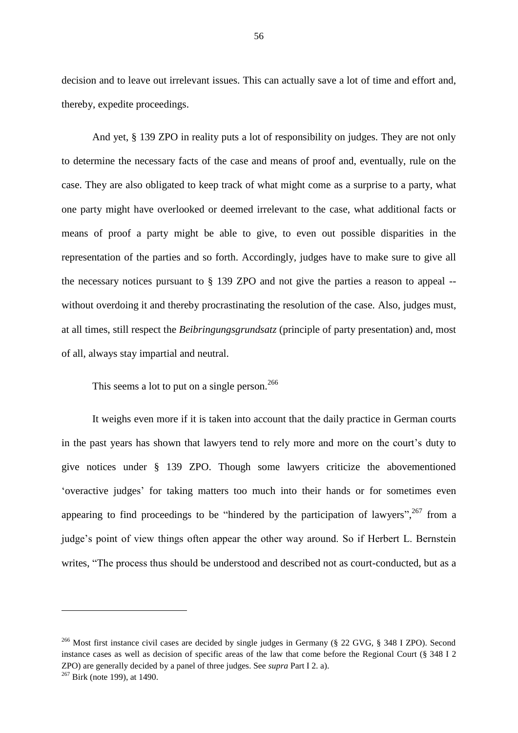decision and to leave out irrelevant issues. This can actually save a lot of time and effort and, thereby, expedite proceedings.

And yet, § 139 ZPO in reality puts a lot of responsibility on judges. They are not only to determine the necessary facts of the case and means of proof and, eventually, rule on the case. They are also obligated to keep track of what might come as a surprise to a party, what one party might have overlooked or deemed irrelevant to the case, what additional facts or means of proof a party might be able to give, to even out possible disparities in the representation of the parties and so forth. Accordingly, judges have to make sure to give all the necessary notices pursuant to § 139 ZPO and not give the parties a reason to appeal -- without overdoing it and thereby procrastinating the resolution of the case. Also, judges must, at all times, still respect the *Beibringungsgrundsatz* (principle of party presentation) and, most of all, always stay impartial and neutral.

This seems a lot to put on a single person.[266]

It weighs even more if it is taken into account that the daily practice in German courts in the past years has shown that lawyers tend to rely more and more on the court's duty to give notices under § 139 ZPO. Though some lawyers criticize the abovementioned 'overactive judges' for taking matters too much into their hands or for sometimes even appearing to find proceedings to be "hindered by the participation of lawyers",[267] from a judge's point of view things often appear the other way around. So if Herbert L. Bernstein writes, "The process thus should be understood and described not as court-conducted, but as a

---

[266] Most first instance civil cases are decided by single judges in Germany (§ 22 GVG, § 348 I ZPO). Second instance cases as well as decision of specific areas of the law that come before the Regional Court (§ 348 I 2 ZPO) are generally decided by a panel of three judges. See *supra* Part I 2. a).

[267] Birk (note 199), at 1490.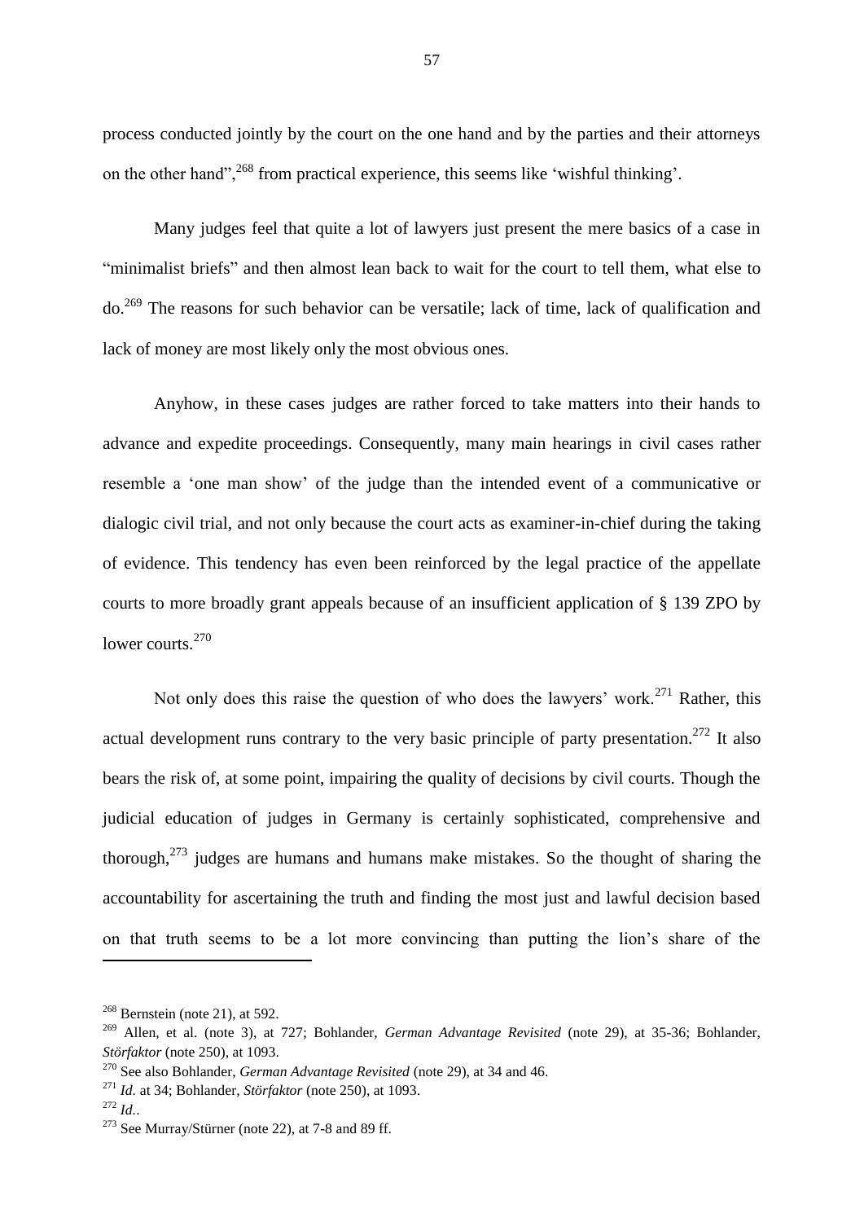process conducted jointly by the court on the one hand and by the parties and their attorneys on the other hand",[268] from practical experience, this seems like 'wishful thinking'.

Many judges feel that quite a lot of lawyers just present the mere basics of a case in "minimalist briefs" and then almost lean back to wait for the court to tell them, what else to do.[269] The reasons for such behavior can be versatile; lack of time, lack of qualification and lack of money are most likely only the most obvious ones.

Anyhow, in these cases judges are rather forced to take matters into their hands to advance and expedite proceedings. Consequently, many main hearings in civil cases rather resemble a 'one man show' of the judge than the intended event of a communicative or dialogic civil trial, and not only because the court acts as examiner-in-chief during the taking of evidence. This tendency has even been reinforced by the legal practice of the appellate courts to more broadly grant appeals because of an insufficient application of § 139 ZPO by lower courts.[270]

Not only does this raise the question of who does the lawyers' work.[271] Rather, this actual development runs contrary to the very basic principle of party presentation.[272] It also bears the risk of, at some point, impairing the quality of decisions by civil courts. Though the judicial education of judges in Germany is certainly sophisticated, comprehensive and thorough,[273] judges are humans and humans make mistakes. So the thought of sharing the accountability for ascertaining the truth and finding the most just and lawful decision based on that truth seems to be a lot more convincing than putting the lion's share of the

---

[268] Bernstein (note 21), at 592.

[269] Allen, et al. (note 3), at 727; Bohlander, *German Advantage Revisited* (note 29), at 35-36; Bohlander, *Störfaktor* (note 250), at 1093.

[270] See also Bohlander, *German Advantage Revisited* (note 29), at 34 and 46.

[271] *Id.* at 34; Bohlander, *Störfaktor* (note 250), at 1093.

[272] *Id.*.

[273] See Murray/Stürner (note 22), at 7-8 and 89 ff.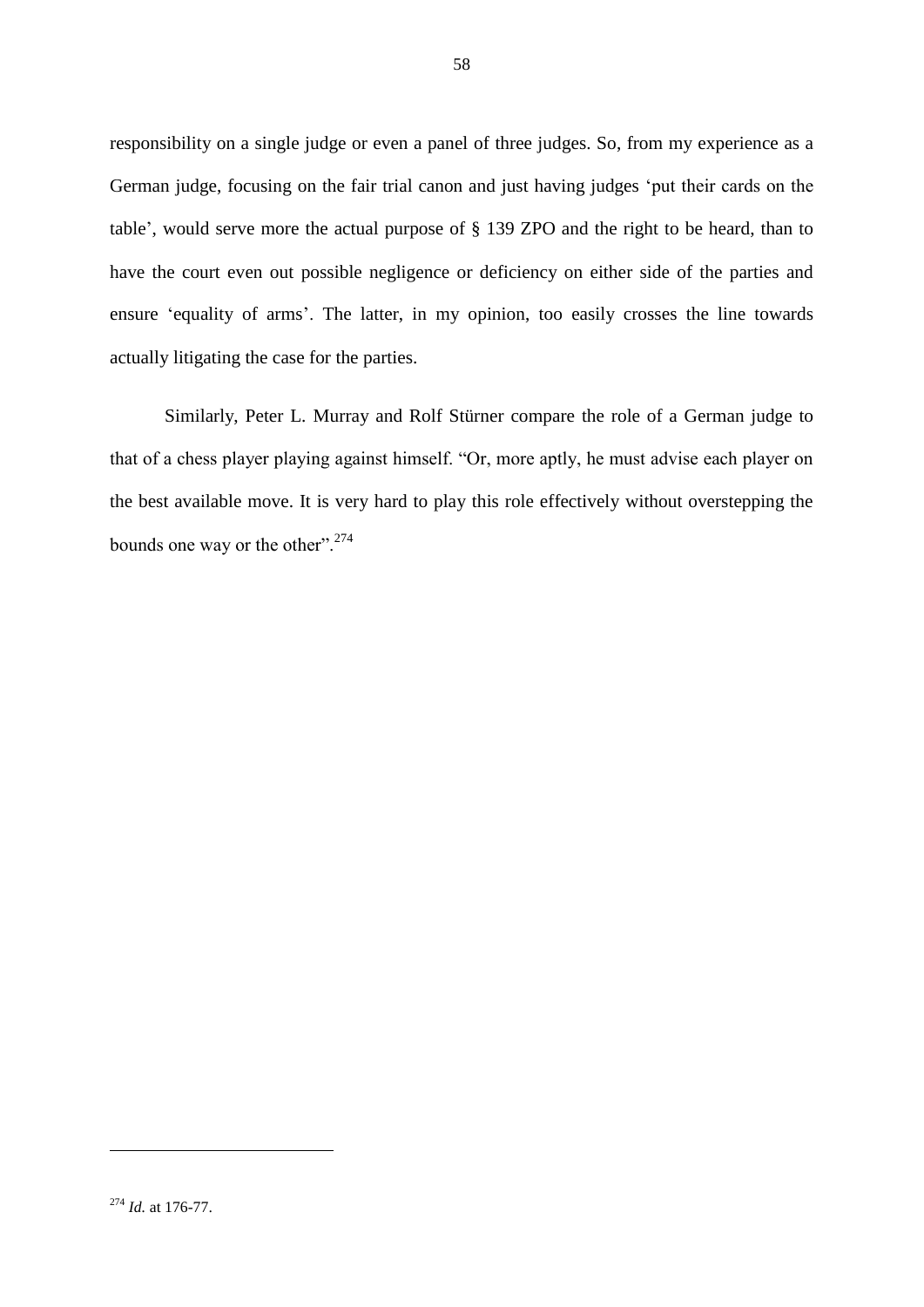responsibility on a single judge or even a panel of three judges. So, from my experience as a German judge, focusing on the fair trial canon and just having judges 'put their cards on the table', would serve more the actual purpose of § 139 ZPO and the right to be heard, than to have the court even out possible negligence or deficiency on either side of the parties and ensure 'equality of arms'. The latter, in my opinion, too easily crosses the line towards actually litigating the case for the parties.

Similarly, Peter L. Murray and Rolf Stürner compare the role of a German judge to that of a chess player playing against himself. "Or, more aptly, he must advise each player on the best available move. It is very hard to play this role effectively without overstepping the bounds one way or the other".[274]

---

[274] *Id.* at 176-77.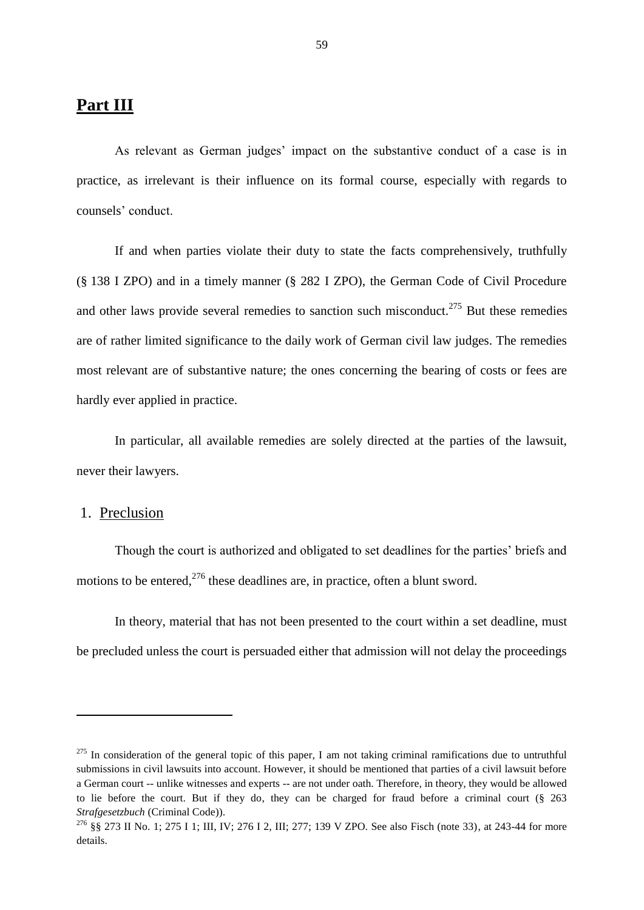## Part III

As relevant as German judges' impact on the substantive conduct of a case is in practice, as irrelevant is their influence on its formal course, especially with regards to counsels' conduct.

If and when parties violate their duty to state the facts comprehensively, truthfully (§ 138 I ZPO) and in a timely manner (§ 282 I ZPO), the German Code of Civil Procedure and other laws provide several remedies to sanction such misconduct.[275] But these remedies are of rather limited significance to the daily work of German civil law judges. The remedies most relevant are of substantive nature; the ones concerning the bearing of costs or fees are hardly ever applied in practice.

In particular, all available remedies are solely directed at the parties of the lawsuit, never their lawyers.

### 1. Preclusion

Though the court is authorized and obligated to set deadlines for the parties' briefs and motions to be entered,[276] these deadlines are, in practice, often a blunt sword.

In theory, material that has not been presented to the court within a set deadline, must be precluded unless the court is persuaded either that admission will not delay the proceedings

---

[275] In consideration of the general topic of this paper, I am not taking criminal ramifications due to untruthful submissions in civil lawsuits into account. However, it should be mentioned that parties of a civil lawsuit before a German court -- unlike witnesses and experts -- are not under oath. Therefore, in theory, they would be allowed to lie before the court. But if they do, they can be charged for fraud before a criminal court (§ 263 *Strafgesetzbuch* (Criminal Code)).

[276] §§ 273 II No. 1; 275 I 1; III, IV; 276 I 2, III; 277; 139 V ZPO. See also Fisch (note 33), at 243-44 for more details.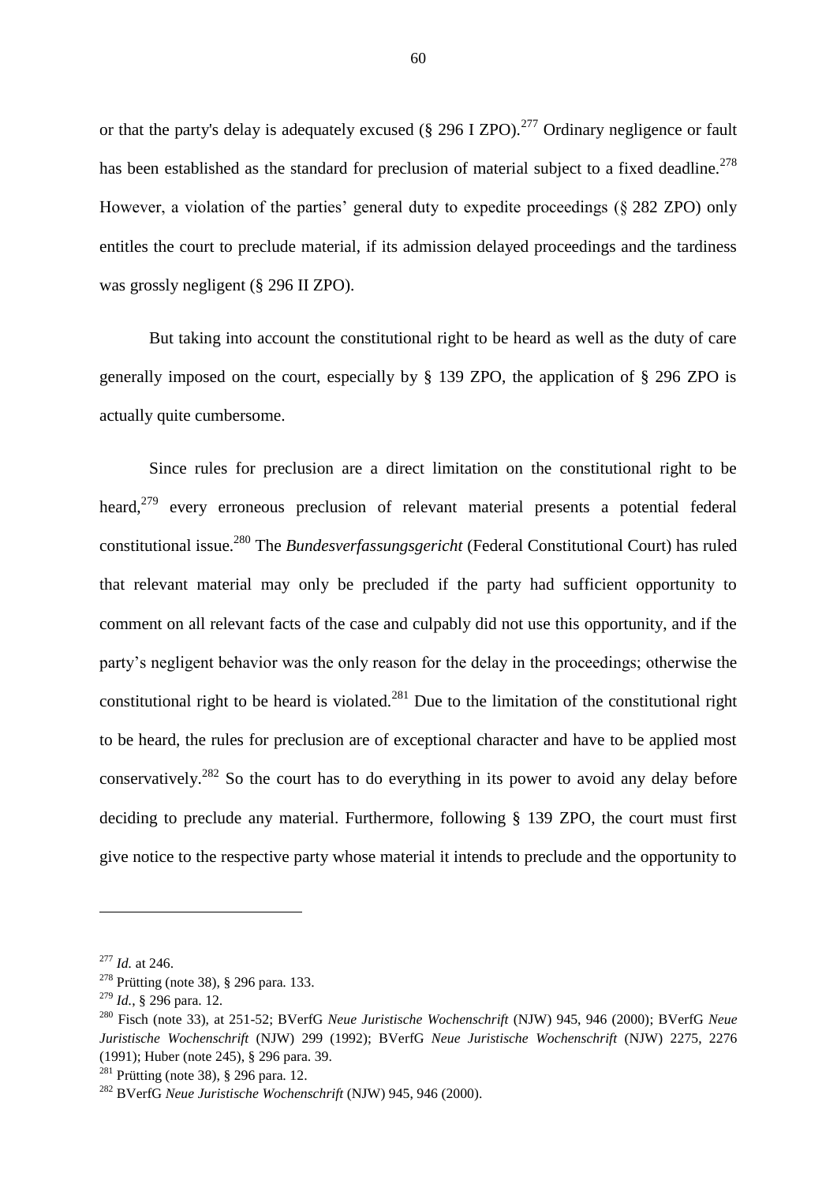or that the party's delay is adequately excused (§ 296 I ZPO).[277] Ordinary negligence or fault has been established as the standard for preclusion of material subject to a fixed deadline.[278] However, a violation of the parties' general duty to expedite proceedings (§ 282 ZPO) only entitles the court to preclude material, if its admission delayed proceedings and the tardiness was grossly negligent (§ 296 II ZPO).

But taking into account the constitutional right to be heard as well as the duty of care generally imposed on the court, especially by § 139 ZPO, the application of § 296 ZPO is actually quite cumbersome.

Since rules for preclusion are a direct limitation on the constitutional right to be heard,[279] every erroneous preclusion of relevant material presents a potential federal constitutional issue.[280] The *Bundesverfassungsgericht* (Federal Constitutional Court) has ruled that relevant material may only be precluded if the party had sufficient opportunity to comment on all relevant facts of the case and culpably did not use this opportunity, and if the party's negligent behavior was the only reason for the delay in the proceedings; otherwise the constitutional right to be heard is violated.[281] Due to the limitation of the constitutional right to be heard, the rules for preclusion are of exceptional character and have to be applied most conservatively.[282] So the court has to do everything in its power to avoid any delay before deciding to preclude any material. Furthermore, following § 139 ZPO, the court must first give notice to the respective party whose material it intends to preclude and the opportunity to

---

[277] *Id.* at 246.

[278] Prütting (note 38), § 296 para. 133.

[279] *Id.*, § 296 para. 12.

[280] Fisch (note 33), at 251-52; BVerfG *Neue Juristische Wochenschrift* (NJW) 945, 946 (2000); BVerfG *Neue Juristische Wochenschrift* (NJW) 299 (1992); BVerfG *Neue Juristische Wochenschrift* (NJW) 2275, 2276 (1991); Huber (note 245), § 296 para. 39.

[281] Prütting (note 38), § 296 para. 12.

[282] BVerfG *Neue Juristische Wochenschrift* (NJW) 945, 946 (2000).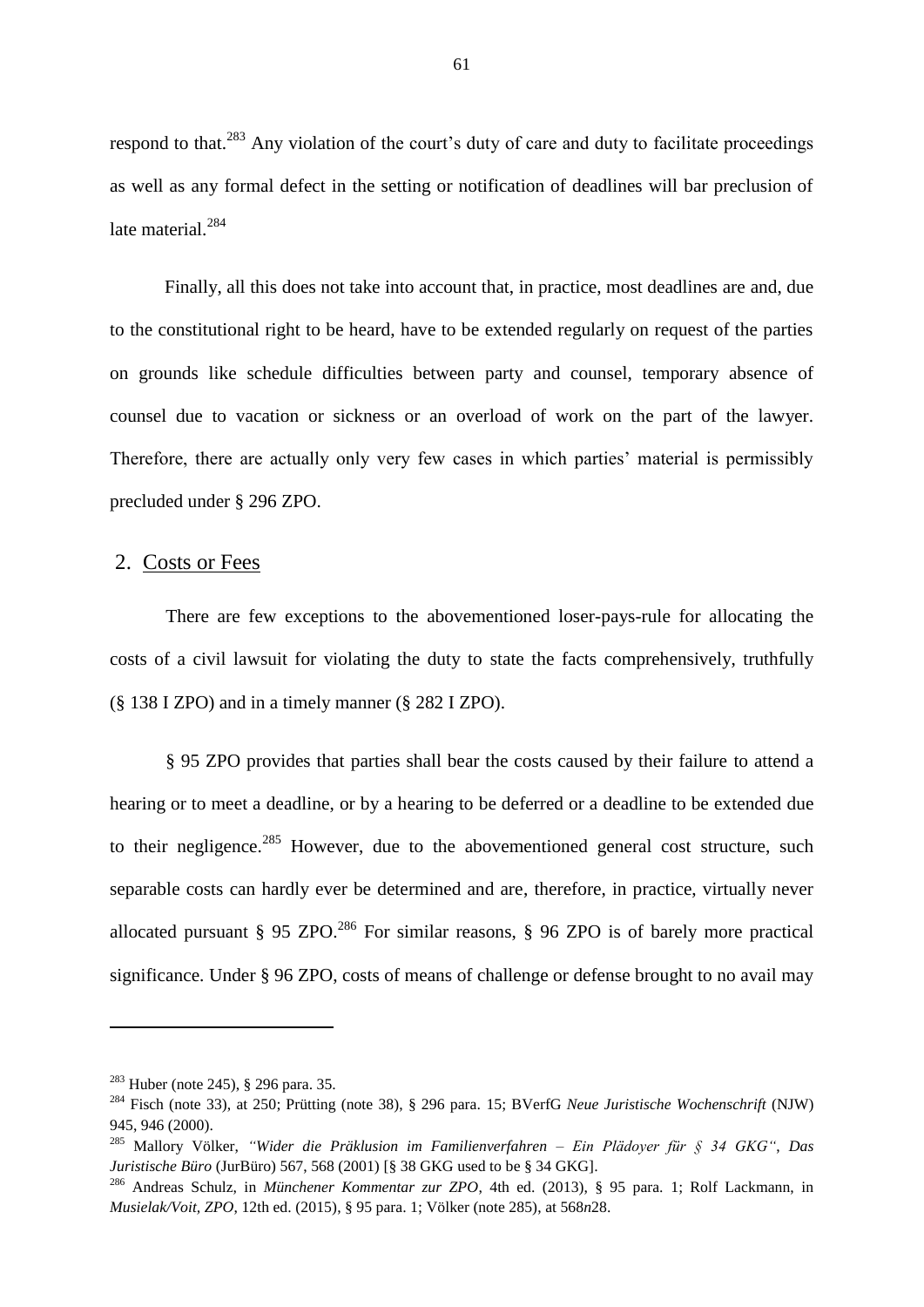respond to that.[283] Any violation of the court's duty of care and duty to facilitate proceedings as well as any formal defect in the setting or notification of deadlines will bar preclusion of late material.[284]

Finally, all this does not take into account that, in practice, most deadlines are and, due to the constitutional right to be heard, have to be extended regularly on request of the parties on grounds like schedule difficulties between party and counsel, temporary absence of counsel due to vacation or sickness or an overload of work on the part of the lawyer. Therefore, there are actually only very few cases in which parties' material is permissibly precluded under § 296 ZPO.

## 2. Costs or Fees

There are few exceptions to the abovementioned loser-pays-rule for allocating the costs of a civil lawsuit for violating the duty to state the facts comprehensively, truthfully (§ 138 I ZPO) and in a timely manner (§ 282 I ZPO).

§ 95 ZPO provides that parties shall bear the costs caused by their failure to attend a hearing or to meet a deadline, or by a hearing to be deferred or a deadline to be extended due to their negligence.[285] However, due to the abovementioned general cost structure, such separable costs can hardly ever be determined and are, therefore, in practice, virtually never allocated pursuant § 95 ZPO.[286] For similar reasons, § 96 ZPO is of barely more practical significance. Under § 96 ZPO, costs of means of challenge or defense brought to no avail may

---

[283] Huber (note 245), § 296 para. 35.

[284] Fisch (note 33), at 250; Prütting (note 38), § 296 para. 15; BVerfG *Neue Juristische Wochenschrift* (NJW) 945, 946 (2000).

[285] Mallory Völker, *"Wider die Präklusion im Familienverfahren – Ein Plädoyer für § 34 GKG"*, *Das Juristische Büro* (JurBüro) 567, 568 (2001) [§ 38 GKG used to be § 34 GKG].

[286] Andreas Schulz, in *Münchener Kommentar zur ZPO*, 4th ed. (2013), § 95 para. 1; Rolf Lackmann, in *Musielak/Voit, ZPO*, 12th ed. (2015), § 95 para. 1; Völker (note 285), at 568*n*28.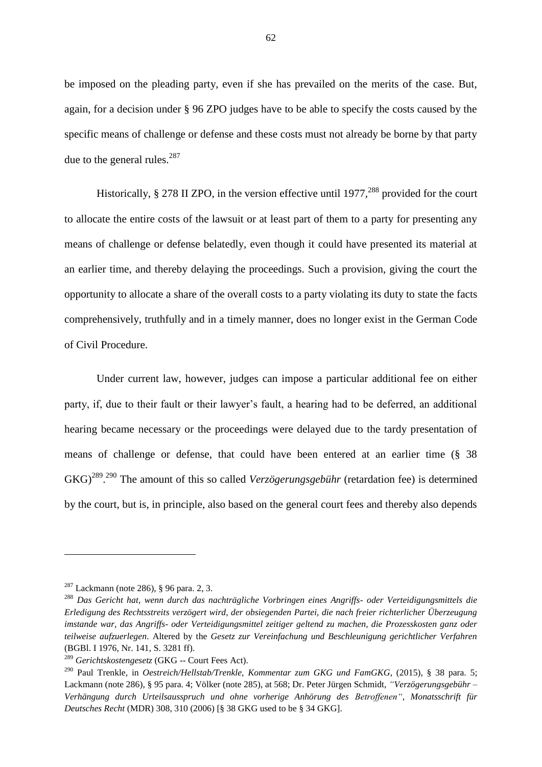be imposed on the pleading party, even if she has prevailed on the merits of the case. But, again, for a decision under § 96 ZPO judges have to be able to specify the costs caused by the specific means of challenge or defense and these costs must not already be borne by that party due to the general rules.[287]

Historically, § 278 II ZPO, in the version effective until 1977,[288] provided for the court to allocate the entire costs of the lawsuit or at least part of them to a party for presenting any means of challenge or defense belatedly, even though it could have presented its material at an earlier time, and thereby delaying the proceedings. Such a provision, giving the court the opportunity to allocate a share of the overall costs to a party violating its duty to state the facts comprehensively, truthfully and in a timely manner, does no longer exist in the German Code of Civil Procedure.

Under current law, however, judges can impose a particular additional fee on either party, if, due to their fault or their lawyer's fault, a hearing had to be deferred, an additional hearing became necessary or the proceedings were delayed due to the tardy presentation of means of challenge or defense, that could have been entered at an earlier time (§ 38 GKG)[289].[290] The amount of this so called *Verzögerungsgebühr* (retardation fee) is determined by the court, but is, in principle, also based on the general court fees and thereby also depends

---

[287] Lackmann (note 286), § 96 para. 2, 3.

[288] *Das Gericht hat, wenn durch das nachträgliche Vorbringen eines Angriffs- oder Verteidigungsmittels die Erledigung des Rechtsstreits verzögert wird, der obsiegenden Partei, die nach freier richterlicher Überzeugung imstande war, das Angriffs- oder Verteidigungsmittel zeitiger geltend zu machen, die Prozesskosten ganz oder teilweise aufzuerlegen*. Altered by the *Gesetz zur Vereinfachung und Beschleunigung gerichtlicher Verfahren* (BGBl. I 1976, Nr. 141, S. 3281 ff).

[289] *Gerichtskostengesetz* (GKG -- Court Fees Act).

[290] Paul Trenkle, in *Oestreich/Hellstab/Trenkle, Kommentar zum GKG und FamGKG*, (2015), § 38 para. 5; Lackmann (note 286), § 95 para. 4; Völker (note 285), at 568; Dr. Peter Jürgen Schmidt, *"Verzögerungsgebühr – Verhängung durch Urteilsausspruch und ohne vorherige Anhörung des Betroffenen", Monatsschrift für Deutsches Recht* (MDR) 308, 310 (2006) [§ 38 GKG used to be § 34 GKG].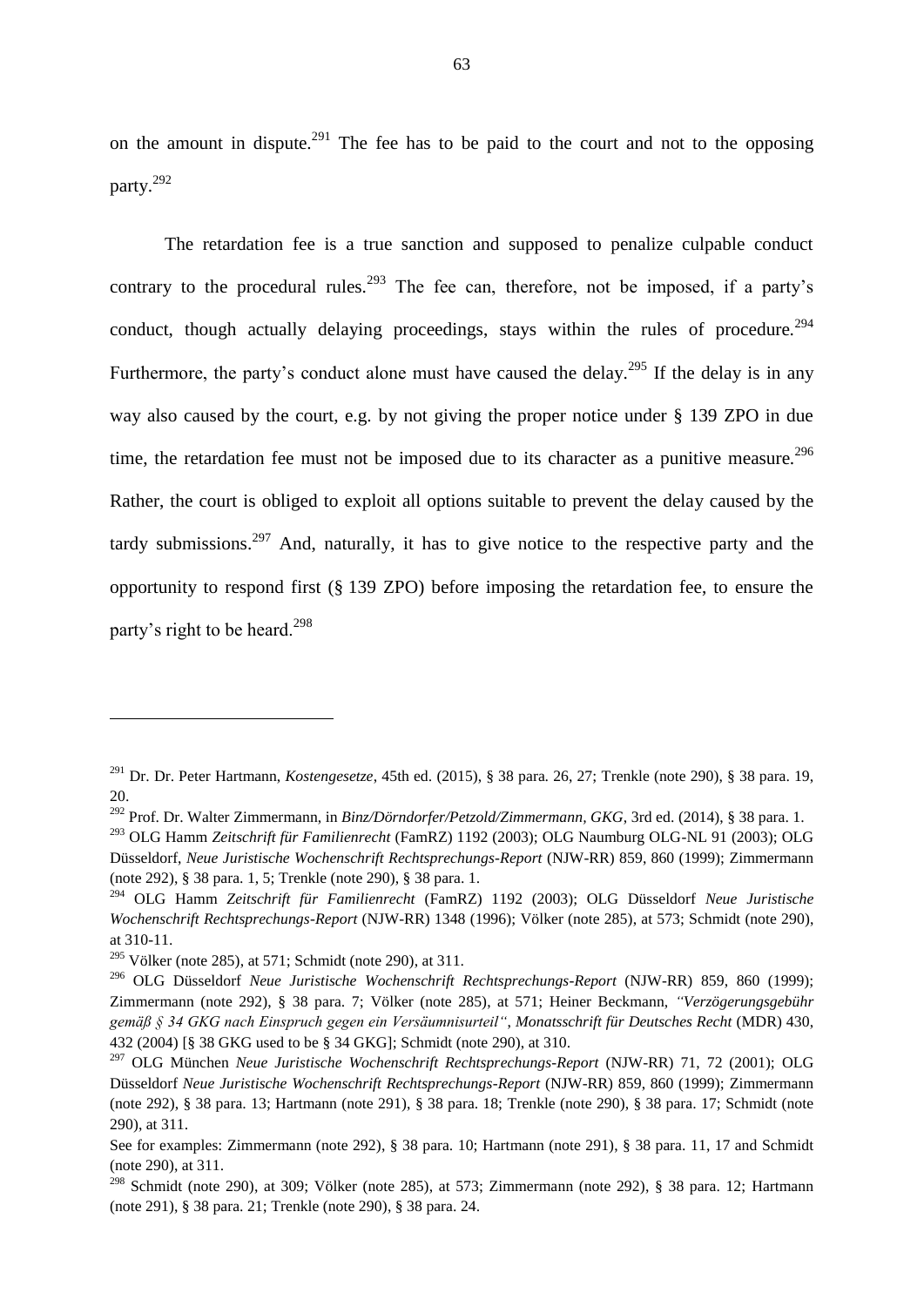on the amount in dispute.[291] The fee has to be paid to the court and not to the opposing party.[292]

The retardation fee is a true sanction and supposed to penalize culpable conduct contrary to the procedural rules.[293] The fee can, therefore, not be imposed, if a party's conduct, though actually delaying proceedings, stays within the rules of procedure.[294] Furthermore, the party's conduct alone must have caused the delay.[295] If the delay is in any way also caused by the court, e.g. by not giving the proper notice under § 139 ZPO in due time, the retardation fee must not be imposed due to its character as a punitive measure.[296] Rather, the court is obliged to exploit all options suitable to prevent the delay caused by the tardy submissions.[297] And, naturally, it has to give notice to the respective party and the opportunity to respond first (§ 139 ZPO) before imposing the retardation fee, to ensure the party's right to be heard.[298]

---

[291] Dr. Dr. Peter Hartmann, *Kostengesetze*, 45th ed. (2015), § 38 para. 26, 27; Trenkle (note 290), § 38 para. 19, 20.

[292] Prof. Dr. Walter Zimmermann, in *Binz/Dörndorfer/Petzold/Zimmermann, GKG*, 3rd ed. (2014), § 38 para. 1.

[293] OLG Hamm *Zeitschrift für Familienrecht* (FamRZ) 1192 (2003); OLG Naumburg OLG-NL 91 (2003); OLG Düsseldorf, *Neue Juristische Wochenschrift Rechtsprechungs-Report* (NJW-RR) 859, 860 (1999); Zimmermann (note 292), § 38 para. 1, 5; Trenkle (note 290), § 38 para. 1.

[294] OLG Hamm *Zeitschrift für Familienrecht* (FamRZ) 1192 (2003); OLG Düsseldorf *Neue Juristische Wochenschrift Rechtsprechungs-Report* (NJW-RR) 1348 (1996); Völker (note 285), at 573; Schmidt (note 290), at 310-11.

[295] Völker (note 285), at 571; Schmidt (note 290), at 311.

[296] OLG Düsseldorf *Neue Juristische Wochenschrift Rechtsprechungs-Report* (NJW-RR) 859, 860 (1999); Zimmermann (note 292), § 38 para. 7; Völker (note 285), at 571; Heiner Beckmann, *"Verzögerungsgebühr gemäß § 34 GKG nach Einspruch gegen ein Versäumnisurteil"*, *Monatsschrift für Deutsches Recht* (MDR) 430, 432 (2004) [§ 38 GKG used to be § 34 GKG]; Schmidt (note 290), at 310.

[297] OLG München *Neue Juristische Wochenschrift Rechtsprechungs-Report* (NJW-RR) 71, 72 (2001); OLG Düsseldorf *Neue Juristische Wochenschrift Rechtsprechungs-Report* (NJW-RR) 859, 860 (1999); Zimmermann (note 292), § 38 para. 13; Hartmann (note 291), § 38 para. 18; Trenkle (note 290), § 38 para. 17; Schmidt (note 290), at 311.

See for examples: Zimmermann (note 292), § 38 para. 10; Hartmann (note 291), § 38 para. 11, 17 and Schmidt (note 290), at 311.

[298] Schmidt (note 290), at 309; Völker (note 285), at 573; Zimmermann (note 292), § 38 para. 12; Hartmann (note 291), § 38 para. 21; Trenkle (note 290), § 38 para. 24.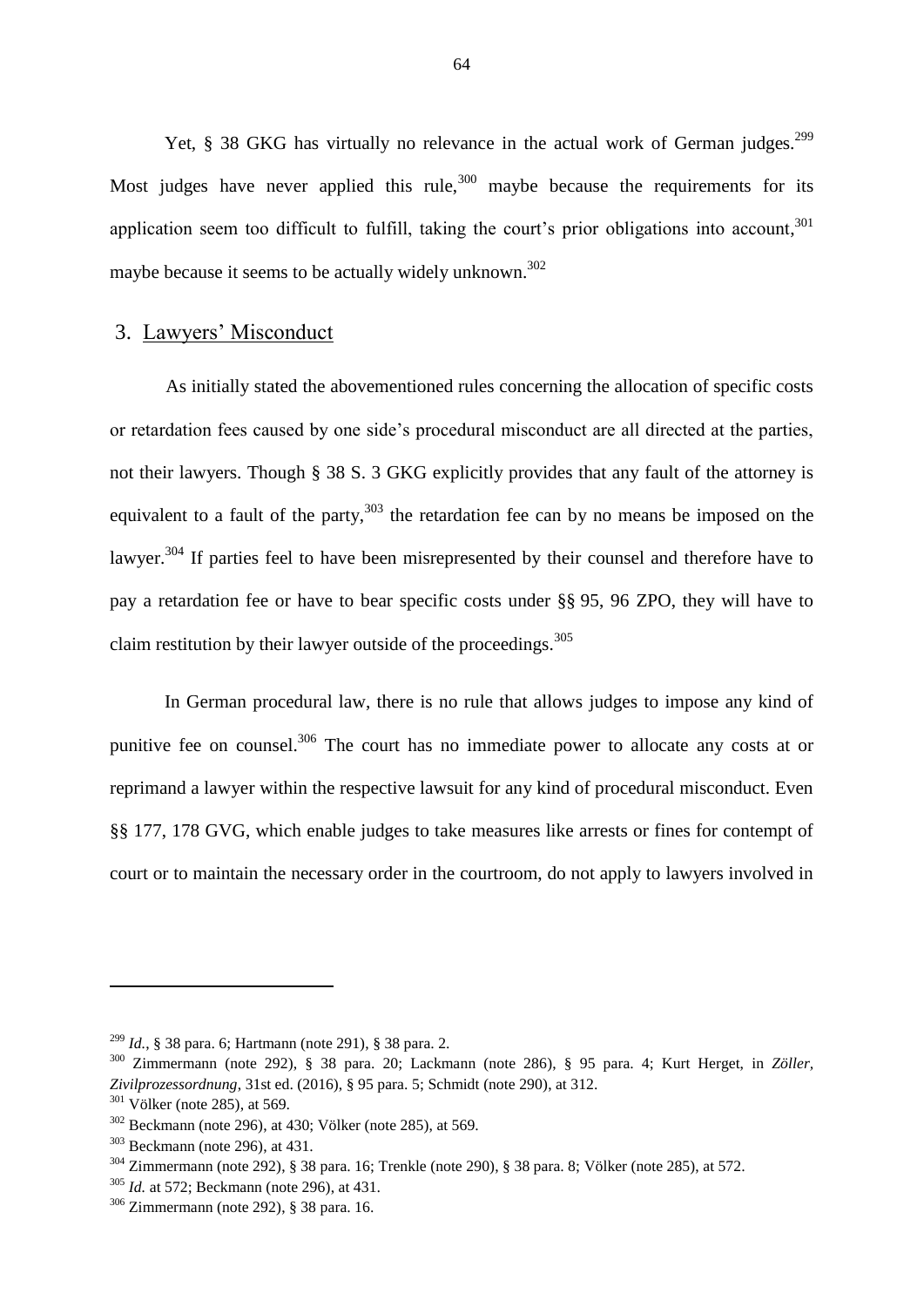Yet, § 38 GKG has virtually no relevance in the actual work of German judges.[299] Most judges have never applied this rule,[300] maybe because the requirements for its application seem too difficult to fulfill, taking the court's prior obligations into account,[301] maybe because it seems to be actually widely unknown.[302]

### 3. Lawyers' Misconduct

As initially stated the abovementioned rules concerning the allocation of specific costs or retardation fees caused by one side's procedural misconduct are all directed at the parties, not their lawyers. Though § 38 S. 3 GKG explicitly provides that any fault of the attorney is equivalent to a fault of the party,[303] the retardation fee can by no means be imposed on the lawyer.[304] If parties feel to have been misrepresented by their counsel and therefore have to pay a retardation fee or have to bear specific costs under §§ 95, 96 ZPO, they will have to claim restitution by their lawyer outside of the proceedings.[305]

In German procedural law, there is no rule that allows judges to impose any kind of punitive fee on counsel.[306] The court has no immediate power to allocate any costs at or reprimand a lawyer within the respective lawsuit for any kind of procedural misconduct. Even §§ 177, 178 GVG, which enable judges to take measures like arrests or fines for contempt of court or to maintain the necessary order in the courtroom, do not apply to lawyers involved in

---

[299] *Id.*, § 38 para. 6; Hartmann (note 291), § 38 para. 2.

[300] Zimmermann (note 292), § 38 para. 20; Lackmann (note 286), § 95 para. 4; Kurt Herget, in *Zöller, Zivilprozessordnung*, 31st ed. (2016), § 95 para. 5; Schmidt (note 290), at 312.

[301] Völker (note 285), at 569.

[302] Beckmann (note 296), at 430; Völker (note 285), at 569.

[303] Beckmann (note 296), at 431.

[304] Zimmermann (note 292), § 38 para. 16; Trenkle (note 290), § 38 para. 8; Völker (note 285), at 572.

[305] *Id.* at 572; Beckmann (note 296), at 431.

[306] Zimmermann (note 292), § 38 para. 16.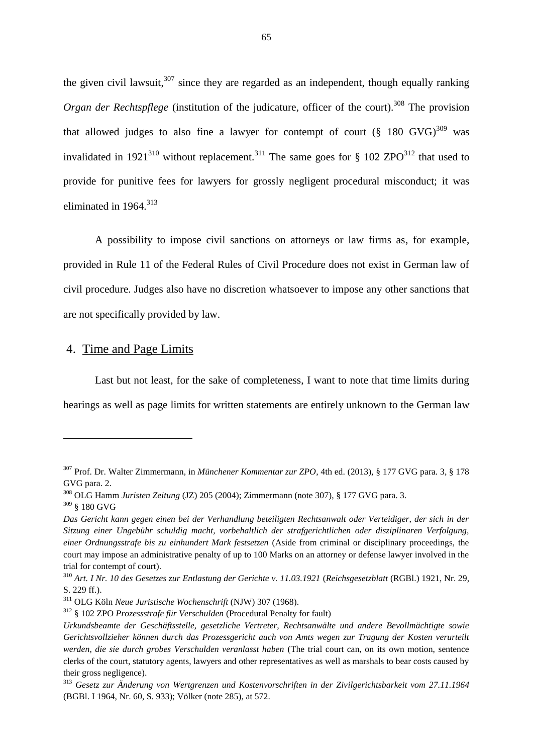the given civil lawsuit,[307] since they are regarded as an independent, though equally ranking *Organ der Rechtspflege* (institution of the judicature, officer of the court).[308] The provision that allowed judges to also fine a lawyer for contempt of court (§ 180 GVG)[309] was invalidated in 1921[310] without replacement.[311] The same goes for § 102 ZPO[312] that used to provide for punitive fees for lawyers for grossly negligent procedural misconduct; it was eliminated in 1964.[313]

A possibility to impose civil sanctions on attorneys or law firms as, for example, provided in Rule 11 of the Federal Rules of Civil Procedure does not exist in German law of civil procedure. Judges also have no discretion whatsoever to impose any other sanctions that are not specifically provided by law.

## 4. Time and Page Limits

Last but not least, for the sake of completeness, I want to note that time limits during hearings as well as page limits for written statements are entirely unknown to the German law

---

[307] Prof. Dr. Walter Zimmermann, in *Münchener Kommentar zur ZPO*, 4th ed. (2013), § 177 GVG para. 3, § 178 GVG para. 2.

[308] OLG Hamm *Juristen Zeitung* (JZ) 205 (2004); Zimmermann (note 307), § 177 GVG para. 3.

[309] § 180 GVG

*Das Gericht kann gegen einen bei der Verhandlung beteiligten Rechtsanwalt oder Verteidiger, der sich in der Sitzung einer Ungebühr schuldig macht, vorbehaltlich der strafgerichtlichen oder disziplinaren Verfolgung, einer Ordnungsstrafe bis zu einhundert Mark festsetzen* (Aside from criminal or disciplinary proceedings, the court may impose an administrative penalty of up to 100 Marks on an attorney or defense lawyer involved in the trial for contempt of court).

[310] *Art. I Nr. 10 des Gesetzes zur Entlastung der Gerichte v. 11.03.1921* (*Reichsgesetzblatt* (RGBl.) 1921, Nr. 29, S. 229 ff.).

[311] OLG Köln *Neue Juristische Wochenschrift* (NJW) 307 (1968).

[312] § 102 ZPO *Prozessstrafe für Verschulden* (Procedural Penalty for fault)

*Urkundsbeamte der Geschäftsstelle, gesetzliche Vertreter, Rechtsanwälte und andere Bevollmächtigte sowie Gerichtsvollzieher können durch das Prozessgericht auch von Amts wegen zur Tragung der Kosten verurteilt werden, die sie durch grobes Verschulden veranlasst haben* (The trial court can, on its own motion, sentence clerks of the court, statutory agents, lawyers and other representatives as well as marshals to bear costs caused by their gross negligence).

[313] *Gesetz zur Änderung von Wertgrenzen und Kostenvorschriften in der Zivilgerichtsbarkeit vom 27.11.1964* (BGBl. I 1964, Nr. 60, S. 933); Völker (note 285), at 572.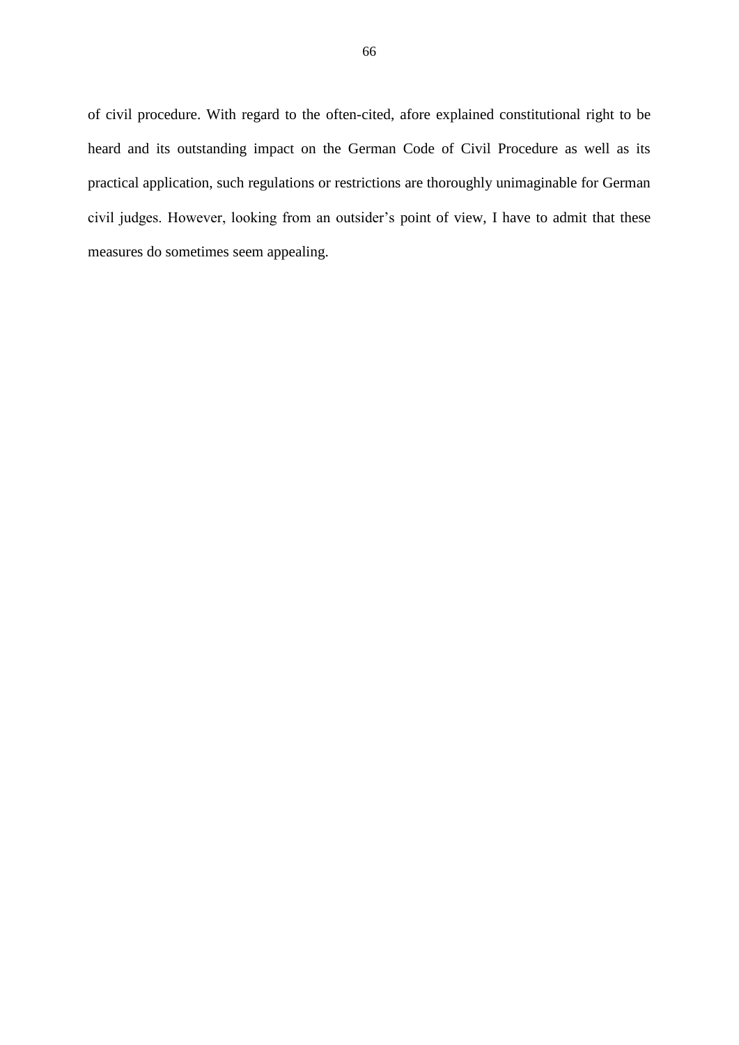of civil procedure. With regard to the often-cited, afore explained constitutional right to be heard and its outstanding impact on the German Code of Civil Procedure as well as its practical application, such regulations or restrictions are thoroughly unimaginable for German civil judges. However, looking from an outsider's point of view, I have to admit that these measures do sometimes seem appealing.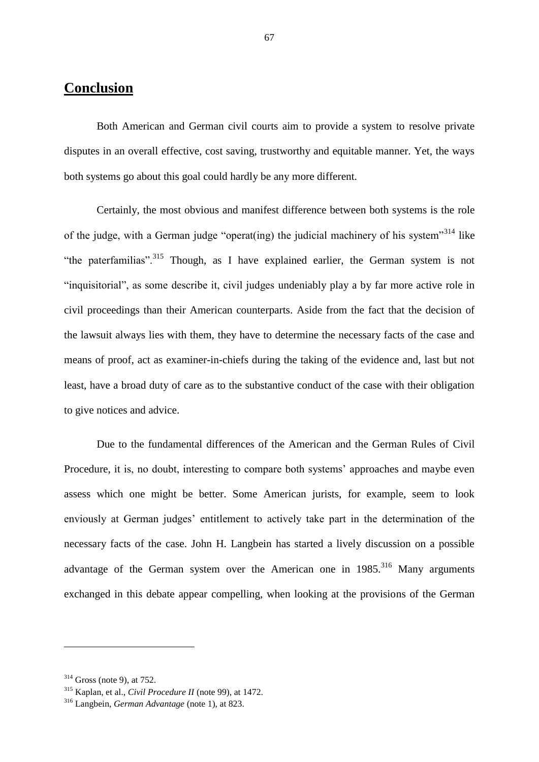# Conclusion

Both American and German civil courts aim to provide a system to resolve private disputes in an overall effective, cost saving, trustworthy and equitable manner. Yet, the ways both systems go about this goal could hardly be any more different.

Certainly, the most obvious and manifest difference between both systems is the role of the judge, with a German judge "operat(ing) the judicial machinery of his system"[314] like "the paterfamilias".[315] Though, as I have explained earlier, the German system is not "inquisitorial", as some describe it, civil judges undeniably play a by far more active role in civil proceedings than their American counterparts. Aside from the fact that the decision of the lawsuit always lies with them, they have to determine the necessary facts of the case and means of proof, act as examiner-in-chiefs during the taking of the evidence and, last but not least, have a broad duty of care as to the substantive conduct of the case with their obligation to give notices and advice.

Due to the fundamental differences of the American and the German Rules of Civil Procedure, it is, no doubt, interesting to compare both systems' approaches and maybe even assess which one might be better. Some American jurists, for example, seem to look enviously at German judges' entitlement to actively take part in the determination of the necessary facts of the case. John H. Langbein has started a lively discussion on a possible advantage of the German system over the American one in 1985.[316] Many arguments exchanged in this debate appear compelling, when looking at the provisions of the German

---

[314] Gross (note 9), at 752.

[315] Kaplan, et al., *Civil Procedure II* (note 99), at 1472.

[316] Langbein, *German Advantage* (note 1), at 823.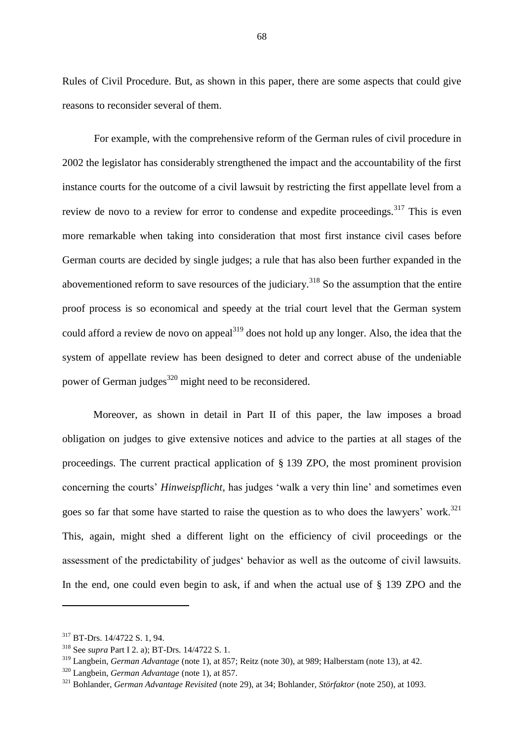Rules of Civil Procedure. But, as shown in this paper, there are some aspects that could give reasons to reconsider several of them.

For example, with the comprehensive reform of the German rules of civil procedure in 2002 the legislator has considerably strengthened the impact and the accountability of the first instance courts for the outcome of a civil lawsuit by restricting the first appellate level from a review de novo to a review for error to condense and expedite proceedings.[317] This is even more remarkable when taking into consideration that most first instance civil cases before German courts are decided by single judges; a rule that has also been further expanded in the abovementioned reform to save resources of the judiciary.[318] So the assumption that the entire proof process is so economical and speedy at the trial court level that the German system could afford a review de novo on appeal[319] does not hold up any longer. Also, the idea that the system of appellate review has been designed to deter and correct abuse of the undeniable power of German judges[320] might need to be reconsidered.

Moreover, as shown in detail in Part II of this paper, the law imposes a broad obligation on judges to give extensive notices and advice to the parties at all stages of the proceedings. The current practical application of § 139 ZPO, the most prominent provision concerning the courts' *Hinweispflicht*, has judges 'walk a very thin line' and sometimes even goes so far that some have started to raise the question as to who does the lawyers' work.[321] This, again, might shed a different light on the efficiency of civil proceedings or the assessment of the predictability of judges' behavior as well as the outcome of civil lawsuits. In the end, one could even begin to ask, if and when the actual use of § 139 ZPO and the

---

[317] BT-Drs. 14/4722 S. 1, 94.

[318] See *supra* Part I 2. a); BT-Drs. 14/4722 S. 1.

[319] Langbein, *German Advantage* (note 1), at 857; Reitz (note 30), at 989; Halberstam (note 13), at 42.

[320] Langbein, *German Advantage* (note 1), at 857.

[321] Bohlander, *German Advantage Revisited* (note 29), at 34; Bohlander, *Störfaktor* (note 250), at 1093.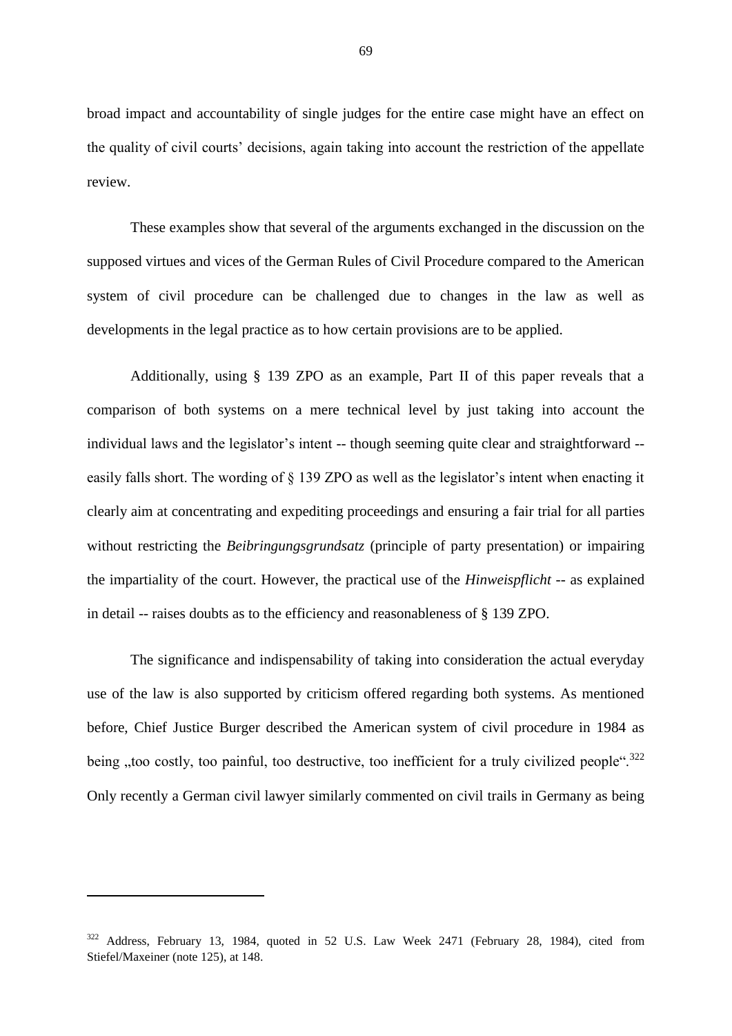broad impact and accountability of single judges for the entire case might have an effect on the quality of civil courts' decisions, again taking into account the restriction of the appellate review.

These examples show that several of the arguments exchanged in the discussion on the supposed virtues and vices of the German Rules of Civil Procedure compared to the American system of civil procedure can be challenged due to changes in the law as well as developments in the legal practice as to how certain provisions are to be applied.

Additionally, using § 139 ZPO as an example, Part II of this paper reveals that a comparison of both systems on a mere technical level by just taking into account the individual laws and the legislator's intent -- though seeming quite clear and straightforward -- easily falls short. The wording of § 139 ZPO as well as the legislator's intent when enacting it clearly aim at concentrating and expediting proceedings and ensuring a fair trial for all parties without restricting the *Beibringungsgrundsatz* (principle of party presentation) or impairing the impartiality of the court. However, the practical use of the *Hinweispflicht* -- as explained in detail -- raises doubts as to the efficiency and reasonableness of § 139 ZPO.

The significance and indispensability of taking into consideration the actual everyday use of the law is also supported by criticism offered regarding both systems. As mentioned before, Chief Justice Burger described the American system of civil procedure in 1984 as being „too costly, too painful, too destructive, too inefficient for a truly civilized people".[322] Only recently a German civil lawyer similarly commented on civil trails in Germany as being

---

[322] Address, February 13, 1984, quoted in 52 U.S. Law Week 2471 (February 28, 1984), cited from Stiefel/Maxeiner (note 125), at 148.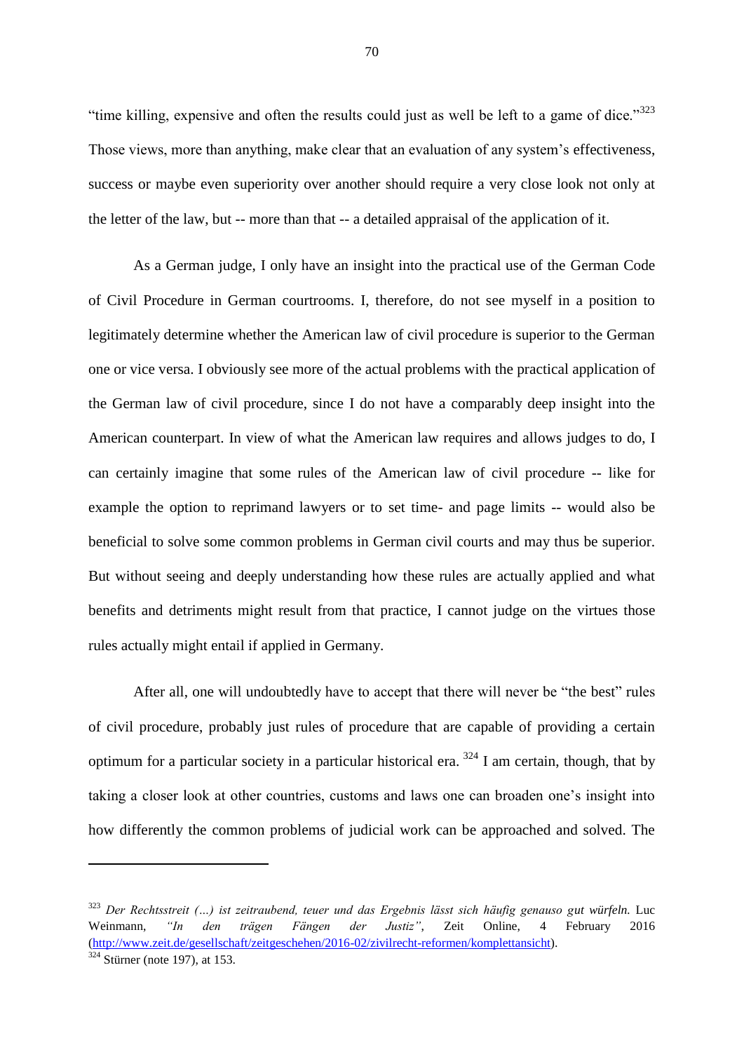"time killing, expensive and often the results could just as well be left to a game of dice."[323] Those views, more than anything, make clear that an evaluation of any system's effectiveness, success or maybe even superiority over another should require a very close look not only at the letter of the law, but -- more than that -- a detailed appraisal of the application of it.

As a German judge, I only have an insight into the practical use of the German Code of Civil Procedure in German courtrooms. I, therefore, do not see myself in a position to legitimately determine whether the American law of civil procedure is superior to the German one or vice versa. I obviously see more of the actual problems with the practical application of the German law of civil procedure, since I do not have a comparably deep insight into the American counterpart. In view of what the American law requires and allows judges to do, I can certainly imagine that some rules of the American law of civil procedure -- like for example the option to reprimand lawyers or to set time- and page limits -- would also be beneficial to solve some common problems in German civil courts and may thus be superior. But without seeing and deeply understanding how these rules are actually applied and what benefits and detriments might result from that practice, I cannot judge on the virtues those rules actually might entail if applied in Germany.

After all, one will undoubtedly have to accept that there will never be "the best" rules of civil procedure, probably just rules of procedure that are capable of providing a certain optimum for a particular society in a particular historical era. [324] I am certain, though, that by taking a closer look at other countries, customs and laws one can broaden one's insight into how differently the common problems of judicial work can be approached and solved. The

---

[323] *Der Rechtsstreit (...) ist zeitraubend, teuer und das Ergebnis lässt sich häufig genauso gut würfeln.* Luc Weinmann, *"In den trägen Fängen der Justiz"*, Zeit Online, 4 February 2016 (http://www.zeit.de/gesellschaft/zeitgeschehen/2016-02/zivilrecht-reformen/komplettansicht).

[324] Stürner (note 197), at 153.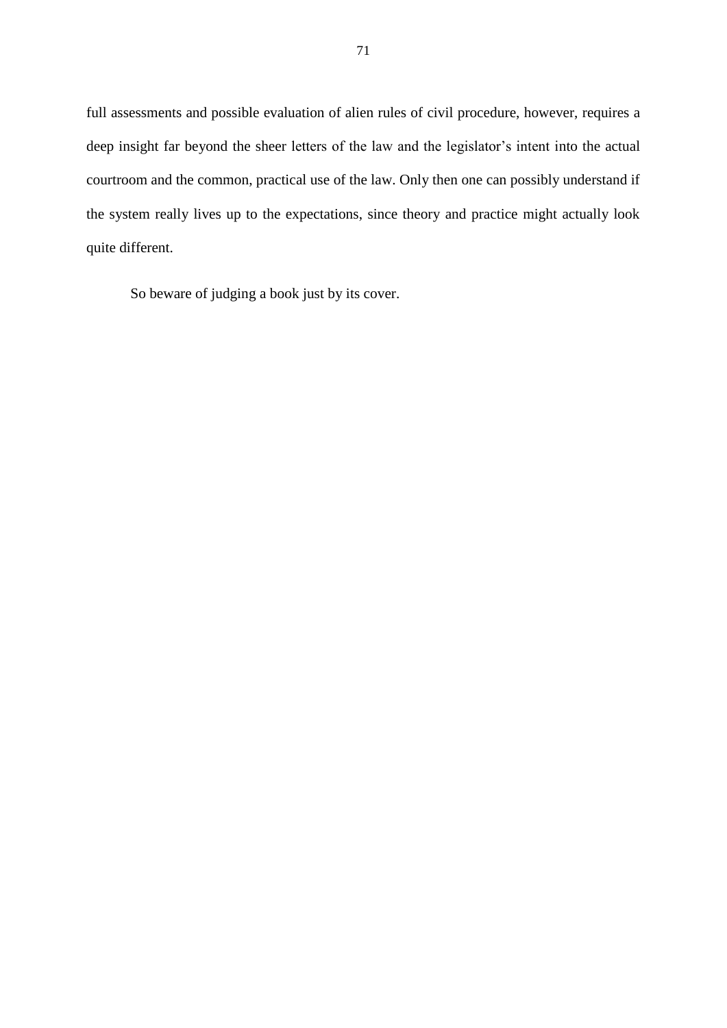full assessments and possible evaluation of alien rules of civil procedure, however, requires a deep insight far beyond the sheer letters of the law and the legislator's intent into the actual courtroom and the common, practical use of the law. Only then one can possibly understand if the system really lives up to the expectations, since theory and practice might actually look quite different.

So beware of judging a book just by its cover.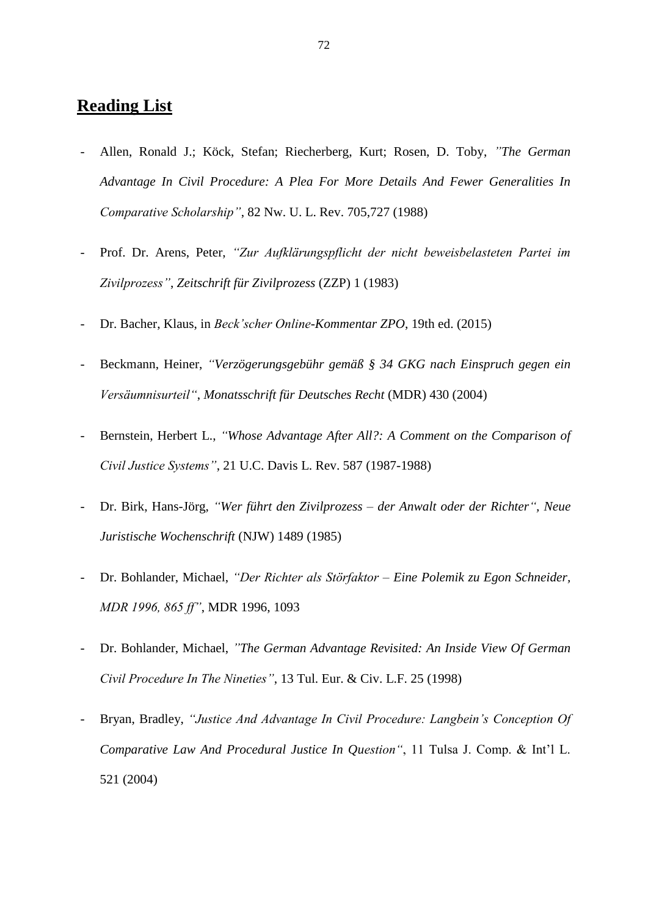## Reading List

- Allen, Ronald J.; Köck, Stefan; Riecherberg, Kurt; Rosen, D. Toby, *"The German Advantage In Civil Procedure: A Plea For More Details And Fewer Generalities In Comparative Scholarship"*, 82 Nw. U. L. Rev. 705,727 (1988)

- Prof. Dr. Arens, Peter, *"Zur Aufklärungspflicht der nicht beweisbelasteten Partei im Zivilprozess"*, *Zeitschrift für Zivilprozess* (ZZP) 1 (1983)

- Dr. Bacher, Klaus, in *Beck'scher Online-Kommentar ZPO*, 19th ed. (2015)

- Beckmann, Heiner, *"Verzögerungsgebühr gemäß § 34 GKG nach Einspruch gegen ein Versäumnisurteil"*, *Monatsschrift für Deutsches Recht* (MDR) 430 (2004)

- Bernstein, Herbert L., *"Whose Advantage After All?: A Comment on the Comparison of Civil Justice Systems"*, 21 U.C. Davis L. Rev. 587 (1987-1988)

- Dr. Birk, Hans-Jörg, *"Wer führt den Zivilprozess – der Anwalt oder der Richter"*, *Neue Juristische Wochenschrift* (NJW) 1489 (1985)

- Dr. Bohlander, Michael, *"Der Richter als Störfaktor – Eine Polemik zu Egon Schneider, MDR 1996, 865 ff"*, MDR 1996, 1093

- Dr. Bohlander, Michael, *"The German Advantage Revisited: An Inside View Of German Civil Procedure In The Nineties"*, 13 Tul. Eur. & Civ. L.F. 25 (1998)

- Bryan, Bradley, *"Justice And Advantage In Civil Procedure: Langbein's Conception Of Comparative Law And Procedural Justice In Question"*, 11 Tulsa J. Comp. & Int'l L. 521 (2004)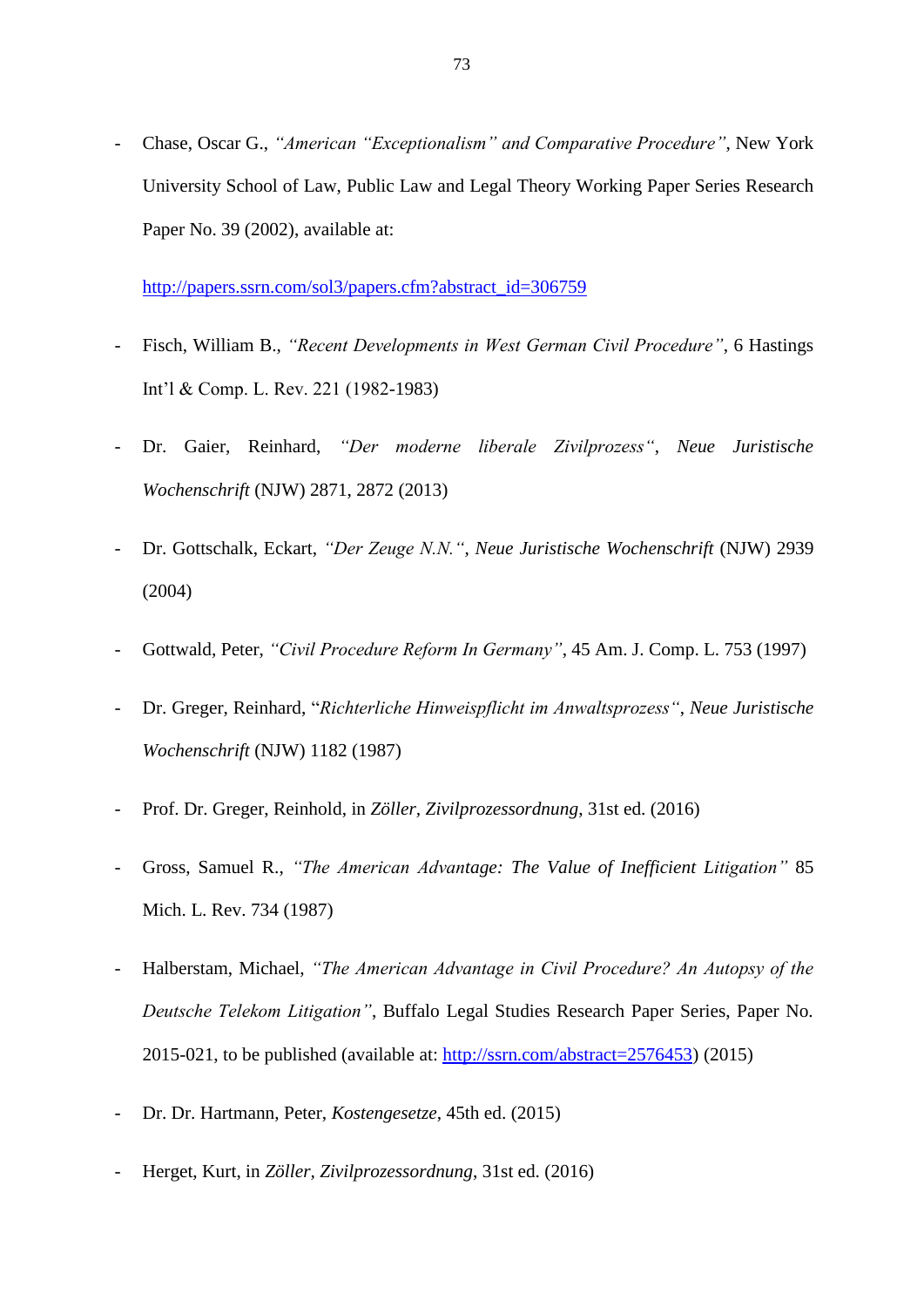- Chase, Oscar G., *"American "Exceptionalism" and Comparative Procedure"*, New York University School of Law, Public Law and Legal Theory Working Paper Series Research Paper No. 39 (2002), available at:

  http://papers.ssrn.com/sol3/papers.cfm?abstract_id=306759

- Fisch, William B., *"Recent Developments in West German Civil Procedure"*, 6 Hastings Int'l & Comp. L. Rev. 221 (1982-1983)

- Dr. Gaier, Reinhard, *"Der moderne liberale Zivilprozess"*, *Neue Juristische Wochenschrift* (NJW) 2871, 2872 (2013)

- Dr. Gottschalk, Eckart, *"Der Zeuge N.N."*, *Neue Juristische Wochenschrift* (NJW) 2939 (2004)

- Gottwald, Peter, *"Civil Procedure Reform In Germany"*, 45 Am. J. Comp. L. 753 (1997)

- Dr. Greger, Reinhard, "*Richterliche Hinweispflicht im Anwaltsprozess"*, *Neue Juristische Wochenschrift* (NJW) 1182 (1987)

- Prof. Dr. Greger, Reinhold, in *Zöller*, *Zivilprozessordnung*, 31st ed. (2016)

- Gross, Samuel R., *"The American Advantage: The Value of Inefficient Litigation"* 85 Mich. L. Rev. 734 (1987)

- Halberstam, Michael, *"The American Advantage in Civil Procedure? An Autopsy of the Deutsche Telekom Litigation"*, Buffalo Legal Studies Research Paper Series, Paper No. 2015-021, to be published (available at: http://ssrn.com/abstract=2576453) (2015)

- Dr. Dr. Hartmann, Peter, *Kostengesetze*, 45th ed. (2015)

- Herget, Kurt, in *Zöller*, *Zivilprozessordnung*, 31st ed. (2016)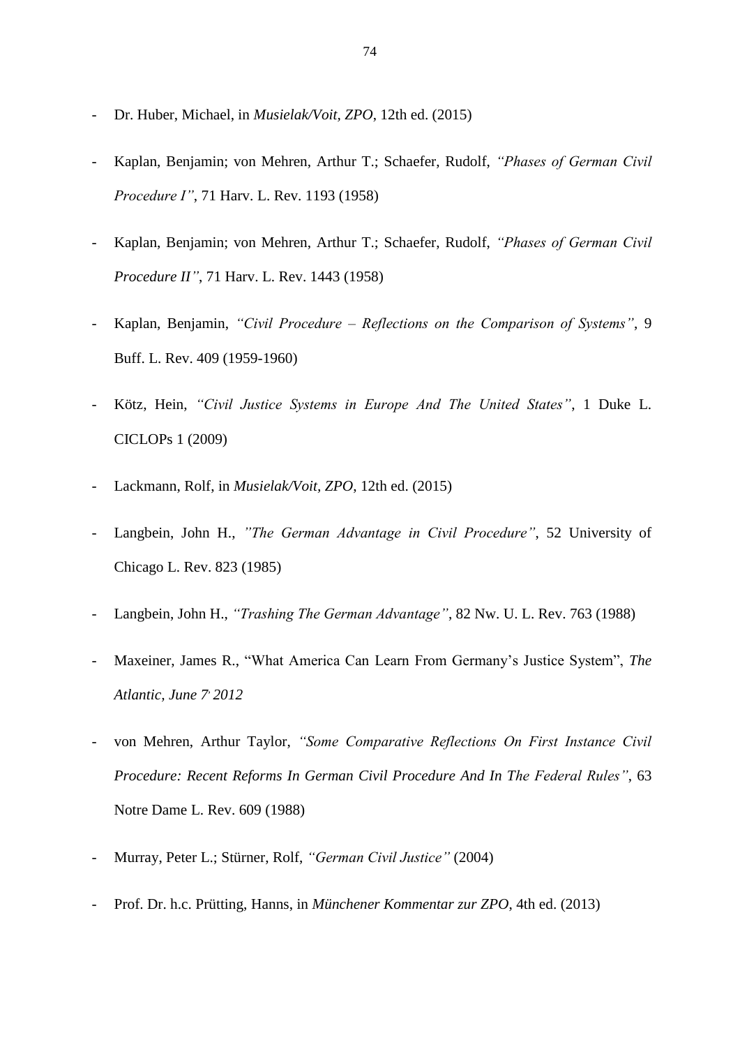- Dr. Huber, Michael, in *Musielak/Voit, ZPO*, 12th ed. (2015)
- Kaplan, Benjamin; von Mehren, Arthur T.; Schaefer, Rudolf, *“Phases of German Civil Procedure I”*, 71 Harv. L. Rev. 1193 (1958)
- Kaplan, Benjamin; von Mehren, Arthur T.; Schaefer, Rudolf, *“Phases of German Civil Procedure II”*, 71 Harv. L. Rev. 1443 (1958)
- Kaplan, Benjamin, *“Civil Procedure – Reflections on the Comparison of Systems”*, 9 Buff. L. Rev. 409 (1959-1960)
- Kötz, Hein, *“Civil Justice Systems in Europe And The United States”*, 1 Duke L. CICLOPs 1 (2009)
- Lackmann, Rolf, in *Musielak/Voit, ZPO*, 12th ed. (2015)
- Langbein, John H., *”The German Advantage in Civil Procedure”*, 52 University of Chicago L. Rev. 823 (1985)
- Langbein, John H., *“Trashing The German Advantage”*, 82 Nw. U. L. Rev. 763 (1988)
- Maxeiner, James R., “What America Can Learn From Germany’s Justice System”, *The Atlantic, June 7, 2012*
- von Mehren, Arthur Taylor, *“Some Comparative Reflections On First Instance Civil Procedure: Recent Reforms In German Civil Procedure And In The Federal Rules”*, 63 Notre Dame L. Rev. 609 (1988)
- Murray, Peter L.; Stürner, Rolf, *“German Civil Justice”* (2004)
- Prof. Dr. h.c. Prütting, Hanns, in *Münchener Kommentar zur ZPO*, 4th ed. (2013)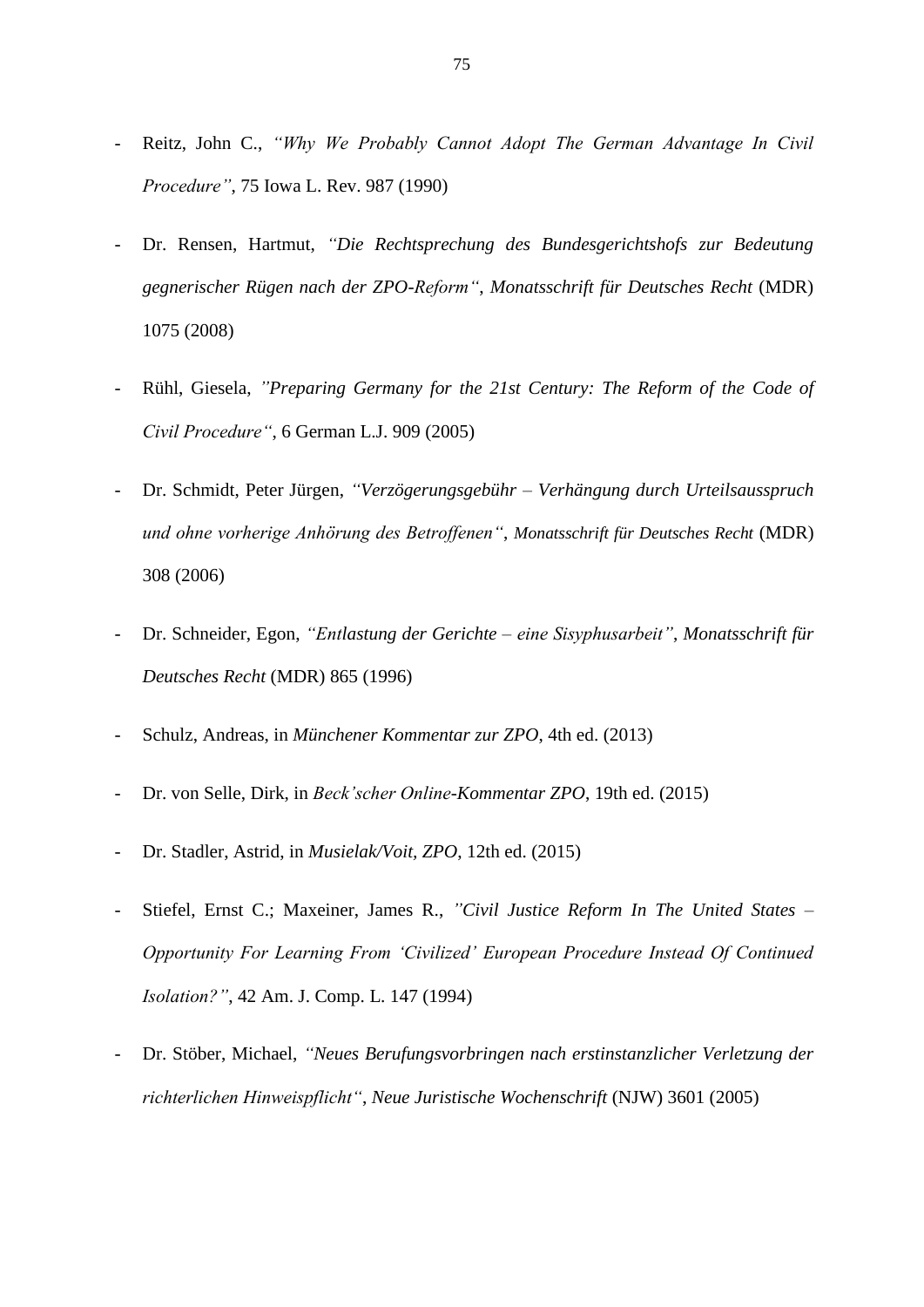- Reitz, John C., *"Why We Probably Cannot Adopt The German Advantage In Civil Procedure"*, 75 Iowa L. Rev. 987 (1990)

- Dr. Rensen, Hartmut, *"Die Rechtsprechung des Bundesgerichtshofs zur Bedeutung gegnerischer Rügen nach der ZPO-Reform", Monatsschrift für Deutsches Recht* (MDR) 1075 (2008)

- Rühl, Giesela, *"Preparing Germany for the 21st Century: The Reform of the Code of Civil Procedure"*, 6 German L.J. 909 (2005)

- Dr. Schmidt, Peter Jürgen, *"Verzögerungsgebühr – Verhängung durch Urteilsausspruch und ohne vorherige Anhörung des Betroffenen"*, *Monatsschrift für Deutsches Recht* (MDR) 308 (2006)

- Dr. Schneider, Egon, *"Entlastung der Gerichte – eine Sisyphusarbeit"*, *Monatsschrift für Deutsches Recht* (MDR) 865 (1996)

- Schulz, Andreas, in *Münchener Kommentar zur ZPO*, 4th ed. (2013)

- Dr. von Selle, Dirk, in *Beck'scher Online-Kommentar ZPO*, 19th ed. (2015)

- Dr. Stadler, Astrid, in *Musielak/Voit, ZPO*, 12th ed. (2015)

- Stiefel, Ernst C.; Maxeiner, James R., *"Civil Justice Reform In The United States – Opportunity For Learning From 'Civilized' European Procedure Instead Of Continued Isolation?"*, 42 Am. J. Comp. L. 147 (1994)

- Dr. Stöber, Michael, *"Neues Berufungsvorbringen nach erstinstanzlicher Verletzung der richterlichen Hinweispflicht"*, *Neue Juristische Wochenschrift* (NJW) 3601 (2005)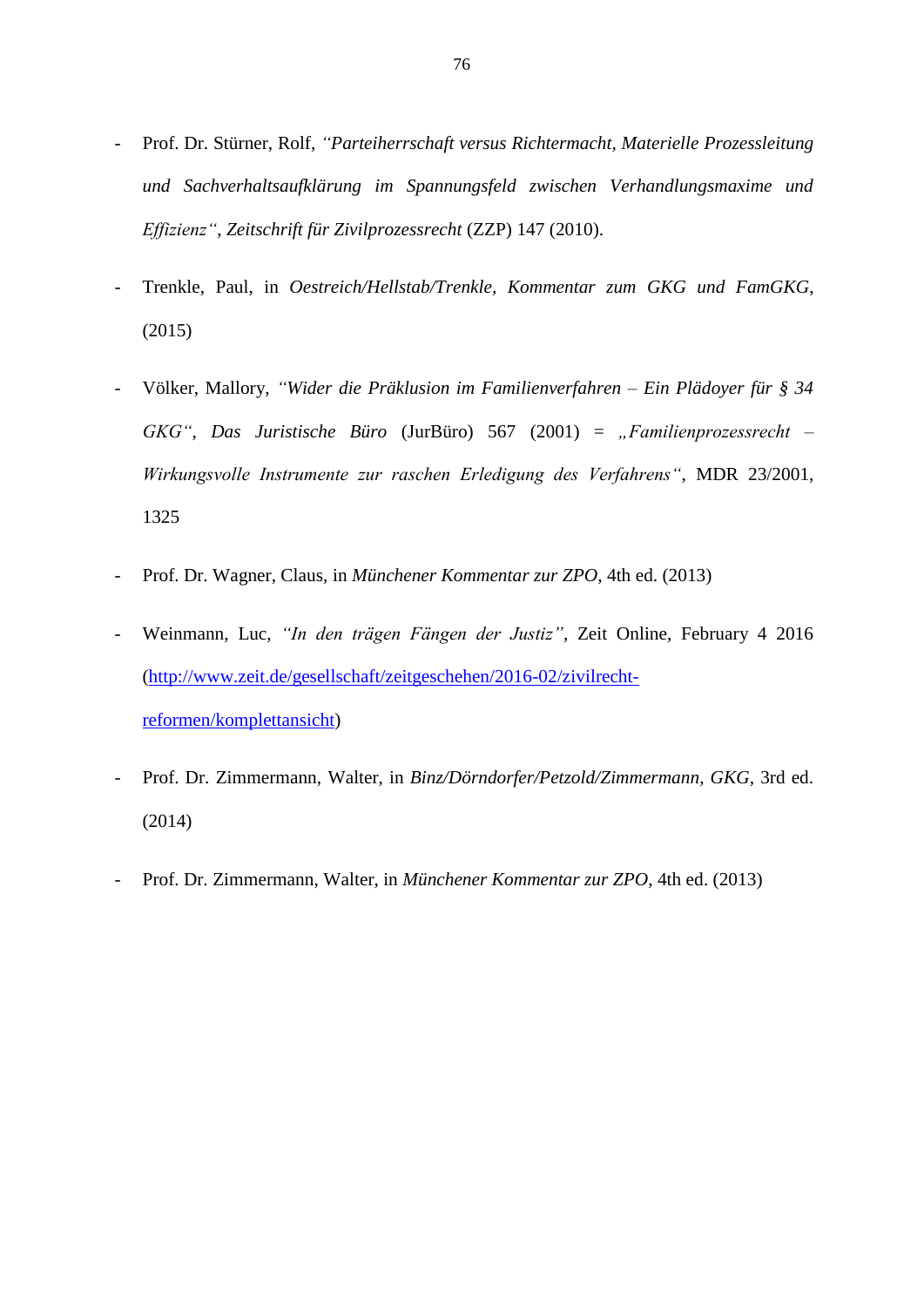- Prof. Dr. Stürner, Rolf, *“Parteiherrschaft versus Richtermacht, Materielle Prozessleitung und Sachverhaltsaufklärung im Spannungsfeld zwischen Verhandlungsmaxime und Effizienz“*, *Zeitschrift für Zivilprozessrecht* (ZZP) 147 (2010).

- Trenkle, Paul, in *Oestreich/Hellstab/Trenkle, Kommentar zum GKG und FamGKG*, (2015)

- Völker, Mallory, *“Wider die Präklusion im Familienverfahren – Ein Plädoyer für § 34 GKG“*, *Das Juristische Büro* (JurBüro) 567 (2001) = *„Familienprozessrecht – Wirkungsvolle Instrumente zur raschen Erledigung des Verfahrens“*, MDR 23/2001, 1325

- Prof. Dr. Wagner, Claus, in *Münchener Kommentar zur ZPO*, 4th ed. (2013)

- Weinmann, Luc, *“In den trägen Fängen der Justiz”*, Zeit Online, February 4 2016 (http://www.zeit.de/gesellschaft/zeitgeschehen/2016-02/zivilrecht-reformen/komplettansicht)

- Prof. Dr. Zimmermann, Walter, in *Binz/Dörndorfer/Petzold/Zimmermann, GKG*, 3rd ed. (2014)

- Prof. Dr. Zimmermann, Walter, in *Münchener Kommentar zur ZPO*, 4th ed. (2013)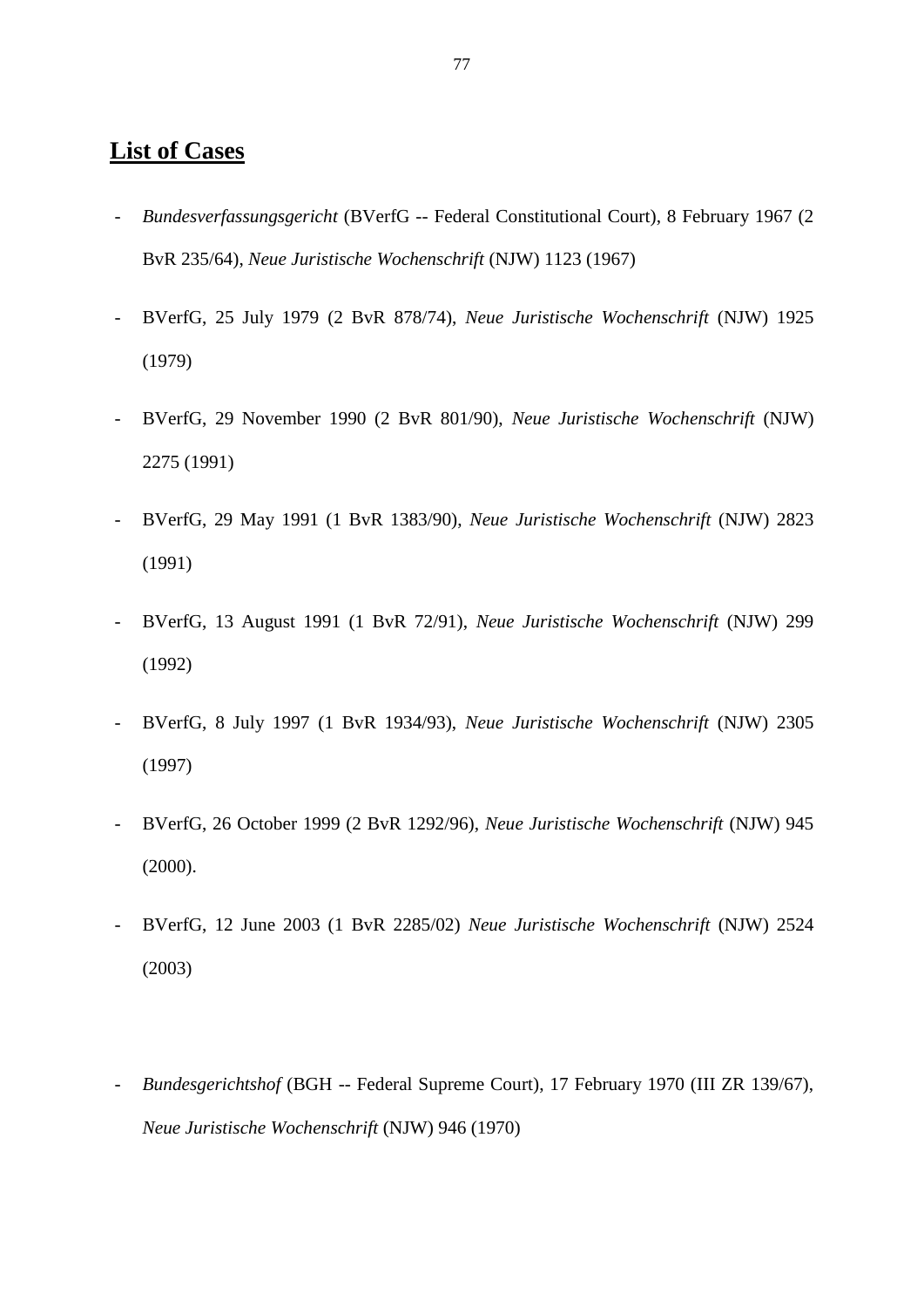## List of Cases

- *Bundesverfassungsgericht* (BVerfG -- Federal Constitutional Court), 8 February 1967 (2 BvR 235/64), *Neue Juristische Wochenschrift* (NJW) 1123 (1967)
- BVerfG, 25 July 1979 (2 BvR 878/74), *Neue Juristische Wochenschrift* (NJW) 1925 (1979)
- BVerfG, 29 November 1990 (2 BvR 801/90), *Neue Juristische Wochenschrift* (NJW) 2275 (1991)
- BVerfG, 29 May 1991 (1 BvR 1383/90), *Neue Juristische Wochenschrift* (NJW) 2823 (1991)
- BVerfG, 13 August 1991 (1 BvR 72/91), *Neue Juristische Wochenschrift* (NJW) 299 (1992)
- BVerfG, 8 July 1997 (1 BvR 1934/93), *Neue Juristische Wochenschrift* (NJW) 2305 (1997)
- BVerfG, 26 October 1999 (2 BvR 1292/96), *Neue Juristische Wochenschrift* (NJW) 945 (2000).
- BVerfG, 12 June 2003 (1 BvR 2285/02) *Neue Juristische Wochenschrift* (NJW) 2524 (2003)

- *Bundesgerichtshof* (BGH -- Federal Supreme Court), 17 February 1970 (III ZR 139/67), *Neue Juristische Wochenschrift* (NJW) 946 (1970)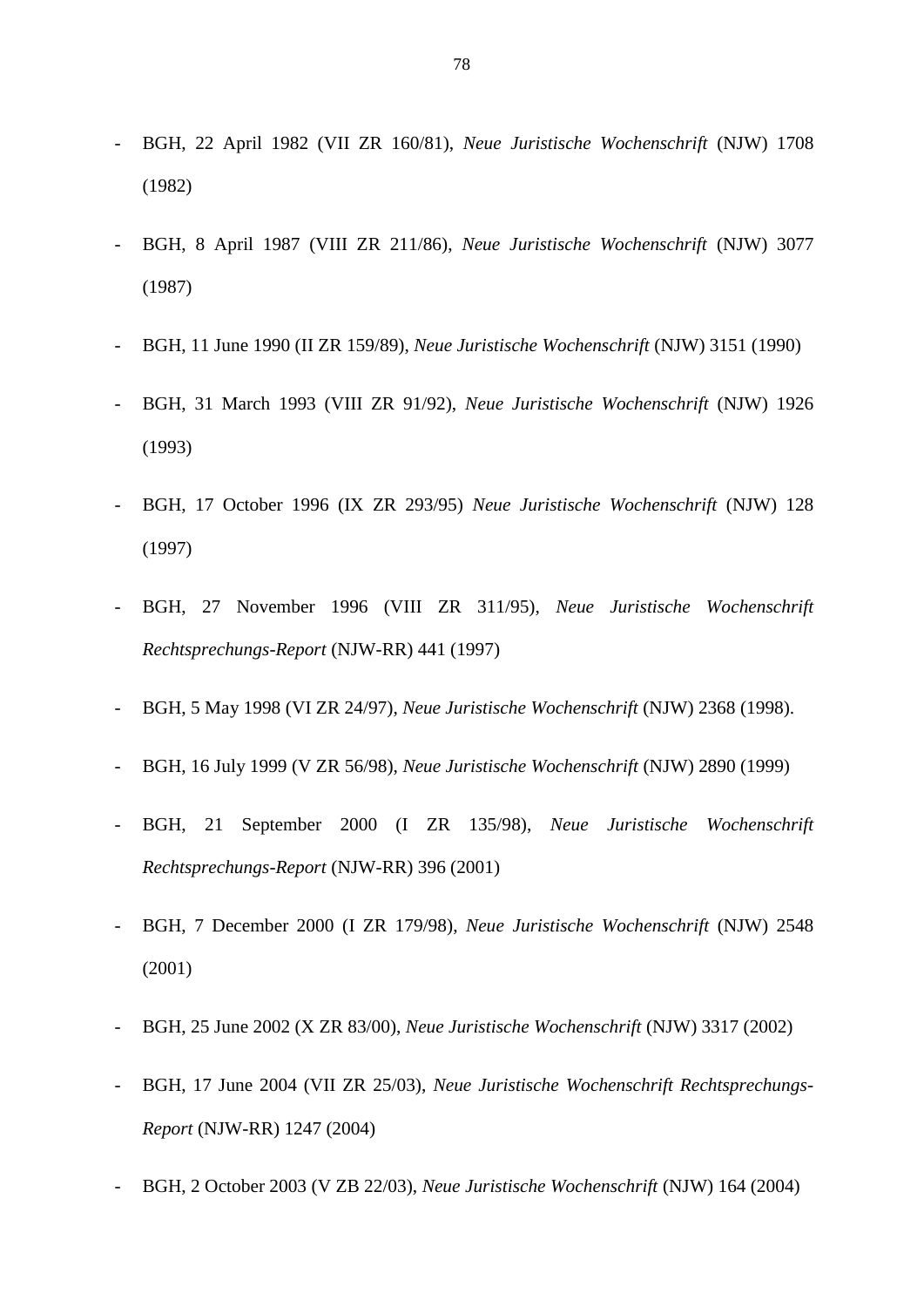- BGH, 22 April 1982 (VII ZR 160/81), *Neue Juristische Wochenschrift* (NJW) 1708 (1982)
- BGH, 8 April 1987 (VIII ZR 211/86), *Neue Juristische Wochenschrift* (NJW) 3077 (1987)
- BGH, 11 June 1990 (II ZR 159/89), *Neue Juristische Wochenschrift* (NJW) 3151 (1990)
- BGH, 31 March 1993 (VIII ZR 91/92), *Neue Juristische Wochenschrift* (NJW) 1926 (1993)
- BGH, 17 October 1996 (IX ZR 293/95) *Neue Juristische Wochenschrift* (NJW) 128 (1997)
- BGH, 27 November 1996 (VIII ZR 311/95), *Neue Juristische Wochenschrift Rechtsprechungs-Report* (NJW-RR) 441 (1997)
- BGH, 5 May 1998 (VI ZR 24/97), *Neue Juristische Wochenschrift* (NJW) 2368 (1998).
- BGH, 16 July 1999 (V ZR 56/98), *Neue Juristische Wochenschrift* (NJW) 2890 (1999)
- BGH, 21 September 2000 (I ZR 135/98), *Neue Juristische Wochenschrift Rechtsprechungs-Report* (NJW-RR) 396 (2001)
- BGH, 7 December 2000 (I ZR 179/98), *Neue Juristische Wochenschrift* (NJW) 2548 (2001)
- BGH, 25 June 2002 (X ZR 83/00), *Neue Juristische Wochenschrift* (NJW) 3317 (2002)
- BGH, 17 June 2004 (VII ZR 25/03), *Neue Juristische Wochenschrift Rechtsprechungs-Report* (NJW-RR) 1247 (2004)
- BGH, 2 October 2003 (V ZB 22/03), *Neue Juristische Wochenschrift* (NJW) 164 (2004)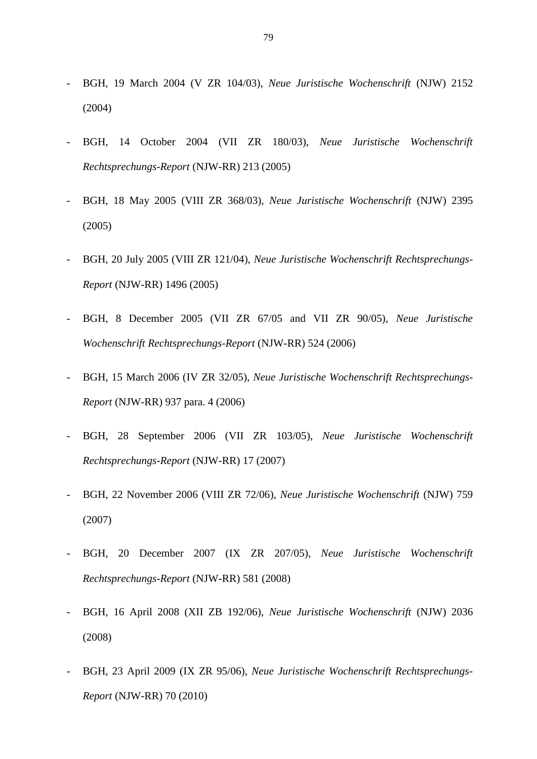- BGH, 19 March 2004 (V ZR 104/03), *Neue Juristische Wochenschrift* (NJW) 2152 (2004)

- BGH, 14 October 2004 (VII ZR 180/03), *Neue Juristische Wochenschrift Rechtsprechungs-Report* (NJW-RR) 213 (2005)

- BGH, 18 May 2005 (VIII ZR 368/03), *Neue Juristische Wochenschrift* (NJW) 2395 (2005)

- BGH, 20 July 2005 (VIII ZR 121/04), *Neue Juristische Wochenschrift Rechtsprechungs-Report* (NJW-RR) 1496 (2005)

- BGH, 8 December 2005 (VII ZR 67/05 and VII ZR 90/05), *Neue Juristische Wochenschrift Rechtsprechungs-Report* (NJW-RR) 524 (2006)

- BGH, 15 March 2006 (IV ZR 32/05), *Neue Juristische Wochenschrift Rechtsprechungs-Report* (NJW-RR) 937 para. 4 (2006)

- BGH, 28 September 2006 (VII ZR 103/05), *Neue Juristische Wochenschrift Rechtsprechungs-Report* (NJW-RR) 17 (2007)

- BGH, 22 November 2006 (VIII ZR 72/06), *Neue Juristische Wochenschrift* (NJW) 759 (2007)

- BGH, 20 December 2007 (IX ZR 207/05), *Neue Juristische Wochenschrift Rechtsprechungs-Report* (NJW-RR) 581 (2008)

- BGH, 16 April 2008 (XII ZB 192/06), *Neue Juristische Wochenschrift* (NJW) 2036 (2008)

- BGH, 23 April 2009 (IX ZR 95/06), *Neue Juristische Wochenschrift Rechtsprechungs-Report* (NJW-RR) 70 (2010)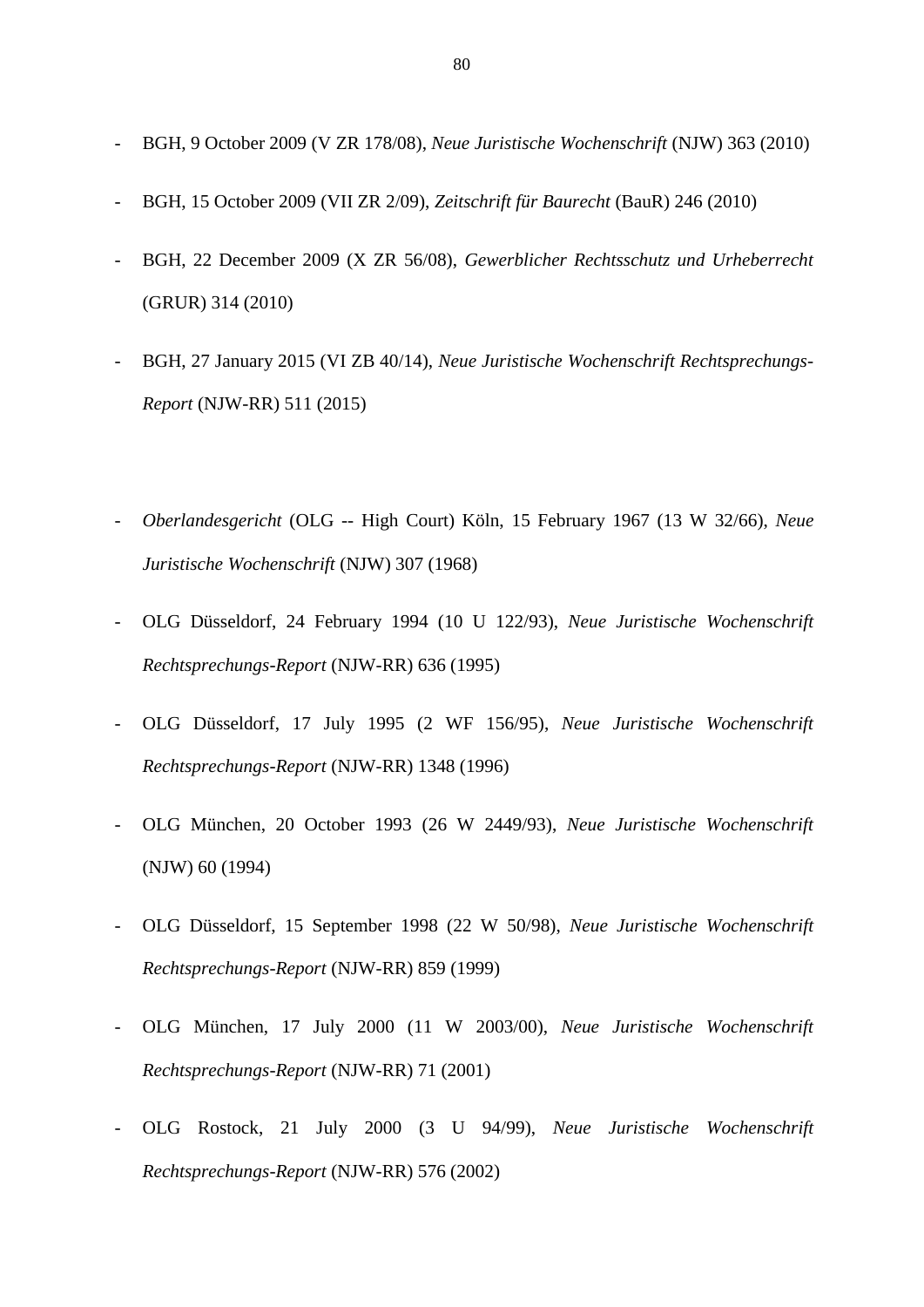- BGH, 9 October 2009 (V ZR 178/08), *Neue Juristische Wochenschrift* (NJW) 363 (2010)

- BGH, 15 October 2009 (VII ZR 2/09), *Zeitschrift für Baurecht* (BauR) 246 (2010)

- BGH, 22 December 2009 (X ZR 56/08), *Gewerblicher Rechtsschutz und Urheberrecht* (GRUR) 314 (2010)

- BGH, 27 January 2015 (VI ZB 40/14), *Neue Juristische Wochenschrift Rechtsprechungs-Report* (NJW-RR) 511 (2015)

- *Oberlandesgericht* (OLG -- High Court) Köln, 15 February 1967 (13 W 32/66), *Neue Juristische Wochenschrift* (NJW) 307 (1968)

- OLG Düsseldorf, 24 February 1994 (10 U 122/93), *Neue Juristische Wochenschrift Rechtsprechungs-Report* (NJW-RR) 636 (1995)

- OLG Düsseldorf, 17 July 1995 (2 WF 156/95), *Neue Juristische Wochenschrift Rechtsprechungs-Report* (NJW-RR) 1348 (1996)

- OLG München, 20 October 1993 (26 W 2449/93), *Neue Juristische Wochenschrift* (NJW) 60 (1994)

- OLG Düsseldorf, 15 September 1998 (22 W 50/98), *Neue Juristische Wochenschrift Rechtsprechungs-Report* (NJW-RR) 859 (1999)

- OLG München, 17 July 2000 (11 W 2003/00), *Neue Juristische Wochenschrift Rechtsprechungs-Report* (NJW-RR) 71 (2001)

- OLG Rostock, 21 July 2000 (3 U 94/99), *Neue Juristische Wochenschrift Rechtsprechungs-Report* (NJW-RR) 576 (2002)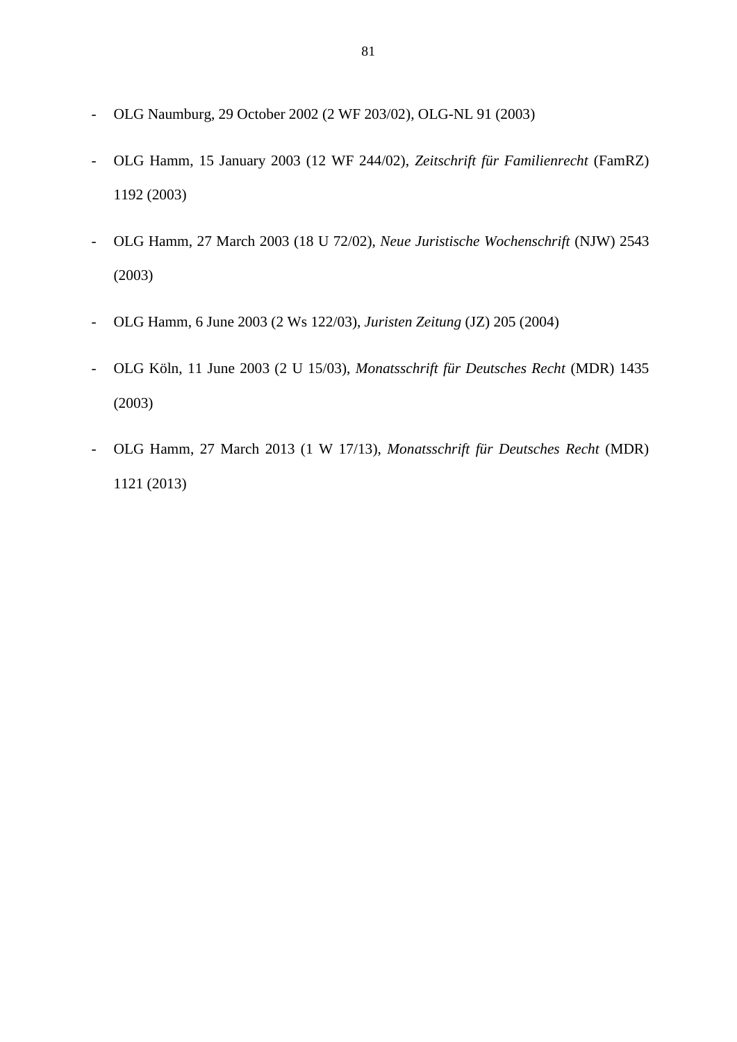- OLG Naumburg, 29 October 2002 (2 WF 203/02), OLG-NL 91 (2003)

- OLG Hamm, 15 January 2003 (12 WF 244/02), *Zeitschrift für Familienrecht* (FamRZ) 1192 (2003)

- OLG Hamm, 27 March 2003 (18 U 72/02), *Neue Juristische Wochenschrift* (NJW) 2543 (2003)

- OLG Hamm, 6 June 2003 (2 Ws 122/03), *Juristen Zeitung* (JZ) 205 (2004)

- OLG Köln, 11 June 2003 (2 U 15/03), *Monatsschrift für Deutsches Recht* (MDR) 1435 (2003)

- OLG Hamm, 27 March 2013 (1 W 17/13), *Monatsschrift für Deutsches Recht* (MDR) 1121 (2013)